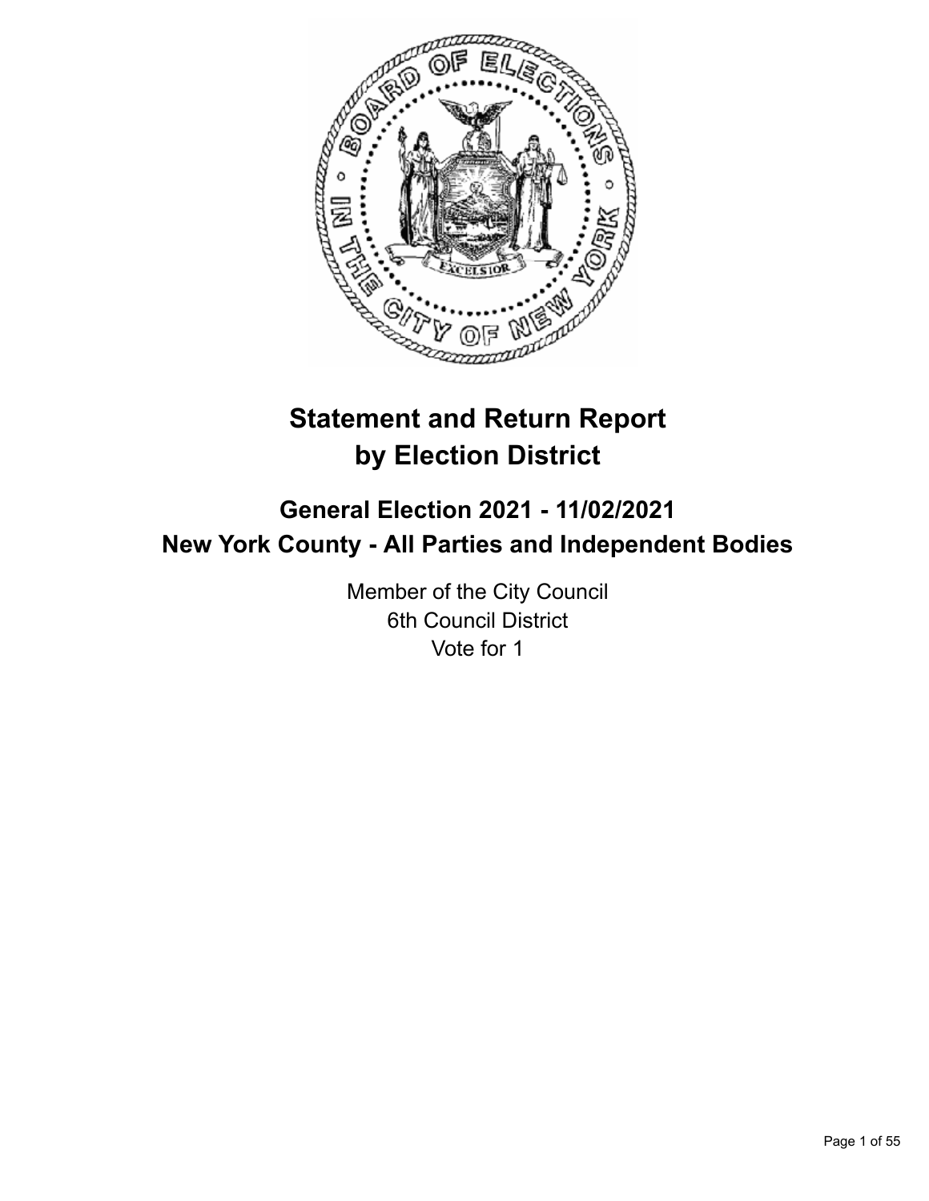# Statement and Return Report by Election District

## General Election 2021 - 11/02/2021
## New York County - All Parties and Independent Bodies

Member of the City Council
6th Council District
Vote for 1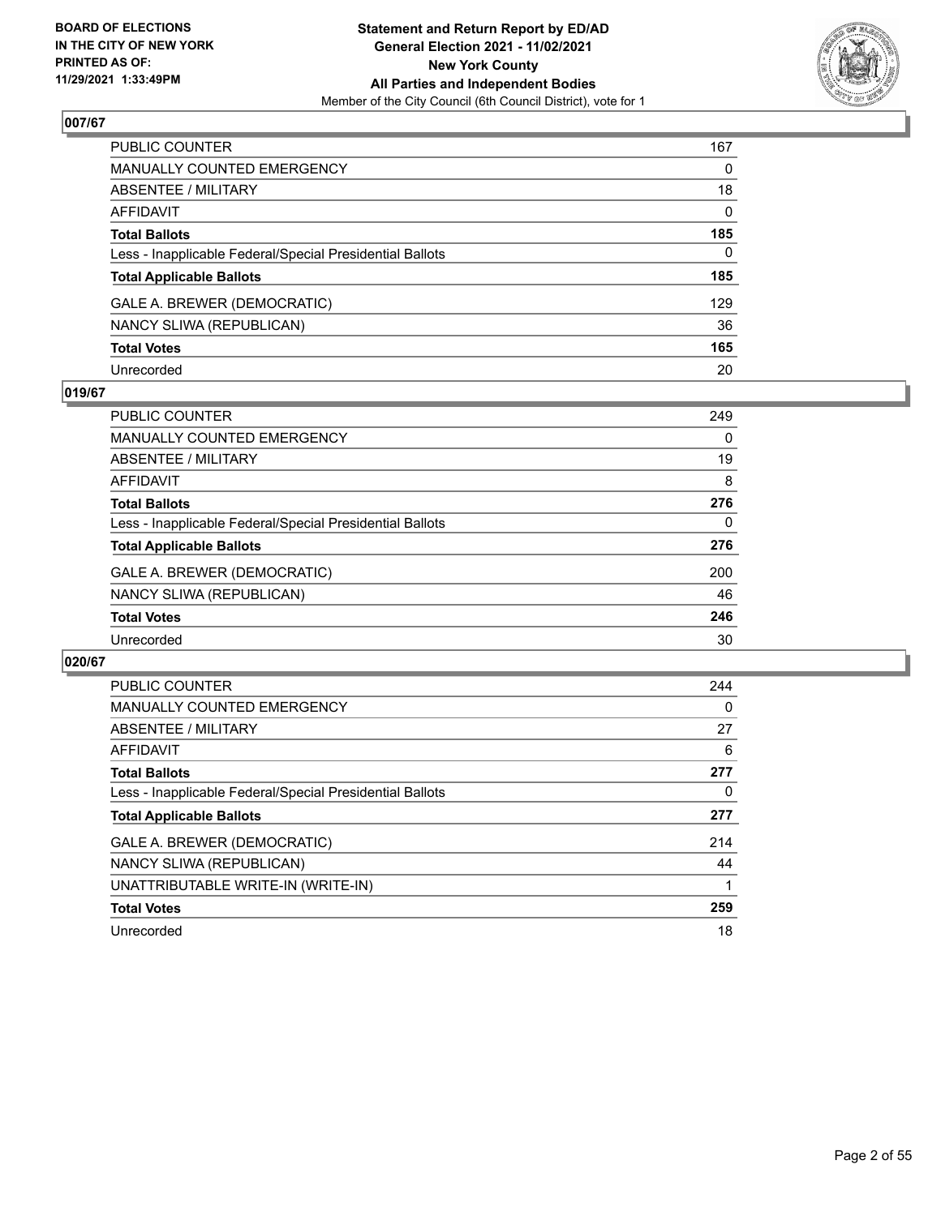## 007/67

| | |
|---|---|
| PUBLIC COUNTER | 167 |
| MANUALLY COUNTED EMERGENCY | 0 |
| ABSENTEE / MILITARY | 18 |
| AFFIDAVIT | 0 |
| **Total Ballots** | **185** |
| Less - Inapplicable Federal/Special Presidential Ballots | 0 |
| **Total Applicable Ballots** | **185** |
| GALE A. BREWER (DEMOCRATIC) | 129 |
| NANCY SLIWA (REPUBLICAN) | 36 |
| **Total Votes** | **165** |
| Unrecorded | 20 |

## 019/67

| | |
|---|---|
| PUBLIC COUNTER | 249 |
| MANUALLY COUNTED EMERGENCY | 0 |
| ABSENTEE / MILITARY | 19 |
| AFFIDAVIT | 8 |
| **Total Ballots** | **276** |
| Less - Inapplicable Federal/Special Presidential Ballots | 0 |
| **Total Applicable Ballots** | **276** |
| GALE A. BREWER (DEMOCRATIC) | 200 |
| NANCY SLIWA (REPUBLICAN) | 46 |
| **Total Votes** | **246** |
| Unrecorded | 30 |

## 020/67

| | |
|---|---|
| PUBLIC COUNTER | 244 |
| MANUALLY COUNTED EMERGENCY | 0 |
| ABSENTEE / MILITARY | 27 |
| AFFIDAVIT | 6 |
| **Total Ballots** | **277** |
| Less - Inapplicable Federal/Special Presidential Ballots | 0 |
| **Total Applicable Ballots** | **277** |
| GALE A. BREWER (DEMOCRATIC) | 214 |
| NANCY SLIWA (REPUBLICAN) | 44 |
| UNATTRIBUTABLE WRITE-IN (WRITE-IN) | 1 |
| **Total Votes** | **259** |
| Unrecorded | 18 |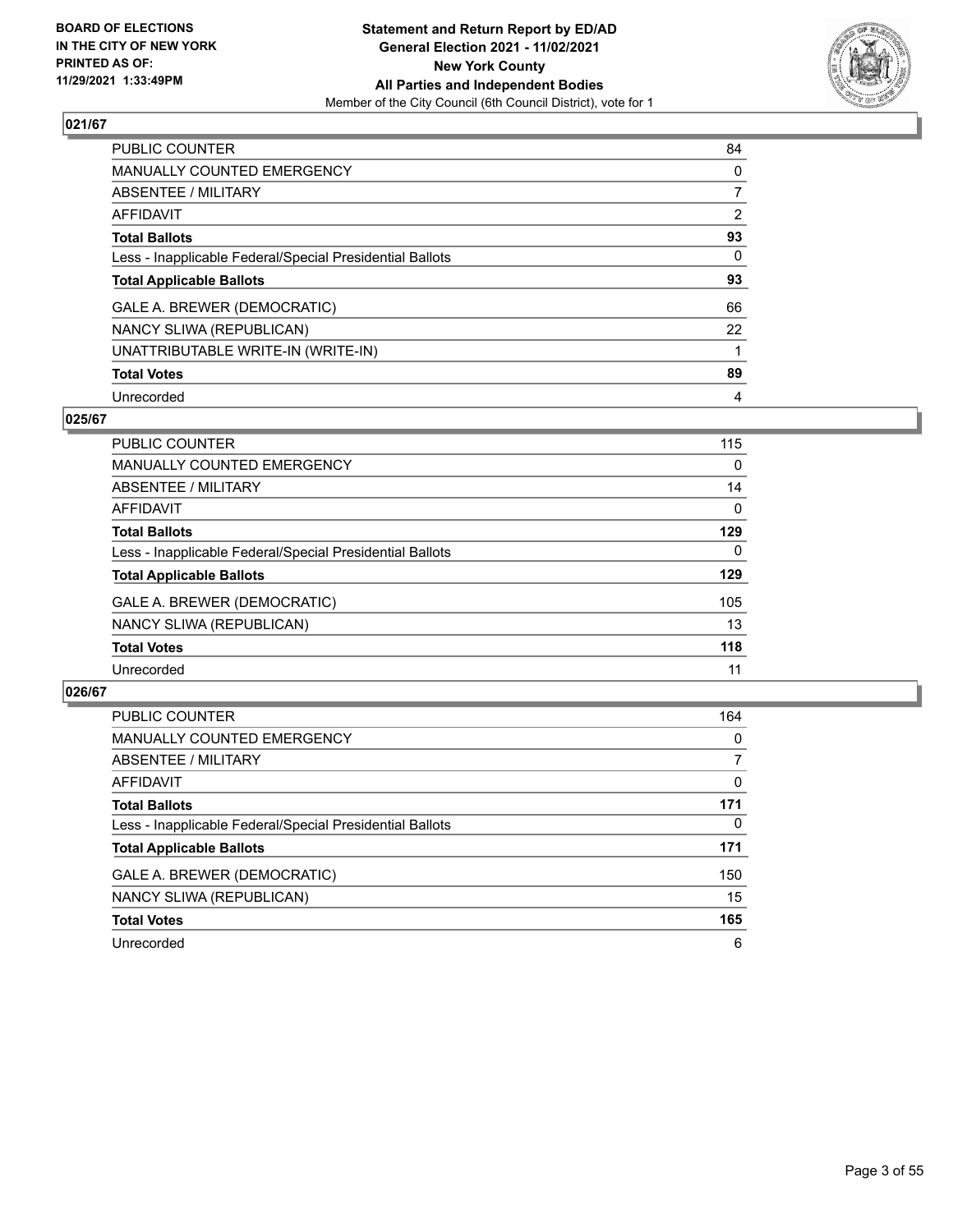## 021/67

| | |
|---|---|
| PUBLIC COUNTER | 84 |
| MANUALLY COUNTED EMERGENCY | 0 |
| ABSENTEE / MILITARY | 7 |
| AFFIDAVIT | 2 |
| **Total Ballots** | **93** |
| Less - Inapplicable Federal/Special Presidential Ballots | 0 |
| **Total Applicable Ballots** | **93** |
| GALE A. BREWER (DEMOCRATIC) | 66 |
| NANCY SLIWA (REPUBLICAN) | 22 |
| UNATTRIBUTABLE WRITE-IN (WRITE-IN) | 1 |
| **Total Votes** | **89** |
| Unrecorded | 4 |

## 025/67

| | |
|---|---|
| PUBLIC COUNTER | 115 |
| MANUALLY COUNTED EMERGENCY | 0 |
| ABSENTEE / MILITARY | 14 |
| AFFIDAVIT | 0 |
| **Total Ballots** | **129** |
| Less - Inapplicable Federal/Special Presidential Ballots | 0 |
| **Total Applicable Ballots** | **129** |
| GALE A. BREWER (DEMOCRATIC) | 105 |
| NANCY SLIWA (REPUBLICAN) | 13 |
| **Total Votes** | **118** |
| Unrecorded | 11 |

## 026/67

| | |
|---|---|
| PUBLIC COUNTER | 164 |
| MANUALLY COUNTED EMERGENCY | 0 |
| ABSENTEE / MILITARY | 7 |
| AFFIDAVIT | 0 |
| **Total Ballots** | **171** |
| Less - Inapplicable Federal/Special Presidential Ballots | 0 |
| **Total Applicable Ballots** | **171** |
| GALE A. BREWER (DEMOCRATIC) | 150 |
| NANCY SLIWA (REPUBLICAN) | 15 |
| **Total Votes** | **165** |
| Unrecorded | 6 |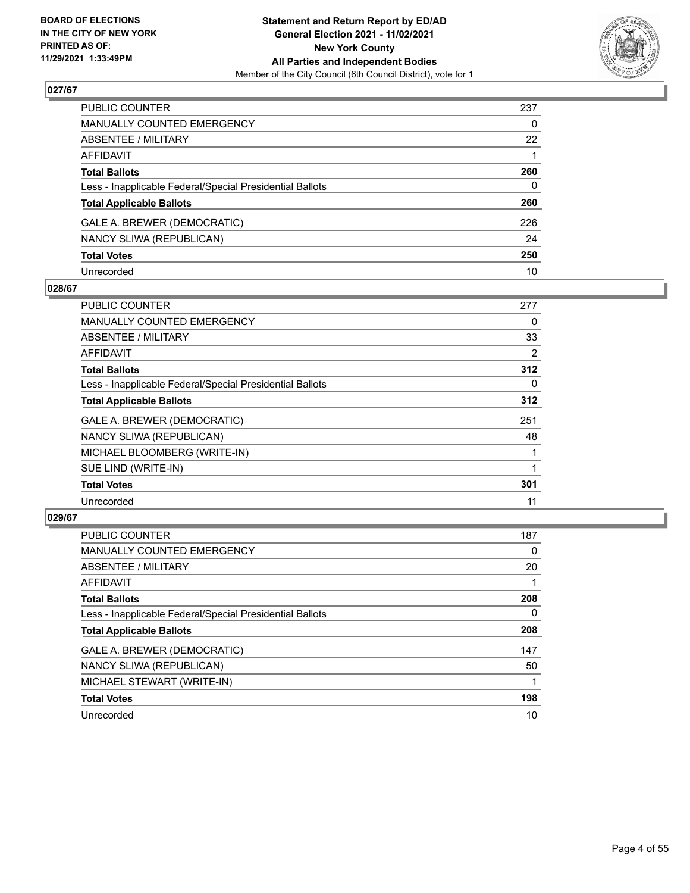**BOARD OF ELECTIONS IN THE CITY OF NEW YORK PRINTED AS OF: 11/29/2021 1:33:49PM**

**Statement and Return Report by ED/AD General Election 2021 - 11/02/2021 New York County All Parties and Independent Bodies**
Member of the City Council (6th Council District), vote for 1

### 027/67

| | |
|---|---|
| PUBLIC COUNTER | 237 |
| MANUALLY COUNTED EMERGENCY | 0 |
| ABSENTEE / MILITARY | 22 |
| AFFIDAVIT | 1 |
| **Total Ballots** | **260** |
| Less - Inapplicable Federal/Special Presidential Ballots | 0 |
| **Total Applicable Ballots** | **260** |
| GALE A. BREWER (DEMOCRATIC) | 226 |
| NANCY SLIWA (REPUBLICAN) | 24 |
| **Total Votes** | **250** |
| Unrecorded | 10 |

### 028/67

| | |
|---|---|
| PUBLIC COUNTER | 277 |
| MANUALLY COUNTED EMERGENCY | 0 |
| ABSENTEE / MILITARY | 33 |
| AFFIDAVIT | 2 |
| **Total Ballots** | **312** |
| Less - Inapplicable Federal/Special Presidential Ballots | 0 |
| **Total Applicable Ballots** | **312** |
| GALE A. BREWER (DEMOCRATIC) | 251 |
| NANCY SLIWA (REPUBLICAN) | 48 |
| MICHAEL BLOOMBERG (WRITE-IN) | 1 |
| SUE LIND (WRITE-IN) | 1 |
| **Total Votes** | **301** |
| Unrecorded | 11 |

### 029/67

| | |
|---|---|
| PUBLIC COUNTER | 187 |
| MANUALLY COUNTED EMERGENCY | 0 |
| ABSENTEE / MILITARY | 20 |
| AFFIDAVIT | 1 |
| **Total Ballots** | **208** |
| Less - Inapplicable Federal/Special Presidential Ballots | 0 |
| **Total Applicable Ballots** | **208** |
| GALE A. BREWER (DEMOCRATIC) | 147 |
| NANCY SLIWA (REPUBLICAN) | 50 |
| MICHAEL STEWART (WRITE-IN) | 1 |
| **Total Votes** | **198** |
| Unrecorded | 10 |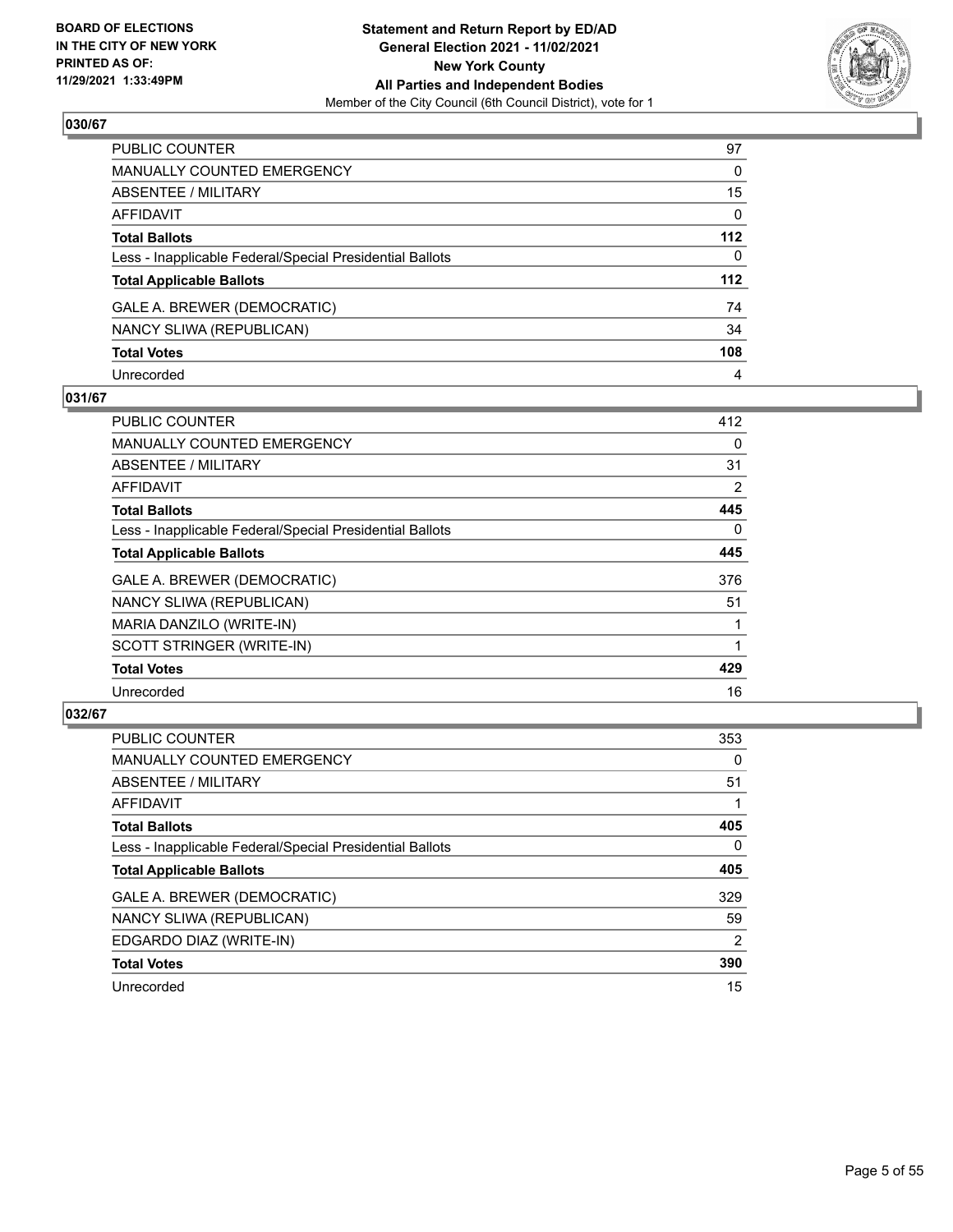**BOARD OF ELECTIONS IN THE CITY OF NEW YORK PRINTED AS OF: 11/29/2021 1:33:49PM**

**Statement and Return Report by ED/AD**
**General Election 2021 - 11/02/2021**
**New York County**
**All Parties and Independent Bodies**
Member of the City Council (6th Council District), vote for 1

### 030/67

| | |
|---|---|
| PUBLIC COUNTER | 97 |
| MANUALLY COUNTED EMERGENCY | 0 |
| ABSENTEE / MILITARY | 15 |
| AFFIDAVIT | 0 |
| **Total Ballots** | **112** |
| Less - Inapplicable Federal/Special Presidential Ballots | 0 |
| **Total Applicable Ballots** | **112** |
| GALE A. BREWER (DEMOCRATIC) | 74 |
| NANCY SLIWA (REPUBLICAN) | 34 |
| **Total Votes** | **108** |
| Unrecorded | 4 |

### 031/67

| | |
|---|---|
| PUBLIC COUNTER | 412 |
| MANUALLY COUNTED EMERGENCY | 0 |
| ABSENTEE / MILITARY | 31 |
| AFFIDAVIT | 2 |
| **Total Ballots** | **445** |
| Less - Inapplicable Federal/Special Presidential Ballots | 0 |
| **Total Applicable Ballots** | **445** |
| GALE A. BREWER (DEMOCRATIC) | 376 |
| NANCY SLIWA (REPUBLICAN) | 51 |
| MARIA DANZILO (WRITE-IN) | 1 |
| SCOTT STRINGER (WRITE-IN) | 1 |
| **Total Votes** | **429** |
| Unrecorded | 16 |

### 032/67

| | |
|---|---|
| PUBLIC COUNTER | 353 |
| MANUALLY COUNTED EMERGENCY | 0 |
| ABSENTEE / MILITARY | 51 |
| AFFIDAVIT | 1 |
| **Total Ballots** | **405** |
| Less - Inapplicable Federal/Special Presidential Ballots | 0 |
| **Total Applicable Ballots** | **405** |
| GALE A. BREWER (DEMOCRATIC) | 329 |
| NANCY SLIWA (REPUBLICAN) | 59 |
| EDGARDO DIAZ (WRITE-IN) | 2 |
| **Total Votes** | **390** |
| Unrecorded | 15 |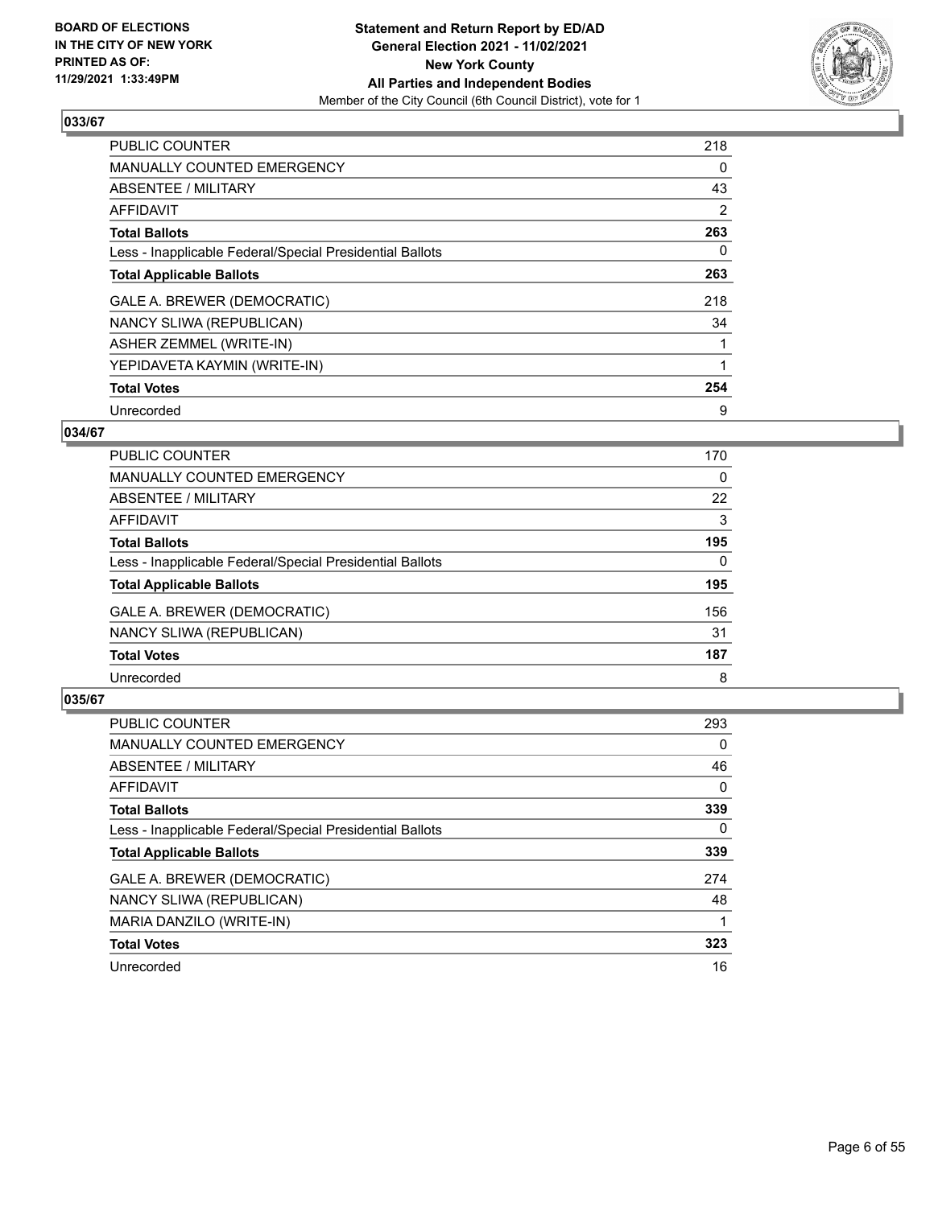**BOARD OF ELECTIONS IN THE CITY OF NEW YORK PRINTED AS OF: 11/29/2021 1:33:49PM**

**Statement and Return Report by ED/AD General Election 2021 - 11/02/2021 New York County All Parties and Independent Bodies**
Member of the City Council (6th Council District), vote for 1

## 033/67

| | |
|---|---|
| PUBLIC COUNTER | 218 |
| MANUALLY COUNTED EMERGENCY | 0 |
| ABSENTEE / MILITARY | 43 |
| AFFIDAVIT | 2 |
| **Total Ballots** | **263** |
| Less - Inapplicable Federal/Special Presidential Ballots | 0 |
| **Total Applicable Ballots** | **263** |
| GALE A. BREWER (DEMOCRATIC) | 218 |
| NANCY SLIWA (REPUBLICAN) | 34 |
| ASHER ZEMMEL (WRITE-IN) | 1 |
| YEPIDAVETA KAYMIN (WRITE-IN) | 1 |
| **Total Votes** | **254** |
| Unrecorded | 9 |

## 034/67

| | |
|---|---|
| PUBLIC COUNTER | 170 |
| MANUALLY COUNTED EMERGENCY | 0 |
| ABSENTEE / MILITARY | 22 |
| AFFIDAVIT | 3 |
| **Total Ballots** | **195** |
| Less - Inapplicable Federal/Special Presidential Ballots | 0 |
| **Total Applicable Ballots** | **195** |
| GALE A. BREWER (DEMOCRATIC) | 156 |
| NANCY SLIWA (REPUBLICAN) | 31 |
| **Total Votes** | **187** |
| Unrecorded | 8 |

## 035/67

| | |
|---|---|
| PUBLIC COUNTER | 293 |
| MANUALLY COUNTED EMERGENCY | 0 |
| ABSENTEE / MILITARY | 46 |
| AFFIDAVIT | 0 |
| **Total Ballots** | **339** |
| Less - Inapplicable Federal/Special Presidential Ballots | 0 |
| **Total Applicable Ballots** | **339** |
| GALE A. BREWER (DEMOCRATIC) | 274 |
| NANCY SLIWA (REPUBLICAN) | 48 |
| MARIA DANZILO (WRITE-IN) | 1 |
| **Total Votes** | **323** |
| Unrecorded | 16 |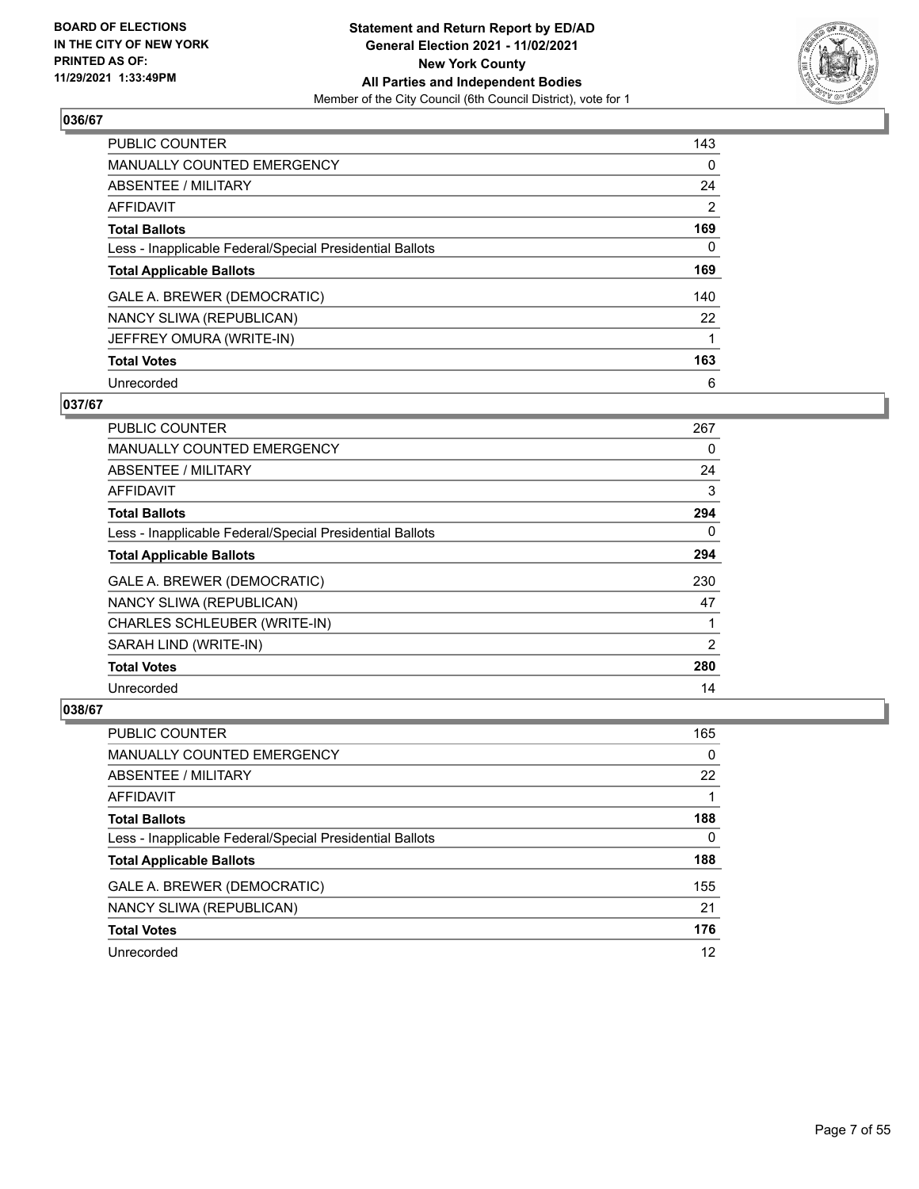**BOARD OF ELECTIONS IN THE CITY OF NEW YORK PRINTED AS OF: 11/29/2021 1:33:49PM**

**Statement and Return Report by ED/AD General Election 2021 - 11/02/2021 New York County All Parties and Independent Bodies**

Member of the City Council (6th Council District), vote for 1

## 036/67

| | |
|---|---|
| PUBLIC COUNTER | 143 |
| MANUALLY COUNTED EMERGENCY | 0 |
| ABSENTEE / MILITARY | 24 |
| AFFIDAVIT | 2 |
| **Total Ballots** | **169** |
| Less - Inapplicable Federal/Special Presidential Ballots | 0 |
| **Total Applicable Ballots** | **169** |
| GALE A. BREWER (DEMOCRATIC) | 140 |
| NANCY SLIWA (REPUBLICAN) | 22 |
| JEFFREY OMURA (WRITE-IN) | 1 |
| **Total Votes** | **163** |
| Unrecorded | 6 |

## 037/67

| | |
|---|---|
| PUBLIC COUNTER | 267 |
| MANUALLY COUNTED EMERGENCY | 0 |
| ABSENTEE / MILITARY | 24 |
| AFFIDAVIT | 3 |
| **Total Ballots** | **294** |
| Less - Inapplicable Federal/Special Presidential Ballots | 0 |
| **Total Applicable Ballots** | **294** |
| GALE A. BREWER (DEMOCRATIC) | 230 |
| NANCY SLIWA (REPUBLICAN) | 47 |
| CHARLES SCHLEUBER (WRITE-IN) | 1 |
| SARAH LIND (WRITE-IN) | 2 |
| **Total Votes** | **280** |
| Unrecorded | 14 |

## 038/67

| | |
|---|---|
| PUBLIC COUNTER | 165 |
| MANUALLY COUNTED EMERGENCY | 0 |
| ABSENTEE / MILITARY | 22 |
| AFFIDAVIT | 1 |
| **Total Ballots** | **188** |
| Less - Inapplicable Federal/Special Presidential Ballots | 0 |
| **Total Applicable Ballots** | **188** |
| GALE A. BREWER (DEMOCRATIC) | 155 |
| NANCY SLIWA (REPUBLICAN) | 21 |
| **Total Votes** | **176** |
| Unrecorded | 12 |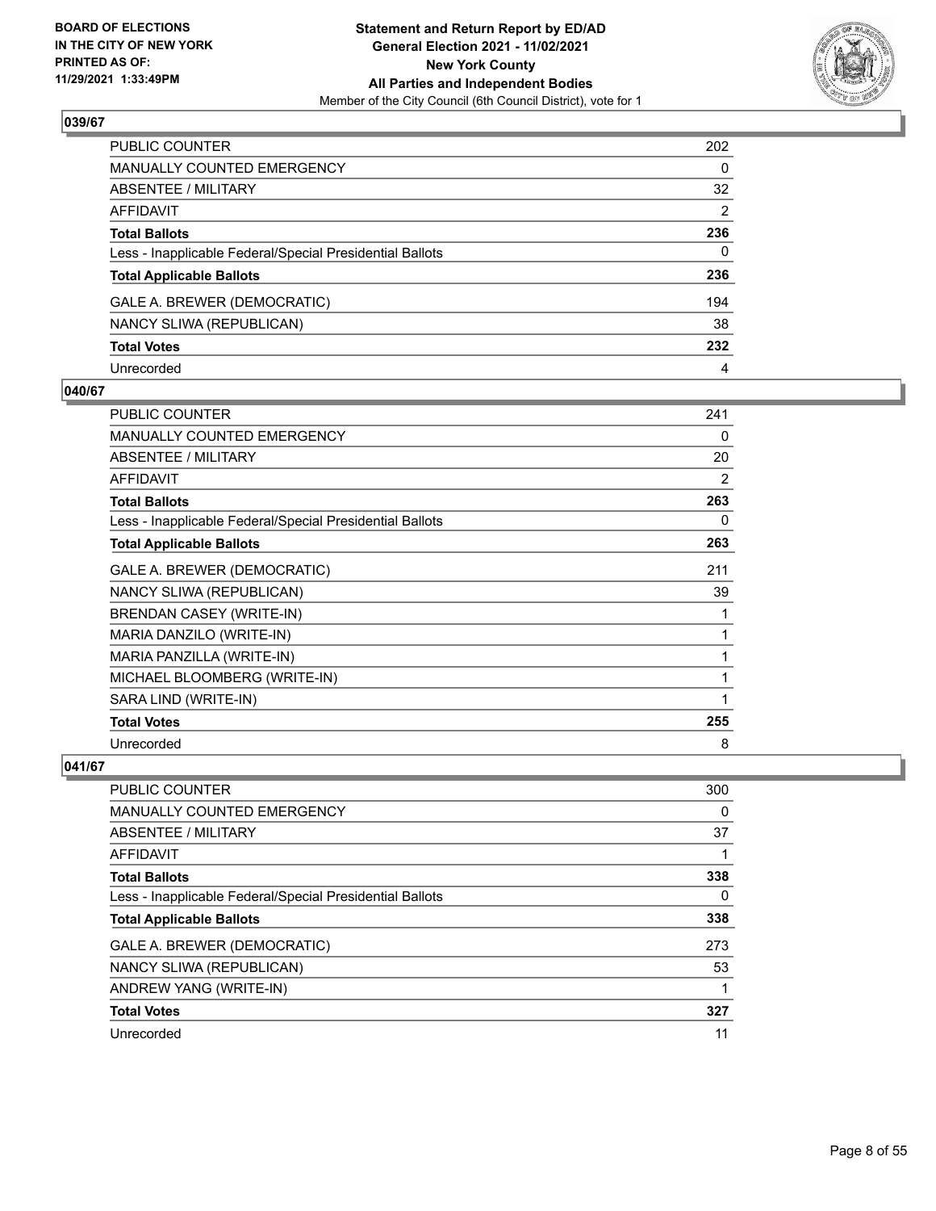**BOARD OF ELECTIONS IN THE CITY OF NEW YORK PRINTED AS OF: 11/29/2021 1:33:49PM**

**Statement and Return Report by ED/AD General Election 2021 - 11/02/2021 New York County All Parties and Independent Bodies**
Member of the City Council (6th Council District), vote for 1

## 039/67

| | |
|---|---|
| PUBLIC COUNTER | 202 |
| MANUALLY COUNTED EMERGENCY | 0 |
| ABSENTEE / MILITARY | 32 |
| AFFIDAVIT | 2 |
| **Total Ballots** | **236** |
| Less - Inapplicable Federal/Special Presidential Ballots | 0 |
| **Total Applicable Ballots** | **236** |
| GALE A. BREWER (DEMOCRATIC) | 194 |
| NANCY SLIWA (REPUBLICAN) | 38 |
| **Total Votes** | **232** |
| Unrecorded | 4 |

## 040/67

| | |
|---|---|
| PUBLIC COUNTER | 241 |
| MANUALLY COUNTED EMERGENCY | 0 |
| ABSENTEE / MILITARY | 20 |
| AFFIDAVIT | 2 |
| **Total Ballots** | **263** |
| Less - Inapplicable Federal/Special Presidential Ballots | 0 |
| **Total Applicable Ballots** | **263** |
| GALE A. BREWER (DEMOCRATIC) | 211 |
| NANCY SLIWA (REPUBLICAN) | 39 |
| BRENDAN CASEY (WRITE-IN) | 1 |
| MARIA DANZILO (WRITE-IN) | 1 |
| MARIA PANZILLA (WRITE-IN) | 1 |
| MICHAEL BLOOMBERG (WRITE-IN) | 1 |
| SARA LIND (WRITE-IN) | 1 |
| **Total Votes** | **255** |
| Unrecorded | 8 |

## 041/67

| | |
|---|---|
| PUBLIC COUNTER | 300 |
| MANUALLY COUNTED EMERGENCY | 0 |
| ABSENTEE / MILITARY | 37 |
| AFFIDAVIT | 1 |
| **Total Ballots** | **338** |
| Less - Inapplicable Federal/Special Presidential Ballots | 0 |
| **Total Applicable Ballots** | **338** |
| GALE A. BREWER (DEMOCRATIC) | 273 |
| NANCY SLIWA (REPUBLICAN) | 53 |
| ANDREW YANG (WRITE-IN) | 1 |
| **Total Votes** | **327** |
| Unrecorded | 11 |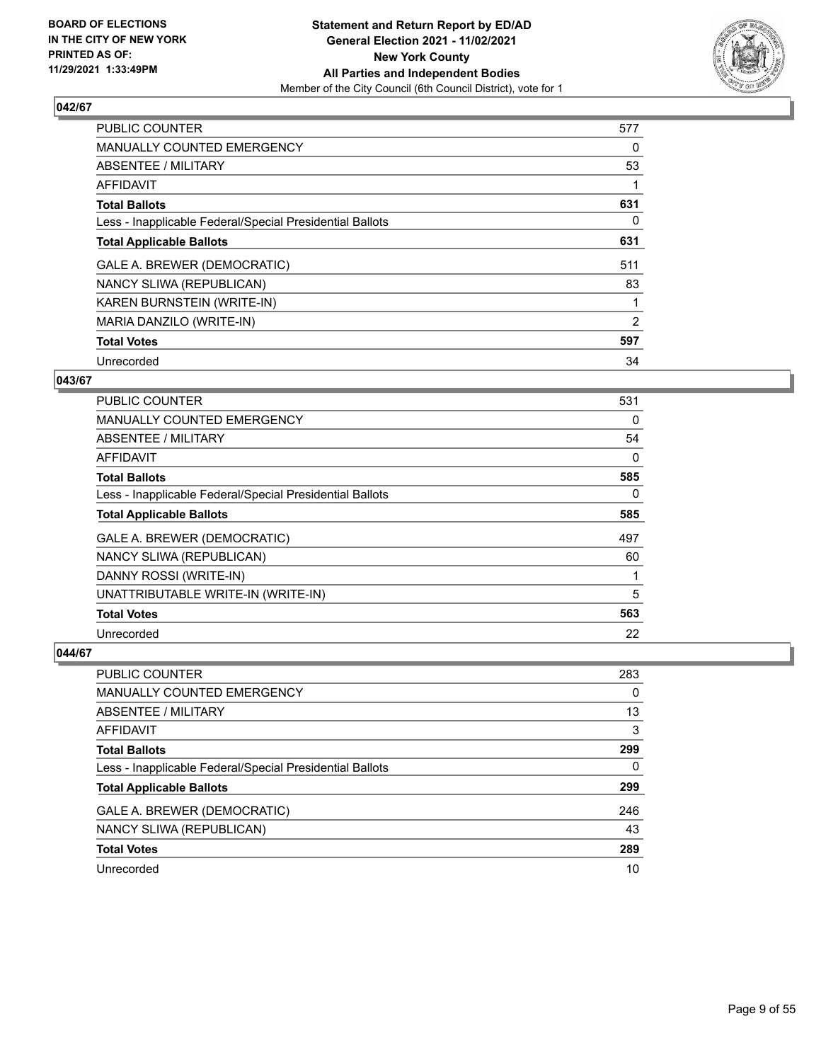**BOARD OF ELECTIONS IN THE CITY OF NEW YORK PRINTED AS OF: 11/29/2021 1:33:49PM**

**Statement and Return Report by ED/AD General Election 2021 - 11/02/2021 New York County All Parties and Independent Bodies**

Member of the City Council (6th Council District), vote for 1

### 042/67

| | |
|---|---|
| PUBLIC COUNTER | 577 |
| MANUALLY COUNTED EMERGENCY | 0 |
| ABSENTEE / MILITARY | 53 |
| AFFIDAVIT | 1 |
| **Total Ballots** | **631** |
| Less - Inapplicable Federal/Special Presidential Ballots | 0 |
| **Total Applicable Ballots** | **631** |
| GALE A. BREWER (DEMOCRATIC) | 511 |
| NANCY SLIWA (REPUBLICAN) | 83 |
| KAREN BURNSTEIN (WRITE-IN) | 1 |
| MARIA DANZILO (WRITE-IN) | 2 |
| **Total Votes** | **597** |
| Unrecorded | 34 |

### 043/67

| | |
|---|---|
| PUBLIC COUNTER | 531 |
| MANUALLY COUNTED EMERGENCY | 0 |
| ABSENTEE / MILITARY | 54 |
| AFFIDAVIT | 0 |
| **Total Ballots** | **585** |
| Less - Inapplicable Federal/Special Presidential Ballots | 0 |
| **Total Applicable Ballots** | **585** |
| GALE A. BREWER (DEMOCRATIC) | 497 |
| NANCY SLIWA (REPUBLICAN) | 60 |
| DANNY ROSSI (WRITE-IN) | 1 |
| UNATTRIBUTABLE WRITE-IN (WRITE-IN) | 5 |
| **Total Votes** | **563** |
| Unrecorded | 22 |

### 044/67

| | |
|---|---|
| PUBLIC COUNTER | 283 |
| MANUALLY COUNTED EMERGENCY | 0 |
| ABSENTEE / MILITARY | 13 |
| AFFIDAVIT | 3 |
| **Total Ballots** | **299** |
| Less - Inapplicable Federal/Special Presidential Ballots | 0 |
| **Total Applicable Ballots** | **299** |
| GALE A. BREWER (DEMOCRATIC) | 246 |
| NANCY SLIWA (REPUBLICAN) | 43 |
| **Total Votes** | **289** |
| Unrecorded | 10 |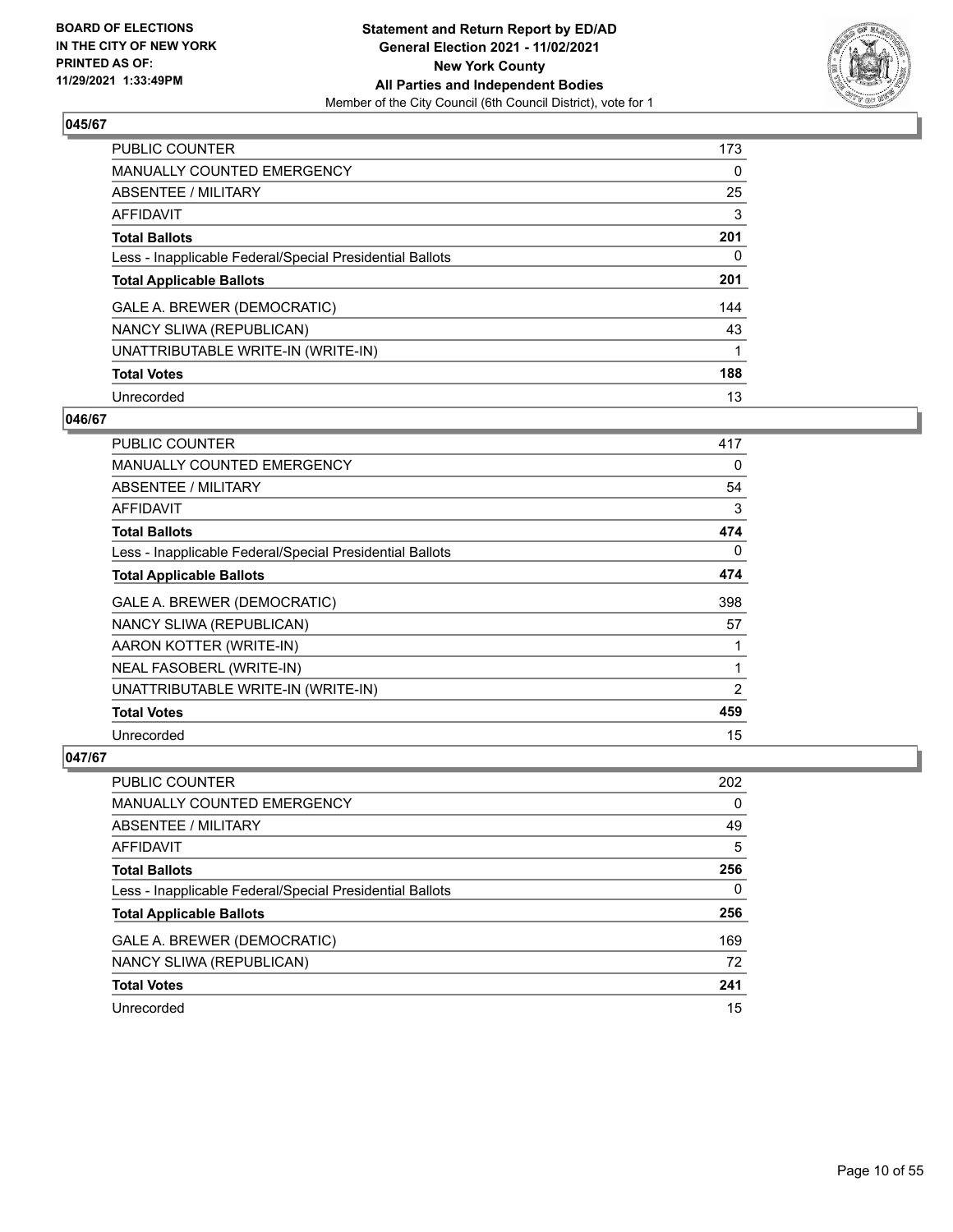BOARD OF ELECTIONS
IN THE CITY OF NEW YORK
PRINTED AS OF:
11/29/2021 1:33:49PM

**Statement and Return Report by ED/AD**
**General Election 2021 - 11/02/2021**
**New York County**
**All Parties and Independent Bodies**
Member of the City Council (6th Council District), vote for 1

### 045/67

| | |
|---|---|
| PUBLIC COUNTER | 173 |
| MANUALLY COUNTED EMERGENCY | 0 |
| ABSENTEE / MILITARY | 25 |
| AFFIDAVIT | 3 |
| **Total Ballots** | **201** |
| Less - Inapplicable Federal/Special Presidential Ballots | 0 |
| **Total Applicable Ballots** | **201** |
| GALE A. BREWER (DEMOCRATIC) | 144 |
| NANCY SLIWA (REPUBLICAN) | 43 |
| UNATTRIBUTABLE WRITE-IN (WRITE-IN) | 1 |
| **Total Votes** | **188** |
| Unrecorded | 13 |

### 046/67

| | |
|---|---|
| PUBLIC COUNTER | 417 |
| MANUALLY COUNTED EMERGENCY | 0 |
| ABSENTEE / MILITARY | 54 |
| AFFIDAVIT | 3 |
| **Total Ballots** | **474** |
| Less - Inapplicable Federal/Special Presidential Ballots | 0 |
| **Total Applicable Ballots** | **474** |
| GALE A. BREWER (DEMOCRATIC) | 398 |
| NANCY SLIWA (REPUBLICAN) | 57 |
| AARON KOTTER (WRITE-IN) | 1 |
| NEAL FASOBERL (WRITE-IN) | 1 |
| UNATTRIBUTABLE WRITE-IN (WRITE-IN) | 2 |
| **Total Votes** | **459** |
| Unrecorded | 15 |

### 047/67

| | |
|---|---|
| PUBLIC COUNTER | 202 |
| MANUALLY COUNTED EMERGENCY | 0 |
| ABSENTEE / MILITARY | 49 |
| AFFIDAVIT | 5 |
| **Total Ballots** | **256** |
| Less - Inapplicable Federal/Special Presidential Ballots | 0 |
| **Total Applicable Ballots** | **256** |
| GALE A. BREWER (DEMOCRATIC) | 169 |
| NANCY SLIWA (REPUBLICAN) | 72 |
| **Total Votes** | **241** |
| Unrecorded | 15 |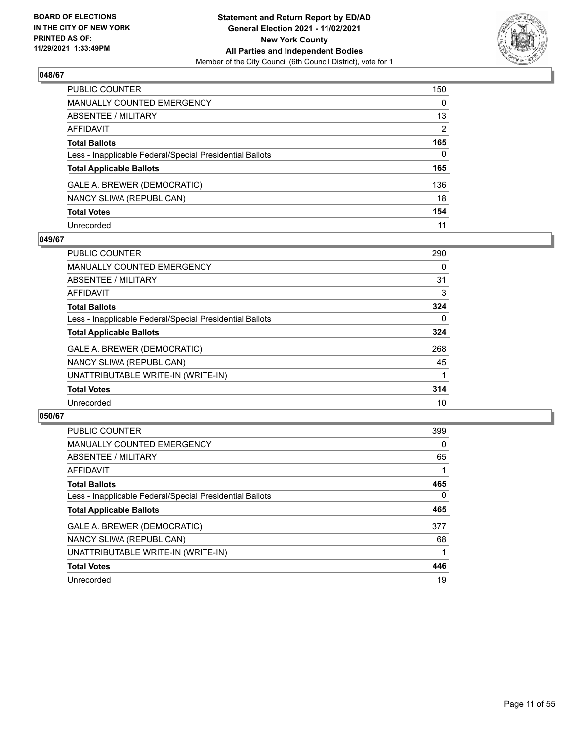**BOARD OF ELECTIONS IN THE CITY OF NEW YORK PRINTED AS OF: 11/29/2021 1:33:49PM**

**Statement and Return Report by ED/AD General Election 2021 - 11/02/2021 New York County All Parties and Independent Bodies**
Member of the City Council (6th Council District), vote for 1

### 048/67

| | |
|---|---|
| PUBLIC COUNTER | 150 |
| MANUALLY COUNTED EMERGENCY | 0 |
| ABSENTEE / MILITARY | 13 |
| AFFIDAVIT | 2 |
| **Total Ballots** | **165** |
| Less - Inapplicable Federal/Special Presidential Ballots | 0 |
| **Total Applicable Ballots** | **165** |
| GALE A. BREWER (DEMOCRATIC) | 136 |
| NANCY SLIWA (REPUBLICAN) | 18 |
| **Total Votes** | **154** |
| Unrecorded | 11 |

### 049/67

| | |
|---|---|
| PUBLIC COUNTER | 290 |
| MANUALLY COUNTED EMERGENCY | 0 |
| ABSENTEE / MILITARY | 31 |
| AFFIDAVIT | 3 |
| **Total Ballots** | **324** |
| Less - Inapplicable Federal/Special Presidential Ballots | 0 |
| **Total Applicable Ballots** | **324** |
| GALE A. BREWER (DEMOCRATIC) | 268 |
| NANCY SLIWA (REPUBLICAN) | 45 |
| UNATTRIBUTABLE WRITE-IN (WRITE-IN) | 1 |
| **Total Votes** | **314** |
| Unrecorded | 10 |

### 050/67

| | |
|---|---|
| PUBLIC COUNTER | 399 |
| MANUALLY COUNTED EMERGENCY | 0 |
| ABSENTEE / MILITARY | 65 |
| AFFIDAVIT | 1 |
| **Total Ballots** | **465** |
| Less - Inapplicable Federal/Special Presidential Ballots | 0 |
| **Total Applicable Ballots** | **465** |
| GALE A. BREWER (DEMOCRATIC) | 377 |
| NANCY SLIWA (REPUBLICAN) | 68 |
| UNATTRIBUTABLE WRITE-IN (WRITE-IN) | 1 |
| **Total Votes** | **446** |
| Unrecorded | 19 |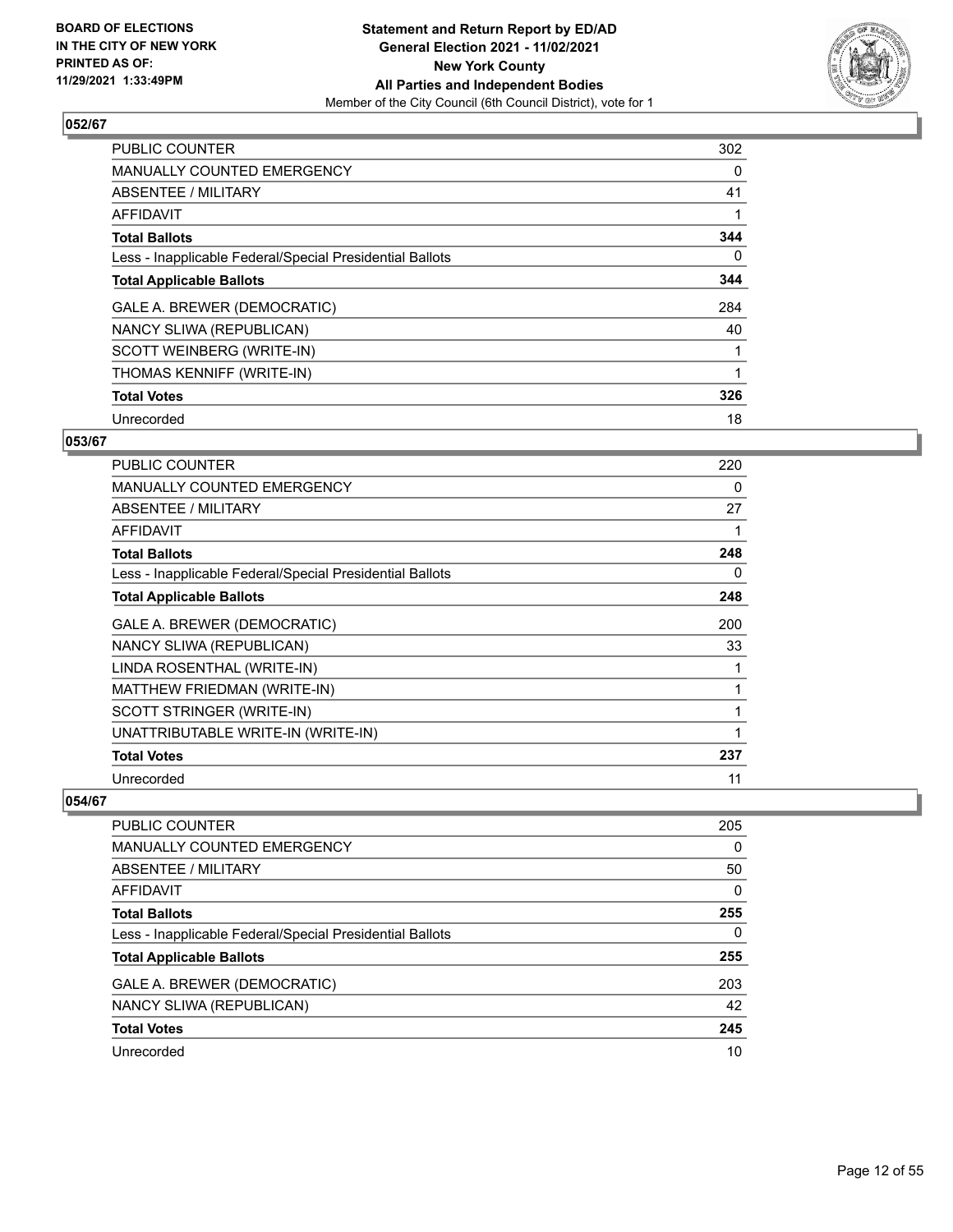**BOARD OF ELECTIONS IN THE CITY OF NEW YORK PRINTED AS OF: 11/29/2021 1:33:49PM**

**Statement and Return Report by ED/AD General Election 2021 - 11/02/2021 New York County All Parties and Independent Bodies**
Member of the City Council (6th Council District), vote for 1

## 052/67

| | |
|---|---|
| PUBLIC COUNTER | 302 |
| MANUALLY COUNTED EMERGENCY | 0 |
| ABSENTEE / MILITARY | 41 |
| AFFIDAVIT | 1 |
| **Total Ballots** | **344** |
| Less - Inapplicable Federal/Special Presidential Ballots | 0 |
| **Total Applicable Ballots** | **344** |
| GALE A. BREWER (DEMOCRATIC) | 284 |
| NANCY SLIWA (REPUBLICAN) | 40 |
| SCOTT WEINBERG (WRITE-IN) | 1 |
| THOMAS KENNIFF (WRITE-IN) | 1 |
| **Total Votes** | **326** |
| Unrecorded | 18 |

## 053/67

| | |
|---|---|
| PUBLIC COUNTER | 220 |
| MANUALLY COUNTED EMERGENCY | 0 |
| ABSENTEE / MILITARY | 27 |
| AFFIDAVIT | 1 |
| **Total Ballots** | **248** |
| Less - Inapplicable Federal/Special Presidential Ballots | 0 |
| **Total Applicable Ballots** | **248** |
| GALE A. BREWER (DEMOCRATIC) | 200 |
| NANCY SLIWA (REPUBLICAN) | 33 |
| LINDA ROSENTHAL (WRITE-IN) | 1 |
| MATTHEW FRIEDMAN (WRITE-IN) | 1 |
| SCOTT STRINGER (WRITE-IN) | 1 |
| UNATTRIBUTABLE WRITE-IN (WRITE-IN) | 1 |
| **Total Votes** | **237** |
| Unrecorded | 11 |

## 054/67

| | |
|---|---|
| PUBLIC COUNTER | 205 |
| MANUALLY COUNTED EMERGENCY | 0 |
| ABSENTEE / MILITARY | 50 |
| AFFIDAVIT | 0 |
| **Total Ballots** | **255** |
| Less - Inapplicable Federal/Special Presidential Ballots | 0 |
| **Total Applicable Ballots** | **255** |
| GALE A. BREWER (DEMOCRATIC) | 203 |
| NANCY SLIWA (REPUBLICAN) | 42 |
| **Total Votes** | **245** |
| Unrecorded | 10 |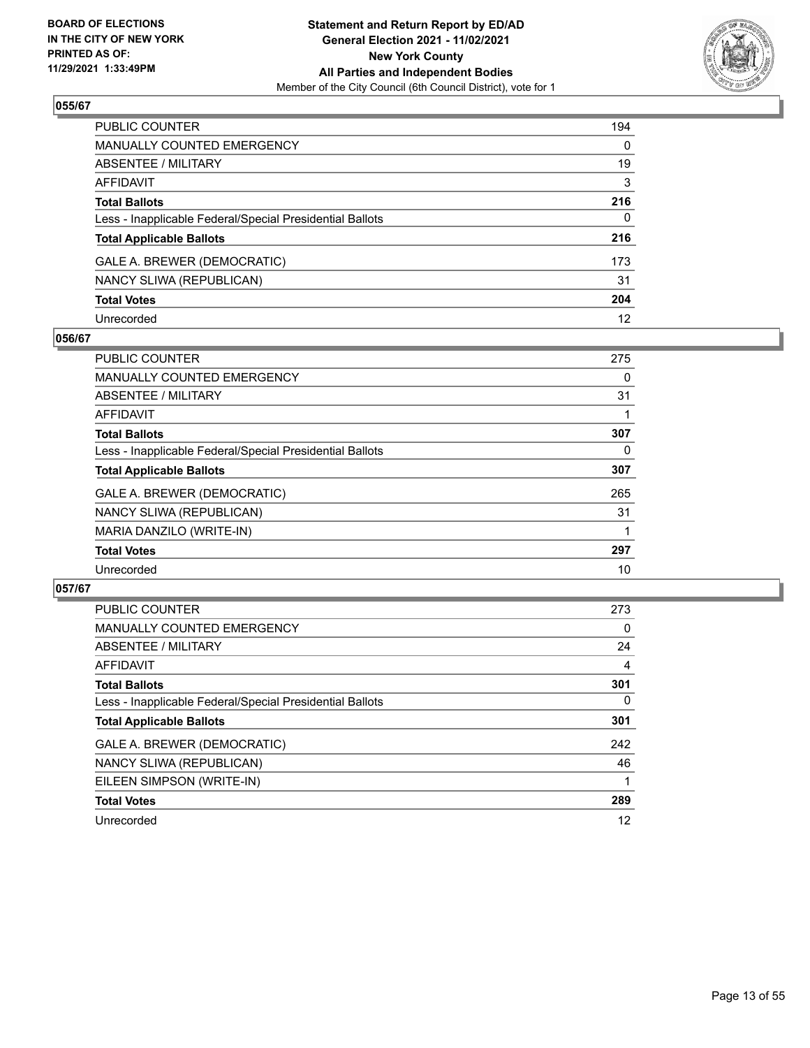BOARD OF ELECTIONS
IN THE CITY OF NEW YORK
PRINTED AS OF:
11/29/2021 1:33:49PM

**Statement and Return Report by ED/AD**
**General Election 2021 - 11/02/2021**
**New York County**
**All Parties and Independent Bodies**
Member of the City Council (6th Council District), vote for 1

## 055/67

| | |
|---|---|
| PUBLIC COUNTER | 194 |
| MANUALLY COUNTED EMERGENCY | 0 |
| ABSENTEE / MILITARY | 19 |
| AFFIDAVIT | 3 |
| **Total Ballots** | **216** |
| Less - Inapplicable Federal/Special Presidential Ballots | 0 |
| **Total Applicable Ballots** | **216** |
| GALE A. BREWER (DEMOCRATIC) | 173 |
| NANCY SLIWA (REPUBLICAN) | 31 |
| **Total Votes** | **204** |
| Unrecorded | 12 |

## 056/67

| | |
|---|---|
| PUBLIC COUNTER | 275 |
| MANUALLY COUNTED EMERGENCY | 0 |
| ABSENTEE / MILITARY | 31 |
| AFFIDAVIT | 1 |
| **Total Ballots** | **307** |
| Less - Inapplicable Federal/Special Presidential Ballots | 0 |
| **Total Applicable Ballots** | **307** |
| GALE A. BREWER (DEMOCRATIC) | 265 |
| NANCY SLIWA (REPUBLICAN) | 31 |
| MARIA DANZILO (WRITE-IN) | 1 |
| **Total Votes** | **297** |
| Unrecorded | 10 |

## 057/67

| | |
|---|---|
| PUBLIC COUNTER | 273 |
| MANUALLY COUNTED EMERGENCY | 0 |
| ABSENTEE / MILITARY | 24 |
| AFFIDAVIT | 4 |
| **Total Ballots** | **301** |
| Less - Inapplicable Federal/Special Presidential Ballots | 0 |
| **Total Applicable Ballots** | **301** |
| GALE A. BREWER (DEMOCRATIC) | 242 |
| NANCY SLIWA (REPUBLICAN) | 46 |
| EILEEN SIMPSON (WRITE-IN) | 1 |
| **Total Votes** | **289** |
| Unrecorded | 12 |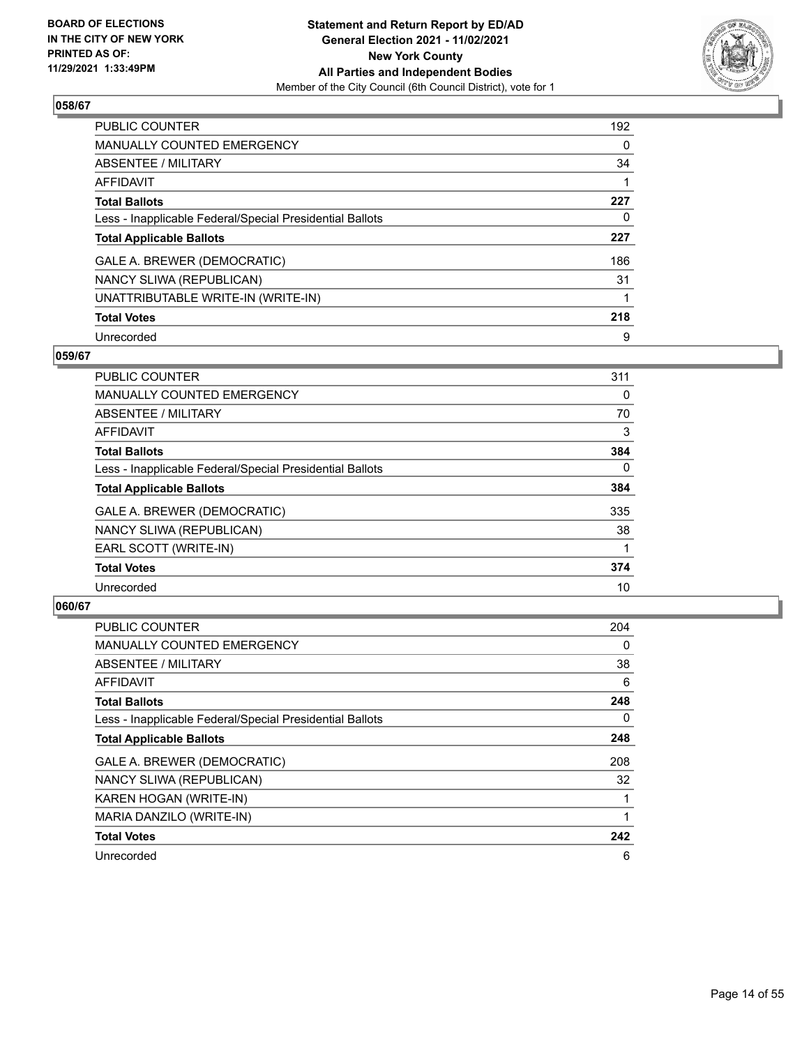## 058/67

| | |
|---|---|
| PUBLIC COUNTER | 192 |
| MANUALLY COUNTED EMERGENCY | 0 |
| ABSENTEE / MILITARY | 34 |
| AFFIDAVIT | 1 |
| **Total Ballots** | **227** |
| Less - Inapplicable Federal/Special Presidential Ballots | 0 |
| **Total Applicable Ballots** | **227** |
| GALE A. BREWER (DEMOCRATIC) | 186 |
| NANCY SLIWA (REPUBLICAN) | 31 |
| UNATTRIBUTABLE WRITE-IN (WRITE-IN) | 1 |
| **Total Votes** | **218** |
| Unrecorded | 9 |

## 059/67

| | |
|---|---|
| PUBLIC COUNTER | 311 |
| MANUALLY COUNTED EMERGENCY | 0 |
| ABSENTEE / MILITARY | 70 |
| AFFIDAVIT | 3 |
| **Total Ballots** | **384** |
| Less - Inapplicable Federal/Special Presidential Ballots | 0 |
| **Total Applicable Ballots** | **384** |
| GALE A. BREWER (DEMOCRATIC) | 335 |
| NANCY SLIWA (REPUBLICAN) | 38 |
| EARL SCOTT (WRITE-IN) | 1 |
| **Total Votes** | **374** |
| Unrecorded | 10 |

## 060/67

| | |
|---|---|
| PUBLIC COUNTER | 204 |
| MANUALLY COUNTED EMERGENCY | 0 |
| ABSENTEE / MILITARY | 38 |
| AFFIDAVIT | 6 |
| **Total Ballots** | **248** |
| Less - Inapplicable Federal/Special Presidential Ballots | 0 |
| **Total Applicable Ballots** | **248** |
| GALE A. BREWER (DEMOCRATIC) | 208 |
| NANCY SLIWA (REPUBLICAN) | 32 |
| KAREN HOGAN (WRITE-IN) | 1 |
| MARIA DANZILO (WRITE-IN) | 1 |
| **Total Votes** | **242** |
| Unrecorded | 6 |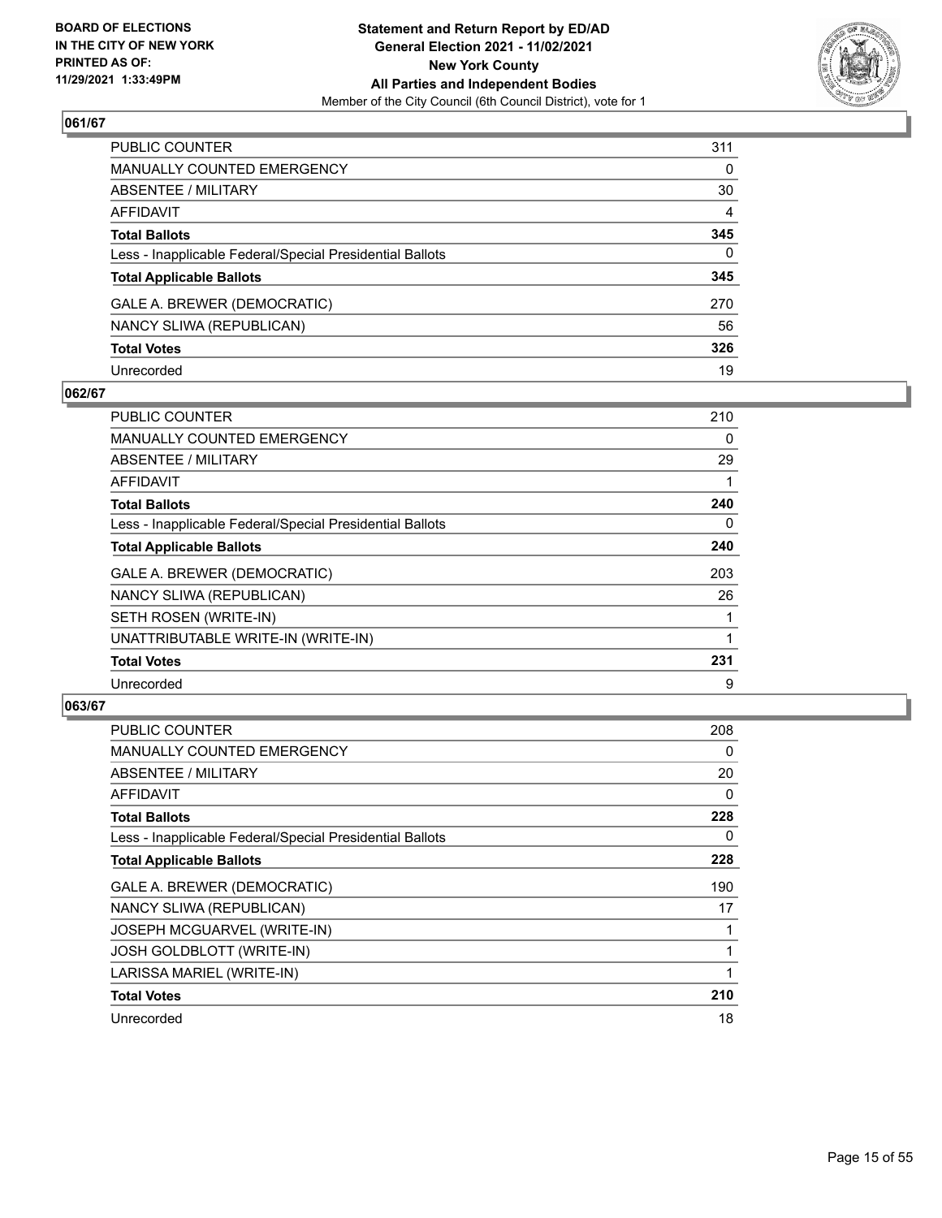**BOARD OF ELECTIONS IN THE CITY OF NEW YORK PRINTED AS OF: 11/29/2021 1:33:49PM**

**Statement and Return Report by ED/AD General Election 2021 - 11/02/2021 New York County All Parties and Independent Bodies**
Member of the City Council (6th Council District), vote for 1

### 061/67

| | |
|---|---|
| PUBLIC COUNTER | 311 |
| MANUALLY COUNTED EMERGENCY | 0 |
| ABSENTEE / MILITARY | 30 |
| AFFIDAVIT | 4 |
| **Total Ballots** | **345** |
| Less - Inapplicable Federal/Special Presidential Ballots | 0 |
| **Total Applicable Ballots** | **345** |
| GALE A. BREWER (DEMOCRATIC) | 270 |
| NANCY SLIWA (REPUBLICAN) | 56 |
| **Total Votes** | **326** |
| Unrecorded | 19 |

### 062/67

| | |
|---|---|
| PUBLIC COUNTER | 210 |
| MANUALLY COUNTED EMERGENCY | 0 |
| ABSENTEE / MILITARY | 29 |
| AFFIDAVIT | 1 |
| **Total Ballots** | **240** |
| Less - Inapplicable Federal/Special Presidential Ballots | 0 |
| **Total Applicable Ballots** | **240** |
| GALE A. BREWER (DEMOCRATIC) | 203 |
| NANCY SLIWA (REPUBLICAN) | 26 |
| SETH ROSEN (WRITE-IN) | 1 |
| UNATTRIBUTABLE WRITE-IN (WRITE-IN) | 1 |
| **Total Votes** | **231** |
| Unrecorded | 9 |

### 063/67

| | |
|---|---|
| PUBLIC COUNTER | 208 |
| MANUALLY COUNTED EMERGENCY | 0 |
| ABSENTEE / MILITARY | 20 |
| AFFIDAVIT | 0 |
| **Total Ballots** | **228** |
| Less - Inapplicable Federal/Special Presidential Ballots | 0 |
| **Total Applicable Ballots** | **228** |
| GALE A. BREWER (DEMOCRATIC) | 190 |
| NANCY SLIWA (REPUBLICAN) | 17 |
| JOSEPH MCGUARVEL (WRITE-IN) | 1 |
| JOSH GOLDBLOTT (WRITE-IN) | 1 |
| LARISSA MARIEL (WRITE-IN) | 1 |
| **Total Votes** | **210** |
| Unrecorded | 18 |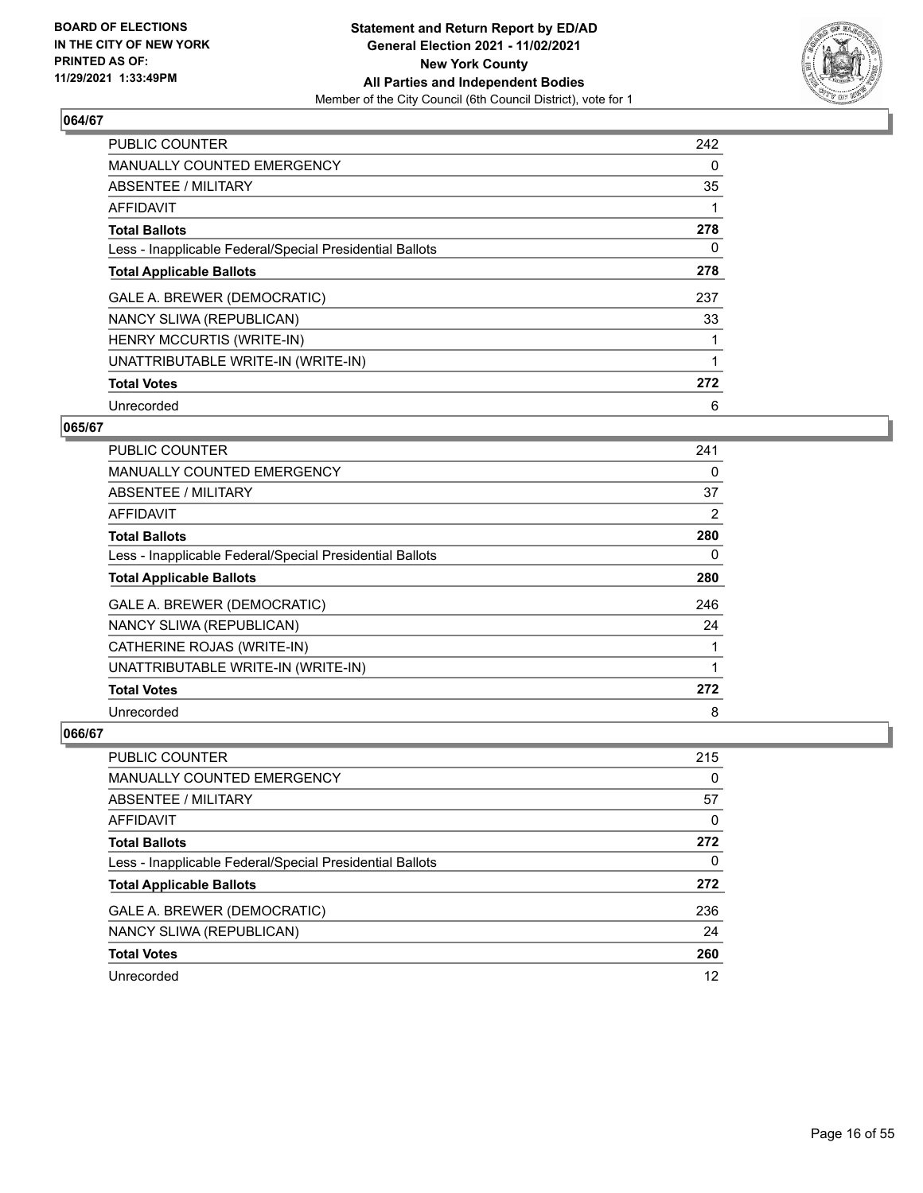## 064/67

| | |
|---|---|
| PUBLIC COUNTER | 242 |
| MANUALLY COUNTED EMERGENCY | 0 |
| ABSENTEE / MILITARY | 35 |
| AFFIDAVIT | 1 |
| **Total Ballots** | **278** |
| Less - Inapplicable Federal/Special Presidential Ballots | 0 |
| **Total Applicable Ballots** | **278** |
| GALE A. BREWER (DEMOCRATIC) | 237 |
| NANCY SLIWA (REPUBLICAN) | 33 |
| HENRY MCCURTIS (WRITE-IN) | 1 |
| UNATTRIBUTABLE WRITE-IN (WRITE-IN) | 1 |
| **Total Votes** | **272** |
| Unrecorded | 6 |

## 065/67

| | |
|---|---|
| PUBLIC COUNTER | 241 |
| MANUALLY COUNTED EMERGENCY | 0 |
| ABSENTEE / MILITARY | 37 |
| AFFIDAVIT | 2 |
| **Total Ballots** | **280** |
| Less - Inapplicable Federal/Special Presidential Ballots | 0 |
| **Total Applicable Ballots** | **280** |
| GALE A. BREWER (DEMOCRATIC) | 246 |
| NANCY SLIWA (REPUBLICAN) | 24 |
| CATHERINE ROJAS (WRITE-IN) | 1 |
| UNATTRIBUTABLE WRITE-IN (WRITE-IN) | 1 |
| **Total Votes** | **272** |
| Unrecorded | 8 |

## 066/67

| | |
|---|---|
| PUBLIC COUNTER | 215 |
| MANUALLY COUNTED EMERGENCY | 0 |
| ABSENTEE / MILITARY | 57 |
| AFFIDAVIT | 0 |
| **Total Ballots** | **272** |
| Less - Inapplicable Federal/Special Presidential Ballots | 0 |
| **Total Applicable Ballots** | **272** |
| GALE A. BREWER (DEMOCRATIC) | 236 |
| NANCY SLIWA (REPUBLICAN) | 24 |
| **Total Votes** | **260** |
| Unrecorded | 12 |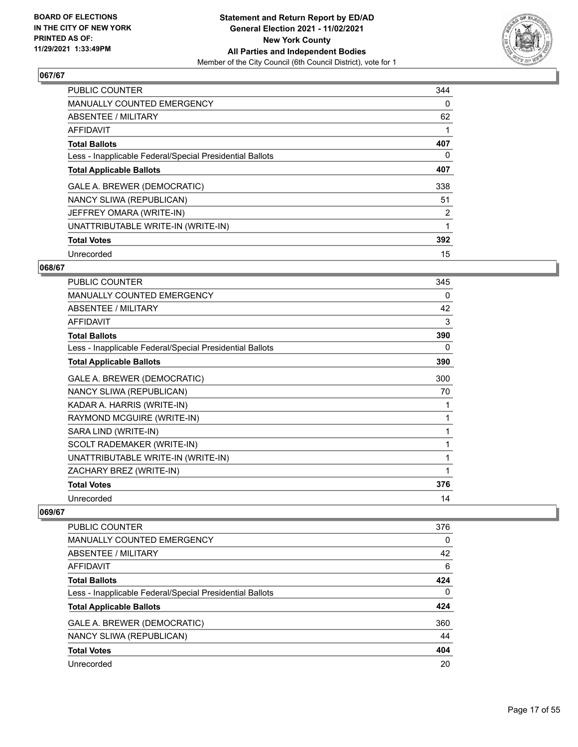## 067/67

| | |
|---|---|
| PUBLIC COUNTER | 344 |
| MANUALLY COUNTED EMERGENCY | 0 |
| ABSENTEE / MILITARY | 62 |
| AFFIDAVIT | 1 |
| **Total Ballots** | **407** |
| Less - Inapplicable Federal/Special Presidential Ballots | 0 |
| **Total Applicable Ballots** | **407** |
| GALE A. BREWER (DEMOCRATIC) | 338 |
| NANCY SLIWA (REPUBLICAN) | 51 |
| JEFFREY OMARA (WRITE-IN) | 2 |
| UNATTRIBUTABLE WRITE-IN (WRITE-IN) | 1 |
| **Total Votes** | **392** |
| Unrecorded | 15 |

## 068/67

| | |
|---|---|
| PUBLIC COUNTER | 345 |
| MANUALLY COUNTED EMERGENCY | 0 |
| ABSENTEE / MILITARY | 42 |
| AFFIDAVIT | 3 |
| **Total Ballots** | **390** |
| Less - Inapplicable Federal/Special Presidential Ballots | 0 |
| **Total Applicable Ballots** | **390** |
| GALE A. BREWER (DEMOCRATIC) | 300 |
| NANCY SLIWA (REPUBLICAN) | 70 |
| KADAR A. HARRIS (WRITE-IN) | 1 |
| RAYMOND MCGUIRE (WRITE-IN) | 1 |
| SARA LIND (WRITE-IN) | 1 |
| SCOLT RADEMAKER (WRITE-IN) | 1 |
| UNATTRIBUTABLE WRITE-IN (WRITE-IN) | 1 |
| ZACHARY BREZ (WRITE-IN) | 1 |
| **Total Votes** | **376** |
| Unrecorded | 14 |

## 069/67

| | |
|---|---|
| PUBLIC COUNTER | 376 |
| MANUALLY COUNTED EMERGENCY | 0 |
| ABSENTEE / MILITARY | 42 |
| AFFIDAVIT | 6 |
| **Total Ballots** | **424** |
| Less - Inapplicable Federal/Special Presidential Ballots | 0 |
| **Total Applicable Ballots** | **424** |
| GALE A. BREWER (DEMOCRATIC) | 360 |
| NANCY SLIWA (REPUBLICAN) | 44 |
| **Total Votes** | **404** |
| Unrecorded | 20 |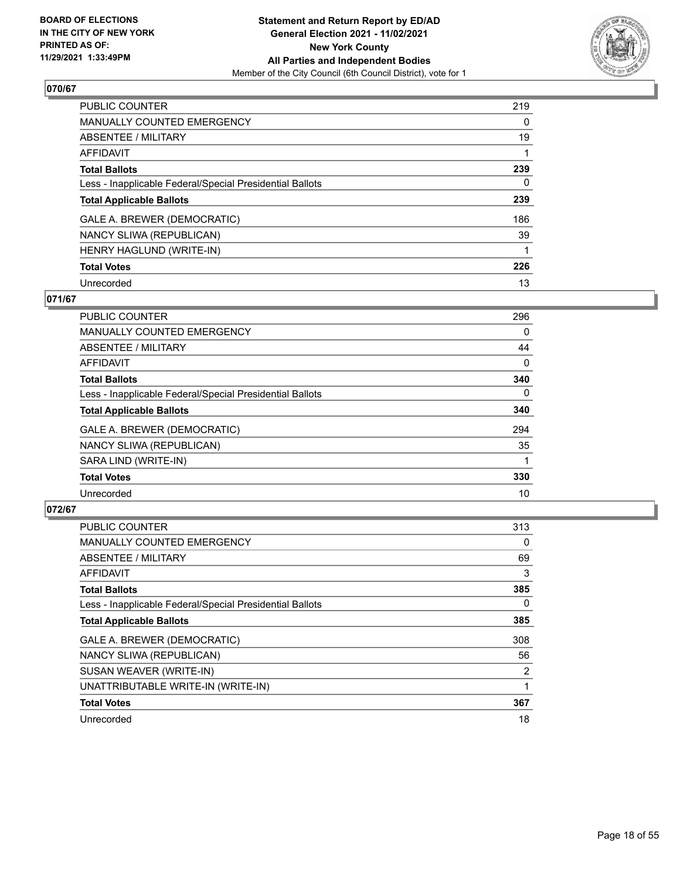**BOARD OF ELECTIONS IN THE CITY OF NEW YORK PRINTED AS OF: 11/29/2021 1:33:49PM**

**Statement and Return Report by ED/AD General Election 2021 - 11/02/2021 New York County All Parties and Independent Bodies**
Member of the City Council (6th Council District), vote for 1

## 070/67

| | |
|---|---|
| PUBLIC COUNTER | 219 |
| MANUALLY COUNTED EMERGENCY | 0 |
| ABSENTEE / MILITARY | 19 |
| AFFIDAVIT | 1 |
| **Total Ballots** | **239** |
| Less - Inapplicable Federal/Special Presidential Ballots | 0 |
| **Total Applicable Ballots** | **239** |
| GALE A. BREWER (DEMOCRATIC) | 186 |
| NANCY SLIWA (REPUBLICAN) | 39 |
| HENRY HAGLUND (WRITE-IN) | 1 |
| **Total Votes** | **226** |
| Unrecorded | 13 |

## 071/67

| | |
|---|---|
| PUBLIC COUNTER | 296 |
| MANUALLY COUNTED EMERGENCY | 0 |
| ABSENTEE / MILITARY | 44 |
| AFFIDAVIT | 0 |
| **Total Ballots** | **340** |
| Less - Inapplicable Federal/Special Presidential Ballots | 0 |
| **Total Applicable Ballots** | **340** |
| GALE A. BREWER (DEMOCRATIC) | 294 |
| NANCY SLIWA (REPUBLICAN) | 35 |
| SARA LIND (WRITE-IN) | 1 |
| **Total Votes** | **330** |
| Unrecorded | 10 |

## 072/67

| | |
|---|---|
| PUBLIC COUNTER | 313 |
| MANUALLY COUNTED EMERGENCY | 0 |
| ABSENTEE / MILITARY | 69 |
| AFFIDAVIT | 3 |
| **Total Ballots** | **385** |
| Less - Inapplicable Federal/Special Presidential Ballots | 0 |
| **Total Applicable Ballots** | **385** |
| GALE A. BREWER (DEMOCRATIC) | 308 |
| NANCY SLIWA (REPUBLICAN) | 56 |
| SUSAN WEAVER (WRITE-IN) | 2 |
| UNATTRIBUTABLE WRITE-IN (WRITE-IN) | 1 |
| **Total Votes** | **367** |
| Unrecorded | 18 |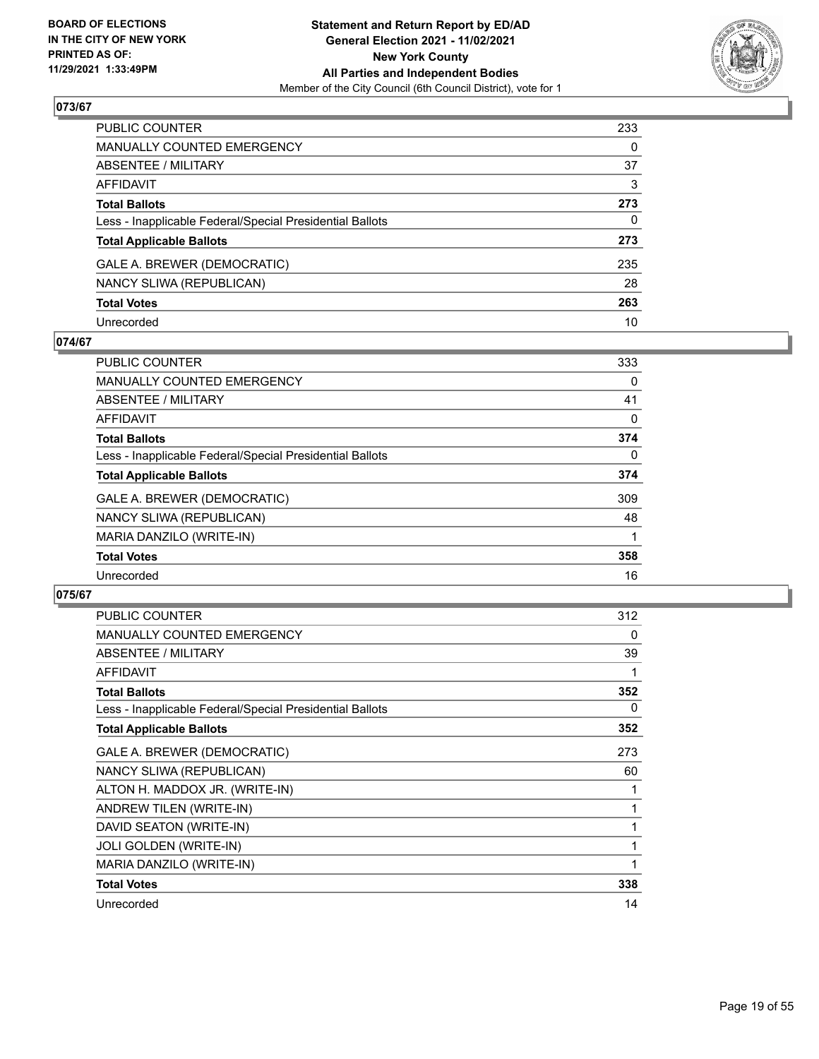**BOARD OF ELECTIONS IN THE CITY OF NEW YORK PRINTED AS OF: 11/29/2021 1:33:49PM**

**Statement and Return Report by ED/AD**
**General Election 2021 - 11/02/2021**
**New York County**
**All Parties and Independent Bodies**
Member of the City Council (6th Council District), vote for 1

## 073/67

| | |
|---|---|
| PUBLIC COUNTER | 233 |
| MANUALLY COUNTED EMERGENCY | 0 |
| ABSENTEE / MILITARY | 37 |
| AFFIDAVIT | 3 |
| **Total Ballots** | **273** |
| Less - Inapplicable Federal/Special Presidential Ballots | 0 |
| **Total Applicable Ballots** | **273** |
| GALE A. BREWER (DEMOCRATIC) | 235 |
| NANCY SLIWA (REPUBLICAN) | 28 |
| **Total Votes** | **263** |
| Unrecorded | 10 |

## 074/67

| | |
|---|---|
| PUBLIC COUNTER | 333 |
| MANUALLY COUNTED EMERGENCY | 0 |
| ABSENTEE / MILITARY | 41 |
| AFFIDAVIT | 0 |
| **Total Ballots** | **374** |
| Less - Inapplicable Federal/Special Presidential Ballots | 0 |
| **Total Applicable Ballots** | **374** |
| GALE A. BREWER (DEMOCRATIC) | 309 |
| NANCY SLIWA (REPUBLICAN) | 48 |
| MARIA DANZILO (WRITE-IN) | 1 |
| **Total Votes** | **358** |
| Unrecorded | 16 |

## 075/67

| | |
|---|---|
| PUBLIC COUNTER | 312 |
| MANUALLY COUNTED EMERGENCY | 0 |
| ABSENTEE / MILITARY | 39 |
| AFFIDAVIT | 1 |
| **Total Ballots** | **352** |
| Less - Inapplicable Federal/Special Presidential Ballots | 0 |
| **Total Applicable Ballots** | **352** |
| GALE A. BREWER (DEMOCRATIC) | 273 |
| NANCY SLIWA (REPUBLICAN) | 60 |
| ALTON H. MADDOX JR. (WRITE-IN) | 1 |
| ANDREW TILEN (WRITE-IN) | 1 |
| DAVID SEATON (WRITE-IN) | 1 |
| JOLI GOLDEN (WRITE-IN) | 1 |
| MARIA DANZILO (WRITE-IN) | 1 |
| **Total Votes** | **338** |
| Unrecorded | 14 |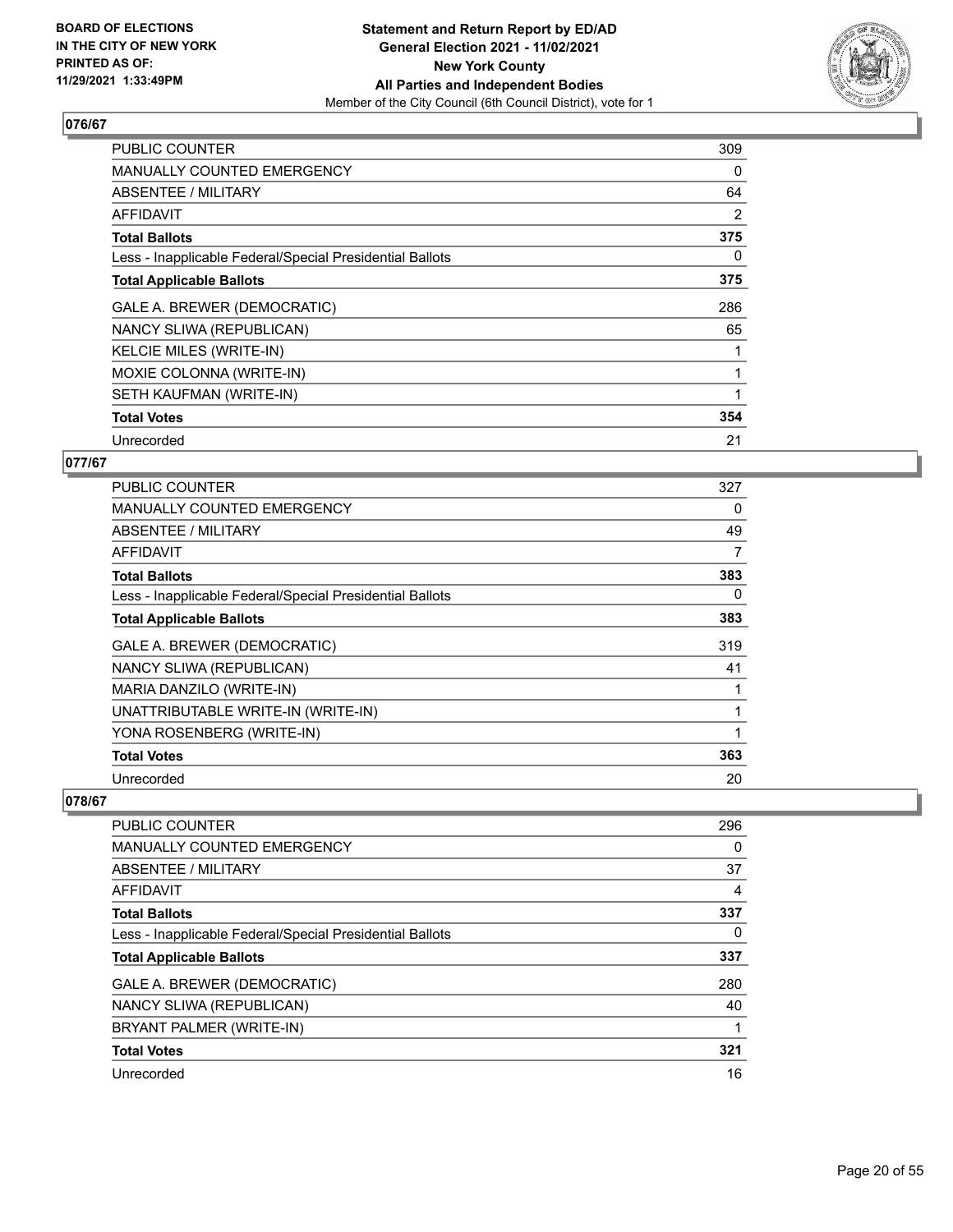**Statement and Return Report by ED/AD**
**General Election 2021 - 11/02/2021**
**New York County**
**All Parties and Independent Bodies**
Member of the City Council (6th Council District), vote for 1

BOARD OF ELECTIONS IN THE CITY OF NEW YORK PRINTED AS OF: 11/29/2021 1:33:49PM

## 076/67

| | |
|---|---|
| PUBLIC COUNTER | 309 |
| MANUALLY COUNTED EMERGENCY | 0 |
| ABSENTEE / MILITARY | 64 |
| AFFIDAVIT | 2 |
| **Total Ballots** | **375** |
| Less - Inapplicable Federal/Special Presidential Ballots | 0 |
| **Total Applicable Ballots** | **375** |
| GALE A. BREWER (DEMOCRATIC) | 286 |
| NANCY SLIWA (REPUBLICAN) | 65 |
| KELCIE MILES (WRITE-IN) | 1 |
| MOXIE COLONNA (WRITE-IN) | 1 |
| SETH KAUFMAN (WRITE-IN) | 1 |
| **Total Votes** | **354** |
| Unrecorded | 21 |

## 077/67

| | |
|---|---|
| PUBLIC COUNTER | 327 |
| MANUALLY COUNTED EMERGENCY | 0 |
| ABSENTEE / MILITARY | 49 |
| AFFIDAVIT | 7 |
| **Total Ballots** | **383** |
| Less - Inapplicable Federal/Special Presidential Ballots | 0 |
| **Total Applicable Ballots** | **383** |
| GALE A. BREWER (DEMOCRATIC) | 319 |
| NANCY SLIWA (REPUBLICAN) | 41 |
| MARIA DANZILO (WRITE-IN) | 1 |
| UNATTRIBUTABLE WRITE-IN (WRITE-IN) | 1 |
| YONA ROSENBERG (WRITE-IN) | 1 |
| **Total Votes** | **363** |
| Unrecorded | 20 |

## 078/67

| | |
|---|---|
| PUBLIC COUNTER | 296 |
| MANUALLY COUNTED EMERGENCY | 0 |
| ABSENTEE / MILITARY | 37 |
| AFFIDAVIT | 4 |
| **Total Ballots** | **337** |
| Less - Inapplicable Federal/Special Presidential Ballots | 0 |
| **Total Applicable Ballots** | **337** |
| GALE A. BREWER (DEMOCRATIC) | 280 |
| NANCY SLIWA (REPUBLICAN) | 40 |
| BRYANT PALMER (WRITE-IN) | 1 |
| **Total Votes** | **321** |
| Unrecorded | 16 |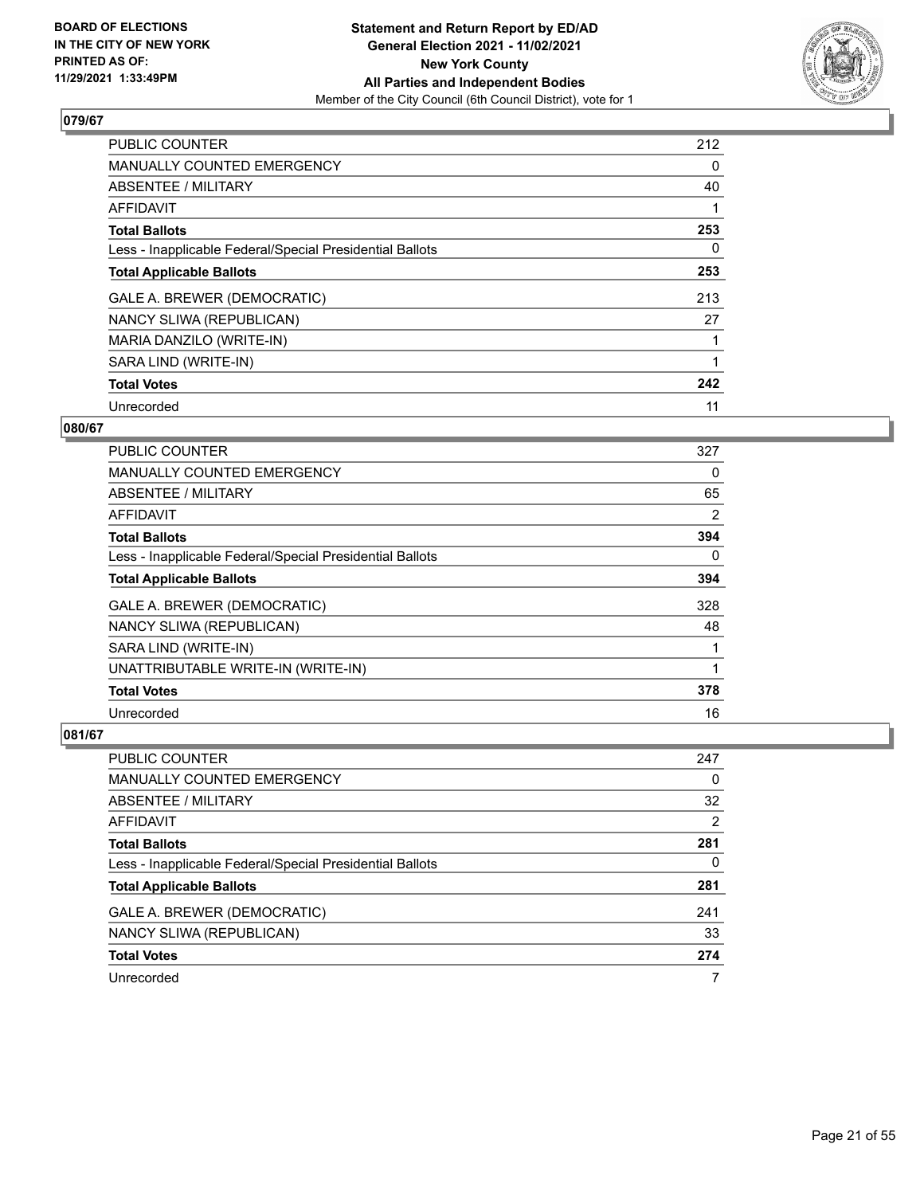**BOARD OF ELECTIONS IN THE CITY OF NEW YORK PRINTED AS OF: 11/29/2021 1:33:49PM**

**Statement and Return Report by ED/AD General Election 2021 - 11/02/2021 New York County All Parties and Independent Bodies**

Member of the City Council (6th Council District), vote for 1

## 079/67

| | |
|---|---|
| PUBLIC COUNTER | 212 |
| MANUALLY COUNTED EMERGENCY | 0 |
| ABSENTEE / MILITARY | 40 |
| AFFIDAVIT | 1 |
| **Total Ballots** | **253** |
| Less - Inapplicable Federal/Special Presidential Ballots | 0 |
| **Total Applicable Ballots** | **253** |
| GALE A. BREWER (DEMOCRATIC) | 213 |
| NANCY SLIWA (REPUBLICAN) | 27 |
| MARIA DANZILO (WRITE-IN) | 1 |
| SARA LIND (WRITE-IN) | 1 |
| **Total Votes** | **242** |
| Unrecorded | 11 |

## 080/67

| | |
|---|---|
| PUBLIC COUNTER | 327 |
| MANUALLY COUNTED EMERGENCY | 0 |
| ABSENTEE / MILITARY | 65 |
| AFFIDAVIT | 2 |
| **Total Ballots** | **394** |
| Less - Inapplicable Federal/Special Presidential Ballots | 0 |
| **Total Applicable Ballots** | **394** |
| GALE A. BREWER (DEMOCRATIC) | 328 |
| NANCY SLIWA (REPUBLICAN) | 48 |
| SARA LIND (WRITE-IN) | 1 |
| UNATTRIBUTABLE WRITE-IN (WRITE-IN) | 1 |
| **Total Votes** | **378** |
| Unrecorded | 16 |

## 081/67

| | |
|---|---|
| PUBLIC COUNTER | 247 |
| MANUALLY COUNTED EMERGENCY | 0 |
| ABSENTEE / MILITARY | 32 |
| AFFIDAVIT | 2 |
| **Total Ballots** | **281** |
| Less - Inapplicable Federal/Special Presidential Ballots | 0 |
| **Total Applicable Ballots** | **281** |
| GALE A. BREWER (DEMOCRATIC) | 241 |
| NANCY SLIWA (REPUBLICAN) | 33 |
| **Total Votes** | **274** |
| Unrecorded | 7 |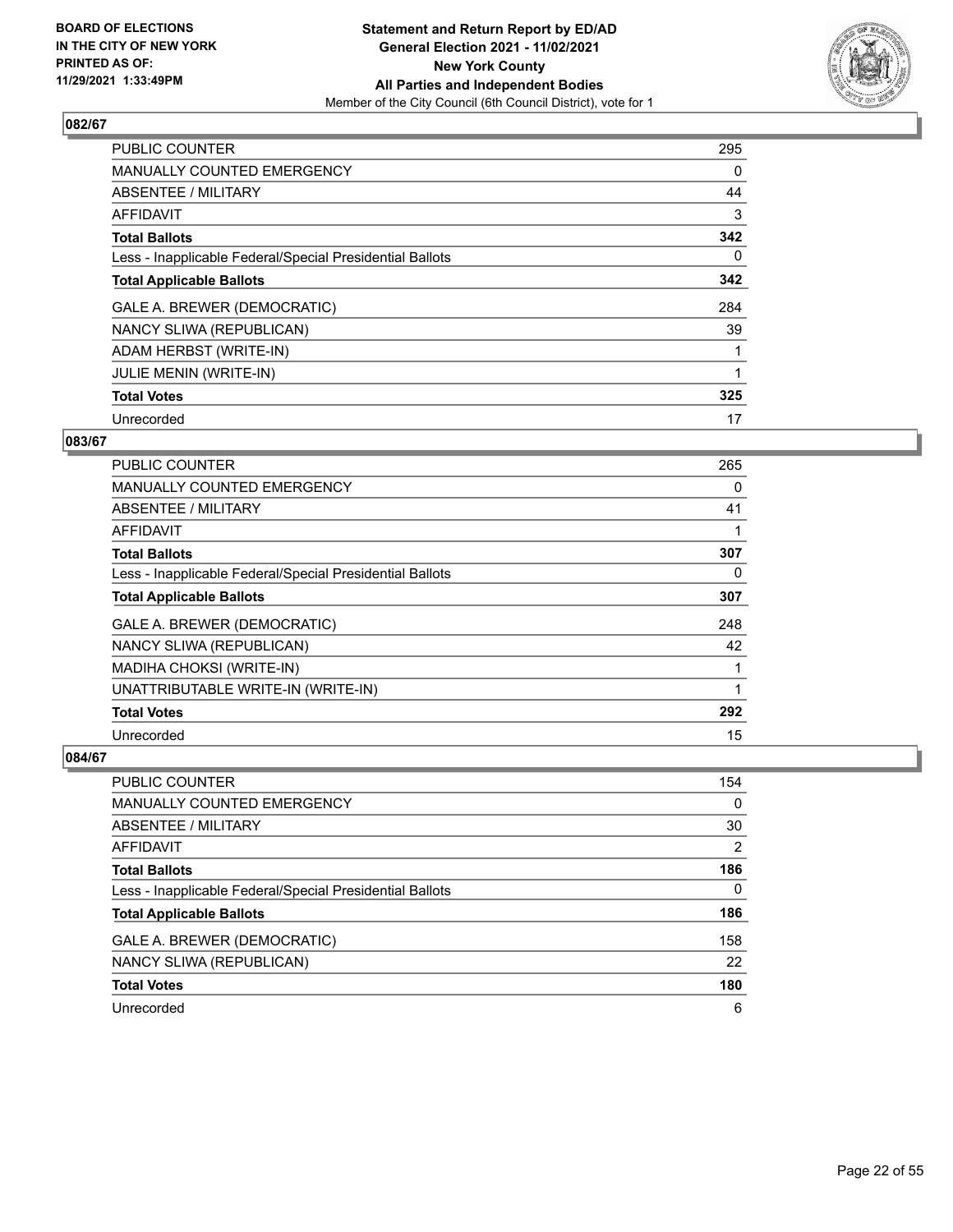BOARD OF ELECTIONS
IN THE CITY OF NEW YORK
PRINTED AS OF:
11/29/2021 1:33:49PM

**Statement and Return Report by ED/AD**
**General Election 2021 - 11/02/2021**
**New York County**
**All Parties and Independent Bodies**
Member of the City Council (6th Council District), vote for 1

### 082/67

| | |
|---|---|
| PUBLIC COUNTER | 295 |
| MANUALLY COUNTED EMERGENCY | 0 |
| ABSENTEE / MILITARY | 44 |
| AFFIDAVIT | 3 |
| **Total Ballots** | **342** |
| Less - Inapplicable Federal/Special Presidential Ballots | 0 |
| **Total Applicable Ballots** | **342** |
| GALE A. BREWER (DEMOCRATIC) | 284 |
| NANCY SLIWA (REPUBLICAN) | 39 |
| ADAM HERBST (WRITE-IN) | 1 |
| JULIE MENIN (WRITE-IN) | 1 |
| **Total Votes** | **325** |
| Unrecorded | 17 |

### 083/67

| | |
|---|---|
| PUBLIC COUNTER | 265 |
| MANUALLY COUNTED EMERGENCY | 0 |
| ABSENTEE / MILITARY | 41 |
| AFFIDAVIT | 1 |
| **Total Ballots** | **307** |
| Less - Inapplicable Federal/Special Presidential Ballots | 0 |
| **Total Applicable Ballots** | **307** |
| GALE A. BREWER (DEMOCRATIC) | 248 |
| NANCY SLIWA (REPUBLICAN) | 42 |
| MADIHA CHOKSI (WRITE-IN) | 1 |
| UNATTRIBUTABLE WRITE-IN (WRITE-IN) | 1 |
| **Total Votes** | **292** |
| Unrecorded | 15 |

### 084/67

| | |
|---|---|
| PUBLIC COUNTER | 154 |
| MANUALLY COUNTED EMERGENCY | 0 |
| ABSENTEE / MILITARY | 30 |
| AFFIDAVIT | 2 |
| **Total Ballots** | **186** |
| Less - Inapplicable Federal/Special Presidential Ballots | 0 |
| **Total Applicable Ballots** | **186** |
| GALE A. BREWER (DEMOCRATIC) | 158 |
| NANCY SLIWA (REPUBLICAN) | 22 |
| **Total Votes** | **180** |
| Unrecorded | 6 |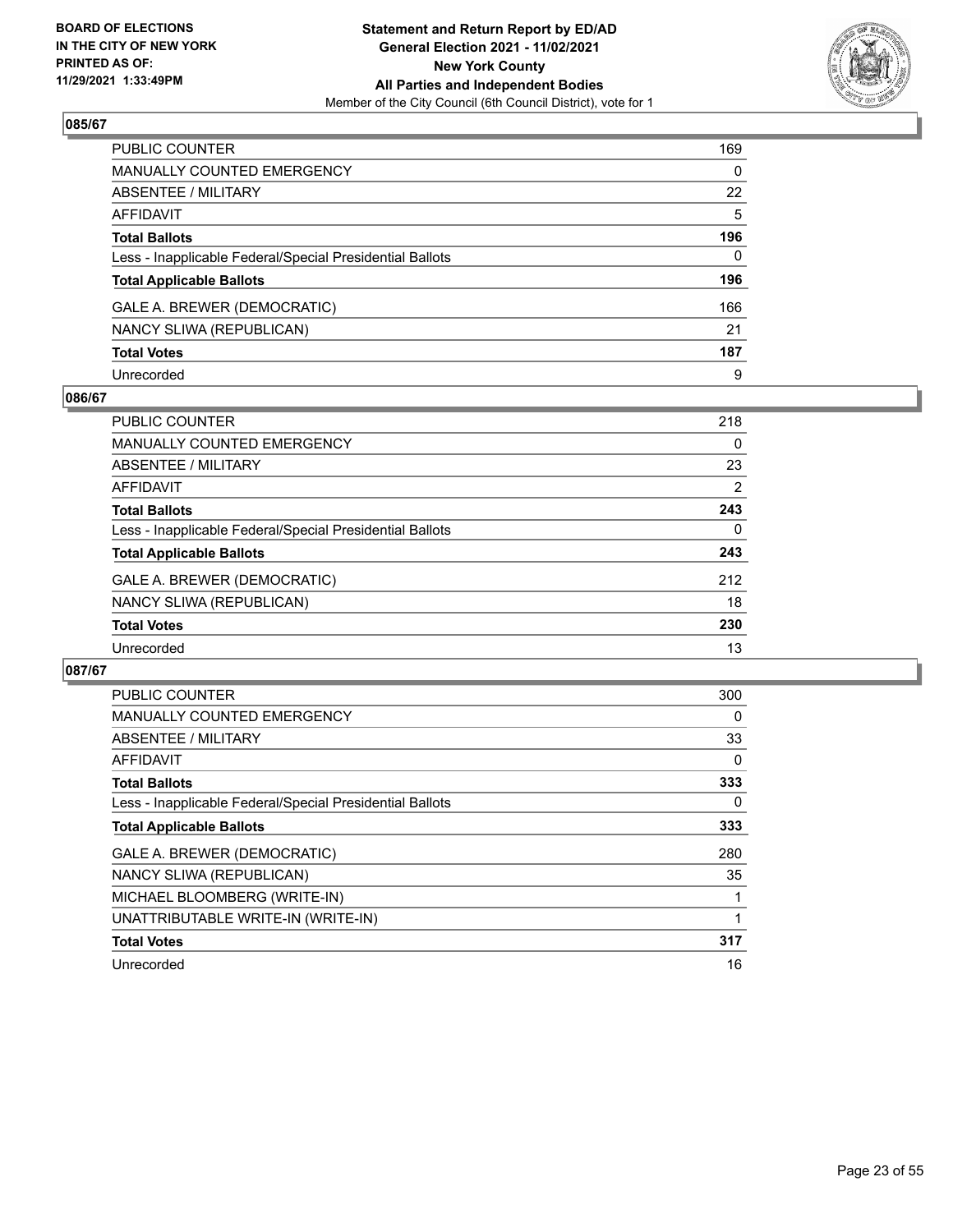BOARD OF ELECTIONS
IN THE CITY OF NEW YORK
PRINTED AS OF:
11/29/2021 1:33:49PM

**Statement and Return Report by ED/AD**
**General Election 2021 - 11/02/2021**
**New York County**
**All Parties and Independent Bodies**
Member of the City Council (6th Council District), vote for 1

## 085/67

| | |
|---|---|
| PUBLIC COUNTER | 169 |
| MANUALLY COUNTED EMERGENCY | 0 |
| ABSENTEE / MILITARY | 22 |
| AFFIDAVIT | 5 |
| **Total Ballots** | **196** |
| Less - Inapplicable Federal/Special Presidential Ballots | 0 |
| **Total Applicable Ballots** | **196** |
| GALE A. BREWER (DEMOCRATIC) | 166 |
| NANCY SLIWA (REPUBLICAN) | 21 |
| **Total Votes** | **187** |
| Unrecorded | 9 |

## 086/67

| | |
|---|---|
| PUBLIC COUNTER | 218 |
| MANUALLY COUNTED EMERGENCY | 0 |
| ABSENTEE / MILITARY | 23 |
| AFFIDAVIT | 2 |
| **Total Ballots** | **243** |
| Less - Inapplicable Federal/Special Presidential Ballots | 0 |
| **Total Applicable Ballots** | **243** |
| GALE A. BREWER (DEMOCRATIC) | 212 |
| NANCY SLIWA (REPUBLICAN) | 18 |
| **Total Votes** | **230** |
| Unrecorded | 13 |

## 087/67

| | |
|---|---|
| PUBLIC COUNTER | 300 |
| MANUALLY COUNTED EMERGENCY | 0 |
| ABSENTEE / MILITARY | 33 |
| AFFIDAVIT | 0 |
| **Total Ballots** | **333** |
| Less - Inapplicable Federal/Special Presidential Ballots | 0 |
| **Total Applicable Ballots** | **333** |
| GALE A. BREWER (DEMOCRATIC) | 280 |
| NANCY SLIWA (REPUBLICAN) | 35 |
| MICHAEL BLOOMBERG (WRITE-IN) | 1 |
| UNATTRIBUTABLE WRITE-IN (WRITE-IN) | 1 |
| **Total Votes** | **317** |
| Unrecorded | 16 |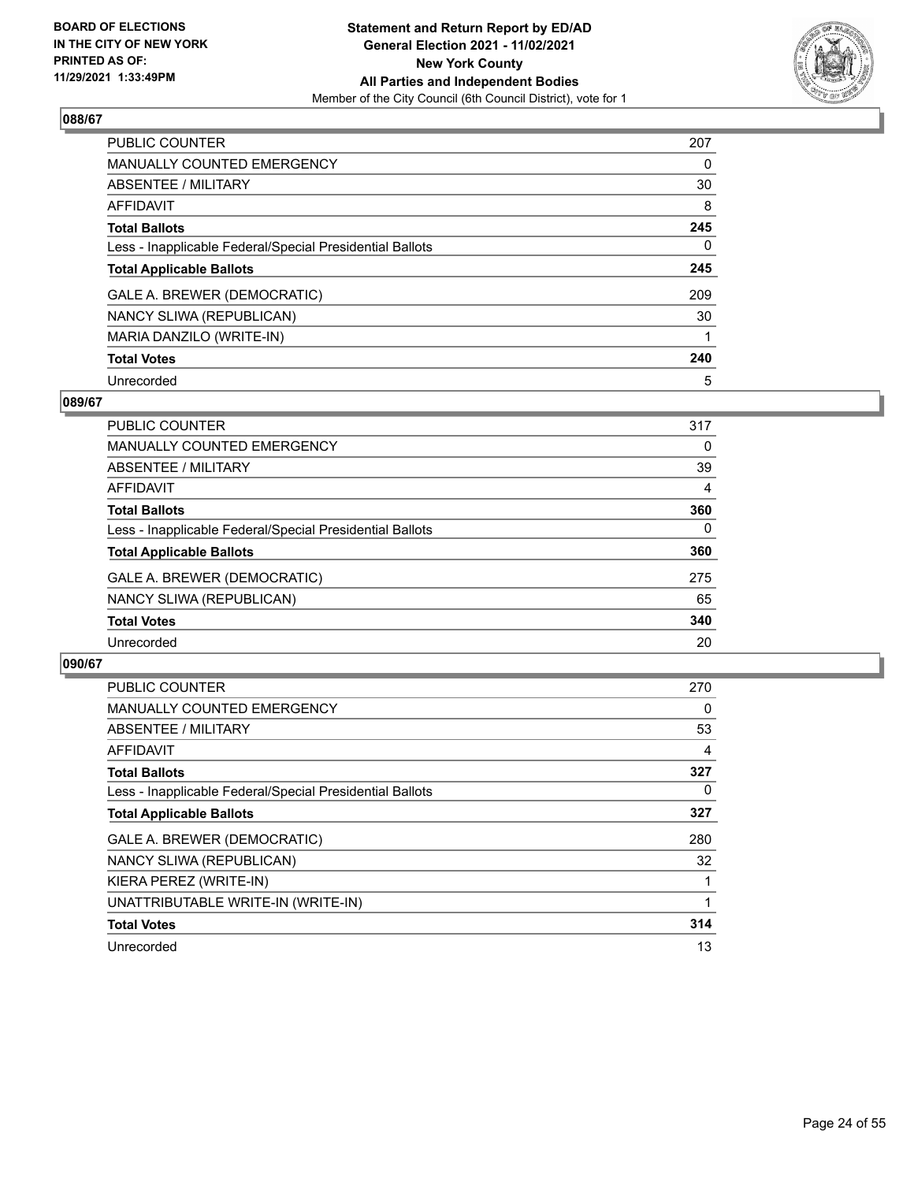**BOARD OF ELECTIONS IN THE CITY OF NEW YORK PRINTED AS OF: 11/29/2021 1:33:49PM**

**Statement and Return Report by ED/AD General Election 2021 - 11/02/2021 New York County All Parties and Independent Bodies**

Member of the City Council (6th Council District), vote for 1

### 088/67

| | |
|---|---|
| PUBLIC COUNTER | 207 |
| MANUALLY COUNTED EMERGENCY | 0 |
| ABSENTEE / MILITARY | 30 |
| AFFIDAVIT | 8 |
| **Total Ballots** | **245** |
| Less - Inapplicable Federal/Special Presidential Ballots | 0 |
| **Total Applicable Ballots** | **245** |
| GALE A. BREWER (DEMOCRATIC) | 209 |
| NANCY SLIWA (REPUBLICAN) | 30 |
| MARIA DANZILO (WRITE-IN) | 1 |
| **Total Votes** | **240** |
| Unrecorded | 5 |

### 089/67

| | |
|---|---|
| PUBLIC COUNTER | 317 |
| MANUALLY COUNTED EMERGENCY | 0 |
| ABSENTEE / MILITARY | 39 |
| AFFIDAVIT | 4 |
| **Total Ballots** | **360** |
| Less - Inapplicable Federal/Special Presidential Ballots | 0 |
| **Total Applicable Ballots** | **360** |
| GALE A. BREWER (DEMOCRATIC) | 275 |
| NANCY SLIWA (REPUBLICAN) | 65 |
| **Total Votes** | **340** |
| Unrecorded | 20 |

### 090/67

| | |
|---|---|
| PUBLIC COUNTER | 270 |
| MANUALLY COUNTED EMERGENCY | 0 |
| ABSENTEE / MILITARY | 53 |
| AFFIDAVIT | 4 |
| **Total Ballots** | **327** |
| Less - Inapplicable Federal/Special Presidential Ballots | 0 |
| **Total Applicable Ballots** | **327** |
| GALE A. BREWER (DEMOCRATIC) | 280 |
| NANCY SLIWA (REPUBLICAN) | 32 |
| KIERA PEREZ (WRITE-IN) | 1 |
| UNATTRIBUTABLE WRITE-IN (WRITE-IN) | 1 |
| **Total Votes** | **314** |
| Unrecorded | 13 |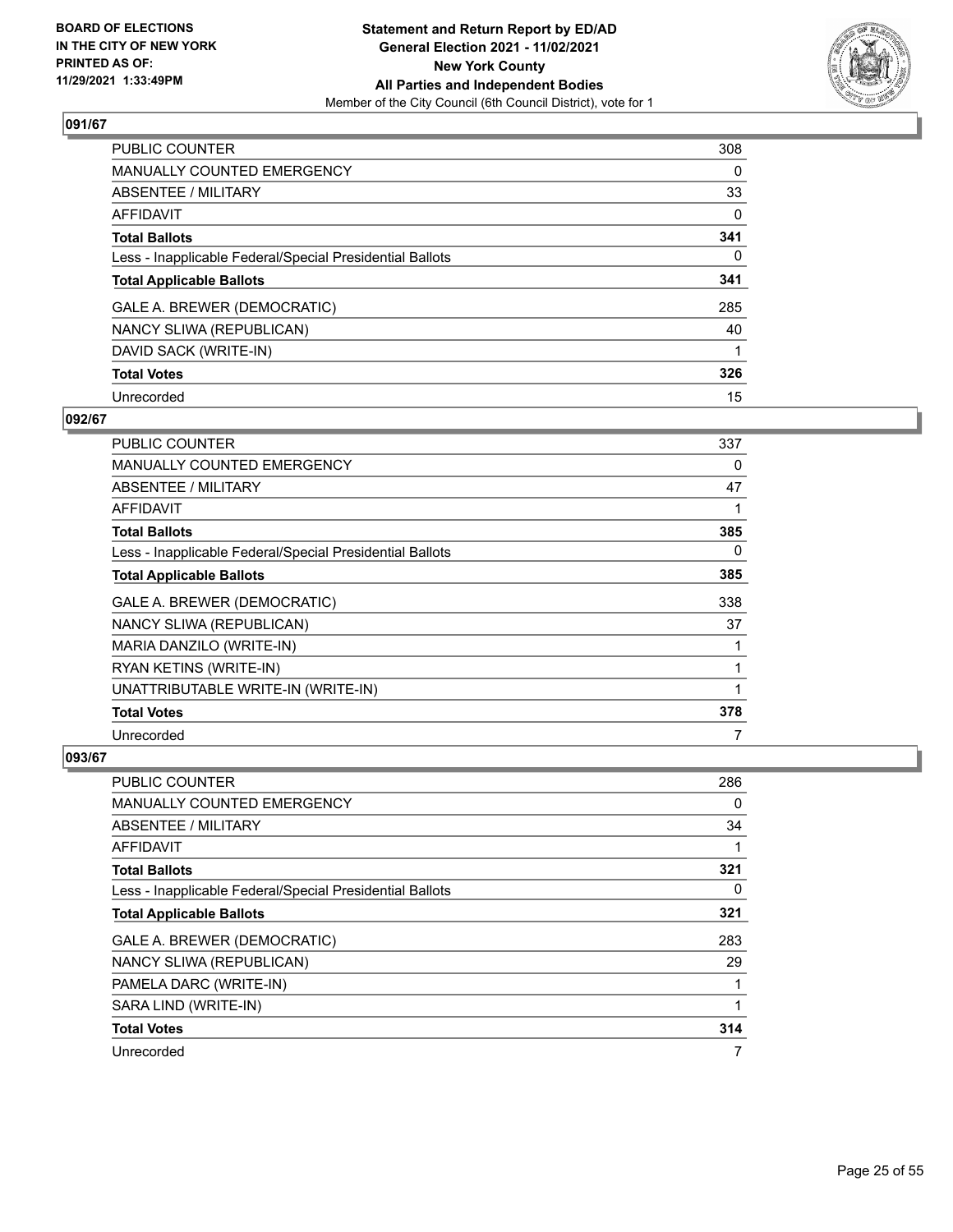**BOARD OF ELECTIONS IN THE CITY OF NEW YORK PRINTED AS OF: 11/29/2021 1:33:49PM**

**Statement and Return Report by ED/AD**
**General Election 2021 - 11/02/2021**
**New York County**
**All Parties and Independent Bodies**
Member of the City Council (6th Council District), vote for 1

## 091/67

| | |
|---|---|
| PUBLIC COUNTER | 308 |
| MANUALLY COUNTED EMERGENCY | 0 |
| ABSENTEE / MILITARY | 33 |
| AFFIDAVIT | 0 |
| **Total Ballots** | **341** |
| Less - Inapplicable Federal/Special Presidential Ballots | 0 |
| **Total Applicable Ballots** | **341** |
| GALE A. BREWER (DEMOCRATIC) | 285 |
| NANCY SLIWA (REPUBLICAN) | 40 |
| DAVID SACK (WRITE-IN) | 1 |
| **Total Votes** | **326** |
| Unrecorded | 15 |

## 092/67

| | |
|---|---|
| PUBLIC COUNTER | 337 |
| MANUALLY COUNTED EMERGENCY | 0 |
| ABSENTEE / MILITARY | 47 |
| AFFIDAVIT | 1 |
| **Total Ballots** | **385** |
| Less - Inapplicable Federal/Special Presidential Ballots | 0 |
| **Total Applicable Ballots** | **385** |
| GALE A. BREWER (DEMOCRATIC) | 338 |
| NANCY SLIWA (REPUBLICAN) | 37 |
| MARIA DANZILO (WRITE-IN) | 1 |
| RYAN KETINS (WRITE-IN) | 1 |
| UNATTRIBUTABLE WRITE-IN (WRITE-IN) | 1 |
| **Total Votes** | **378** |
| Unrecorded | 7 |

## 093/67

| | |
|---|---|
| PUBLIC COUNTER | 286 |
| MANUALLY COUNTED EMERGENCY | 0 |
| ABSENTEE / MILITARY | 34 |
| AFFIDAVIT | 1 |
| **Total Ballots** | **321** |
| Less - Inapplicable Federal/Special Presidential Ballots | 0 |
| **Total Applicable Ballots** | **321** |
| GALE A. BREWER (DEMOCRATIC) | 283 |
| NANCY SLIWA (REPUBLICAN) | 29 |
| PAMELA DARC (WRITE-IN) | 1 |
| SARA LIND (WRITE-IN) | 1 |
| **Total Votes** | **314** |
| Unrecorded | 7 |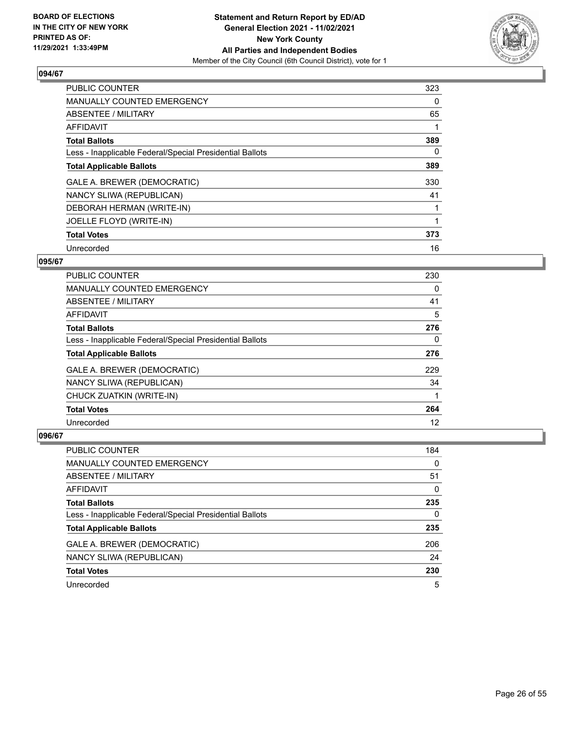**BOARD OF ELECTIONS IN THE CITY OF NEW YORK PRINTED AS OF: 11/29/2021 1:33:49PM**

**Statement and Return Report by ED/AD General Election 2021 - 11/02/2021 New York County All Parties and Independent Bodies**
Member of the City Council (6th Council District), vote for 1

### 094/67

| | |
|---|---|
| PUBLIC COUNTER | 323 |
| MANUALLY COUNTED EMERGENCY | 0 |
| ABSENTEE / MILITARY | 65 |
| AFFIDAVIT | 1 |
| **Total Ballots** | **389** |
| Less - Inapplicable Federal/Special Presidential Ballots | 0 |
| **Total Applicable Ballots** | **389** |
| GALE A. BREWER (DEMOCRATIC) | 330 |
| NANCY SLIWA (REPUBLICAN) | 41 |
| DEBORAH HERMAN (WRITE-IN) | 1 |
| JOELLE FLOYD (WRITE-IN) | 1 |
| **Total Votes** | **373** |
| Unrecorded | 16 |

### 095/67

| | |
|---|---|
| PUBLIC COUNTER | 230 |
| MANUALLY COUNTED EMERGENCY | 0 |
| ABSENTEE / MILITARY | 41 |
| AFFIDAVIT | 5 |
| **Total Ballots** | **276** |
| Less - Inapplicable Federal/Special Presidential Ballots | 0 |
| **Total Applicable Ballots** | **276** |
| GALE A. BREWER (DEMOCRATIC) | 229 |
| NANCY SLIWA (REPUBLICAN) | 34 |
| CHUCK ZUATKIN (WRITE-IN) | 1 |
| **Total Votes** | **264** |
| Unrecorded | 12 |

### 096/67

| | |
|---|---|
| PUBLIC COUNTER | 184 |
| MANUALLY COUNTED EMERGENCY | 0 |
| ABSENTEE / MILITARY | 51 |
| AFFIDAVIT | 0 |
| **Total Ballots** | **235** |
| Less - Inapplicable Federal/Special Presidential Ballots | 0 |
| **Total Applicable Ballots** | **235** |
| GALE A. BREWER (DEMOCRATIC) | 206 |
| NANCY SLIWA (REPUBLICAN) | 24 |
| **Total Votes** | **230** |
| Unrecorded | 5 |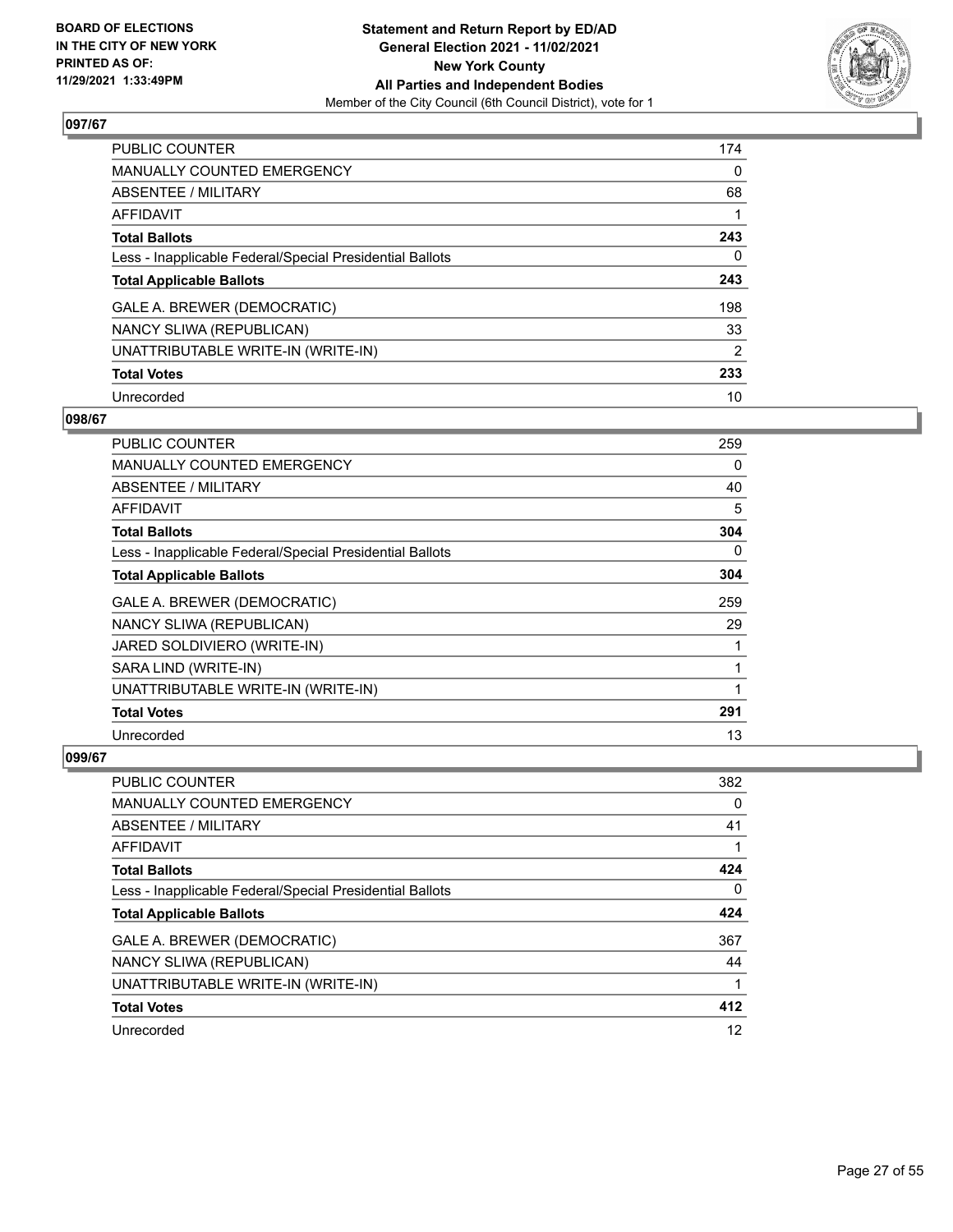## 097/67

| | |
|---|---|
| PUBLIC COUNTER | 174 |
| MANUALLY COUNTED EMERGENCY | 0 |
| ABSENTEE / MILITARY | 68 |
| AFFIDAVIT | 1 |
| **Total Ballots** | **243** |
| Less - Inapplicable Federal/Special Presidential Ballots | 0 |
| **Total Applicable Ballots** | **243** |
| GALE A. BREWER (DEMOCRATIC) | 198 |
| NANCY SLIWA (REPUBLICAN) | 33 |
| UNATTRIBUTABLE WRITE-IN (WRITE-IN) | 2 |
| **Total Votes** | **233** |
| Unrecorded | 10 |

## 098/67

| | |
|---|---|
| PUBLIC COUNTER | 259 |
| MANUALLY COUNTED EMERGENCY | 0 |
| ABSENTEE / MILITARY | 40 |
| AFFIDAVIT | 5 |
| **Total Ballots** | **304** |
| Less - Inapplicable Federal/Special Presidential Ballots | 0 |
| **Total Applicable Ballots** | **304** |
| GALE A. BREWER (DEMOCRATIC) | 259 |
| NANCY SLIWA (REPUBLICAN) | 29 |
| JARED SOLDIVIERO (WRITE-IN) | 1 |
| SARA LIND (WRITE-IN) | 1 |
| UNATTRIBUTABLE WRITE-IN (WRITE-IN) | 1 |
| **Total Votes** | **291** |
| Unrecorded | 13 |

## 099/67

| | |
|---|---|
| PUBLIC COUNTER | 382 |
| MANUALLY COUNTED EMERGENCY | 0 |
| ABSENTEE / MILITARY | 41 |
| AFFIDAVIT | 1 |
| **Total Ballots** | **424** |
| Less - Inapplicable Federal/Special Presidential Ballots | 0 |
| **Total Applicable Ballots** | **424** |
| GALE A. BREWER (DEMOCRATIC) | 367 |
| NANCY SLIWA (REPUBLICAN) | 44 |
| UNATTRIBUTABLE WRITE-IN (WRITE-IN) | 1 |
| **Total Votes** | **412** |
| Unrecorded | 12 |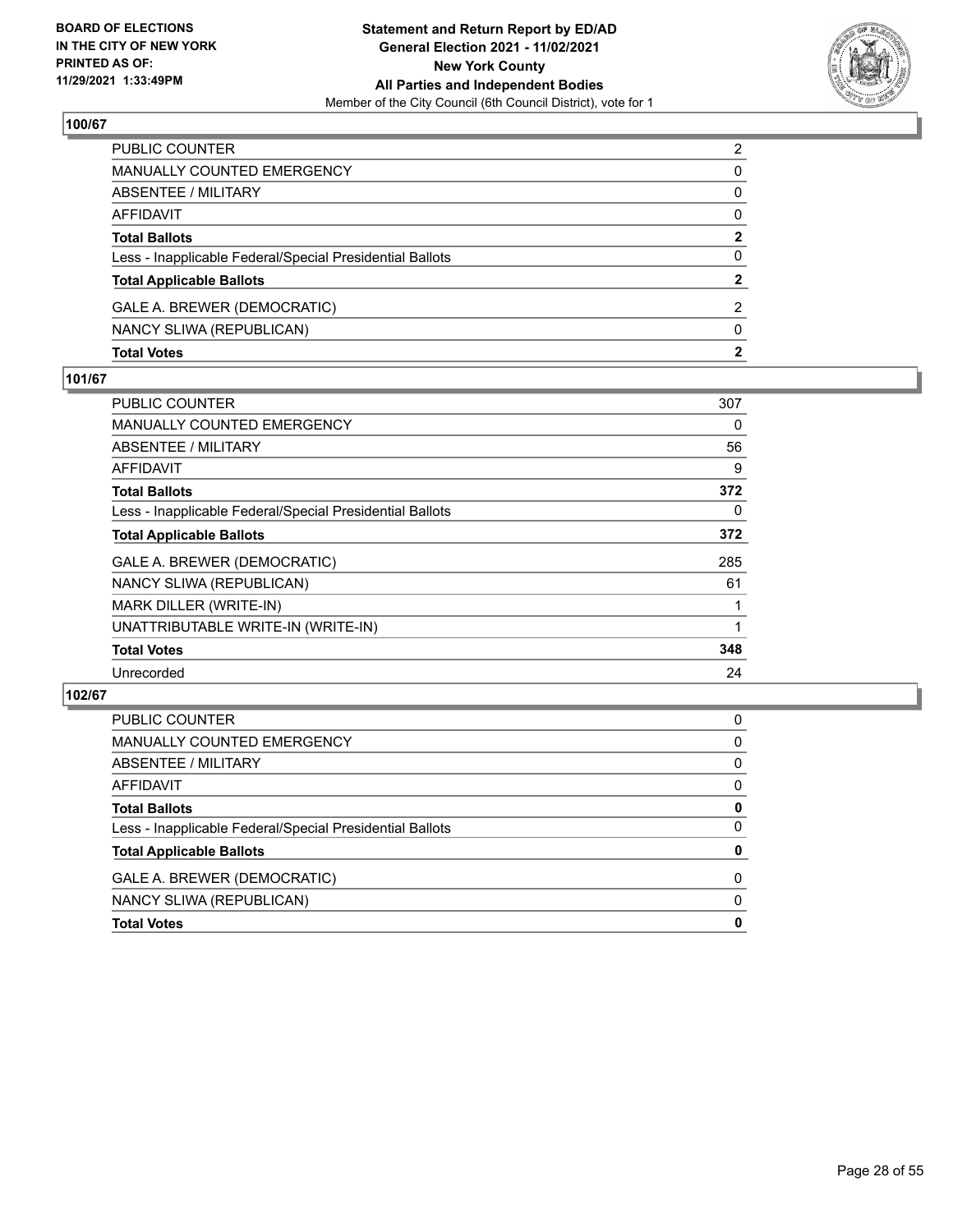BOARD OF ELECTIONS
IN THE CITY OF NEW YORK
PRINTED AS OF:
11/29/2021 1:33:49PM

**Statement and Return Report by ED/AD**
**General Election 2021 - 11/02/2021**
**New York County**
**All Parties and Independent Bodies**
Member of the City Council (6th Council District), vote for 1

### 100/67

| | |
|---|---|
| PUBLIC COUNTER | 2 |
| MANUALLY COUNTED EMERGENCY | 0 |
| ABSENTEE / MILITARY | 0 |
| AFFIDAVIT | 0 |
| **Total Ballots** | **2** |
| Less - Inapplicable Federal/Special Presidential Ballots | 0 |
| **Total Applicable Ballots** | **2** |
| GALE A. BREWER (DEMOCRATIC) | 2 |
| NANCY SLIWA (REPUBLICAN) | 0 |
| **Total Votes** | **2** |

### 101/67

| | |
|---|---|
| PUBLIC COUNTER | 307 |
| MANUALLY COUNTED EMERGENCY | 0 |
| ABSENTEE / MILITARY | 56 |
| AFFIDAVIT | 9 |
| **Total Ballots** | **372** |
| Less - Inapplicable Federal/Special Presidential Ballots | 0 |
| **Total Applicable Ballots** | **372** |
| GALE A. BREWER (DEMOCRATIC) | 285 |
| NANCY SLIWA (REPUBLICAN) | 61 |
| MARK DILLER (WRITE-IN) | 1 |
| UNATTRIBUTABLE WRITE-IN (WRITE-IN) | 1 |
| **Total Votes** | **348** |
| Unrecorded | 24 |

### 102/67

| | |
|---|---|
| PUBLIC COUNTER | 0 |
| MANUALLY COUNTED EMERGENCY | 0 |
| ABSENTEE / MILITARY | 0 |
| AFFIDAVIT | 0 |
| **Total Ballots** | **0** |
| Less - Inapplicable Federal/Special Presidential Ballots | 0 |
| **Total Applicable Ballots** | **0** |
| GALE A. BREWER (DEMOCRATIC) | 0 |
| NANCY SLIWA (REPUBLICAN) | 0 |
| **Total Votes** | **0** |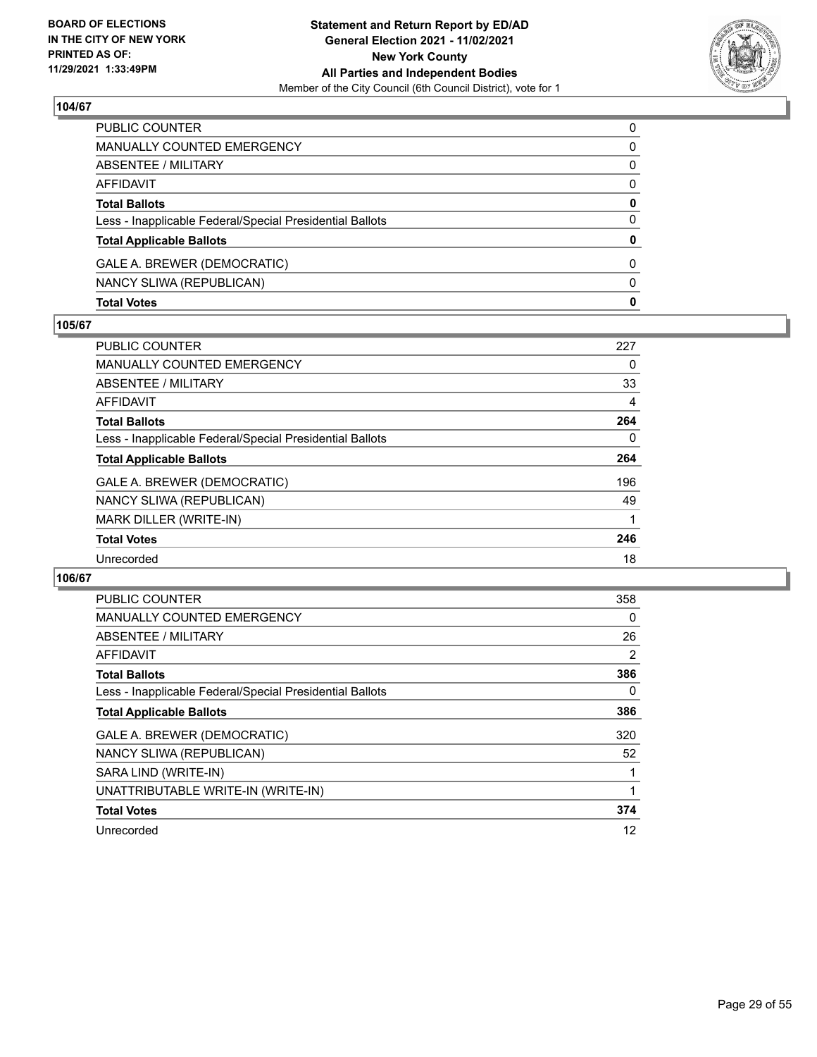BOARD OF ELECTIONS
IN THE CITY OF NEW YORK
PRINTED AS OF:
11/29/2021 1:33:49PM

**Statement and Return Report by ED/AD**
**General Election 2021 - 11/02/2021**
**New York County**
**All Parties and Independent Bodies**
Member of the City Council (6th Council District), vote for 1

### 104/67

| | |
|---|---|
| PUBLIC COUNTER | 0 |
| MANUALLY COUNTED EMERGENCY | 0 |
| ABSENTEE / MILITARY | 0 |
| AFFIDAVIT | 0 |
| **Total Ballots** | **0** |
| Less - Inapplicable Federal/Special Presidential Ballots | 0 |
| **Total Applicable Ballots** | **0** |
| GALE A. BREWER (DEMOCRATIC) | 0 |
| NANCY SLIWA (REPUBLICAN) | 0 |
| **Total Votes** | **0** |

### 105/67

| | |
|---|---|
| PUBLIC COUNTER | 227 |
| MANUALLY COUNTED EMERGENCY | 0 |
| ABSENTEE / MILITARY | 33 |
| AFFIDAVIT | 4 |
| **Total Ballots** | **264** |
| Less - Inapplicable Federal/Special Presidential Ballots | 0 |
| **Total Applicable Ballots** | **264** |
| GALE A. BREWER (DEMOCRATIC) | 196 |
| NANCY SLIWA (REPUBLICAN) | 49 |
| MARK DILLER (WRITE-IN) | 1 |
| **Total Votes** | **246** |
| Unrecorded | 18 |

### 106/67

| | |
|---|---|
| PUBLIC COUNTER | 358 |
| MANUALLY COUNTED EMERGENCY | 0 |
| ABSENTEE / MILITARY | 26 |
| AFFIDAVIT | 2 |
| **Total Ballots** | **386** |
| Less - Inapplicable Federal/Special Presidential Ballots | 0 |
| **Total Applicable Ballots** | **386** |
| GALE A. BREWER (DEMOCRATIC) | 320 |
| NANCY SLIWA (REPUBLICAN) | 52 |
| SARA LIND (WRITE-IN) | 1 |
| UNATTRIBUTABLE WRITE-IN (WRITE-IN) | 1 |
| **Total Votes** | **374** |
| Unrecorded | 12 |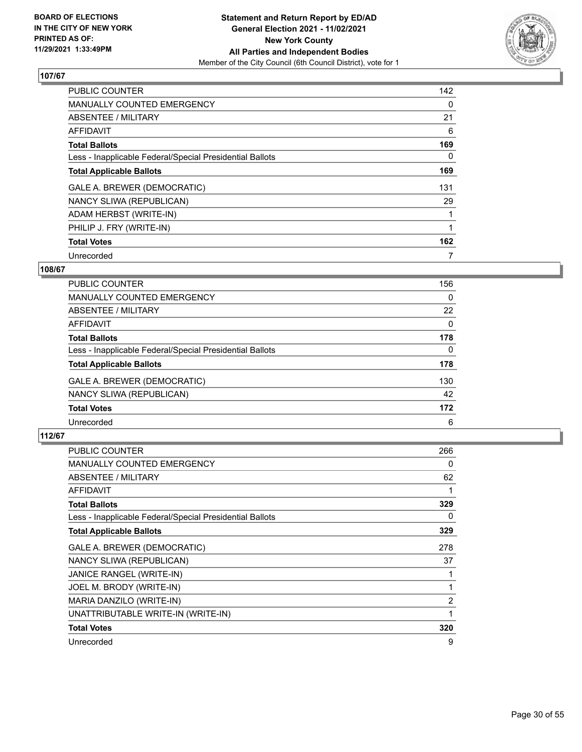**BOARD OF ELECTIONS IN THE CITY OF NEW YORK PRINTED AS OF: 11/29/2021 1:33:49PM**

**Statement and Return Report by ED/AD General Election 2021 - 11/02/2021 New York County All Parties and Independent Bodies**

Member of the City Council (6th Council District), vote for 1

### 107/67

| | |
|---|---|
| PUBLIC COUNTER | 142 |
| MANUALLY COUNTED EMERGENCY | 0 |
| ABSENTEE / MILITARY | 21 |
| AFFIDAVIT | 6 |
| **Total Ballots** | **169** |
| Less - Inapplicable Federal/Special Presidential Ballots | 0 |
| **Total Applicable Ballots** | **169** |
| GALE A. BREWER (DEMOCRATIC) | 131 |
| NANCY SLIWA (REPUBLICAN) | 29 |
| ADAM HERBST (WRITE-IN) | 1 |
| PHILIP J. FRY (WRITE-IN) | 1 |
| **Total Votes** | **162** |
| Unrecorded | 7 |

### 108/67

| | |
|---|---|
| PUBLIC COUNTER | 156 |
| MANUALLY COUNTED EMERGENCY | 0 |
| ABSENTEE / MILITARY | 22 |
| AFFIDAVIT | 0 |
| **Total Ballots** | **178** |
| Less - Inapplicable Federal/Special Presidential Ballots | 0 |
| **Total Applicable Ballots** | **178** |
| GALE A. BREWER (DEMOCRATIC) | 130 |
| NANCY SLIWA (REPUBLICAN) | 42 |
| **Total Votes** | **172** |
| Unrecorded | 6 |

### 112/67

| | |
|---|---|
| PUBLIC COUNTER | 266 |
| MANUALLY COUNTED EMERGENCY | 0 |
| ABSENTEE / MILITARY | 62 |
| AFFIDAVIT | 1 |
| **Total Ballots** | **329** |
| Less - Inapplicable Federal/Special Presidential Ballots | 0 |
| **Total Applicable Ballots** | **329** |
| GALE A. BREWER (DEMOCRATIC) | 278 |
| NANCY SLIWA (REPUBLICAN) | 37 |
| JANICE RANGEL (WRITE-IN) | 1 |
| JOEL M. BRODY (WRITE-IN) | 1 |
| MARIA DANZILO (WRITE-IN) | 2 |
| UNATTRIBUTABLE WRITE-IN (WRITE-IN) | 1 |
| **Total Votes** | **320** |
| Unrecorded | 9 |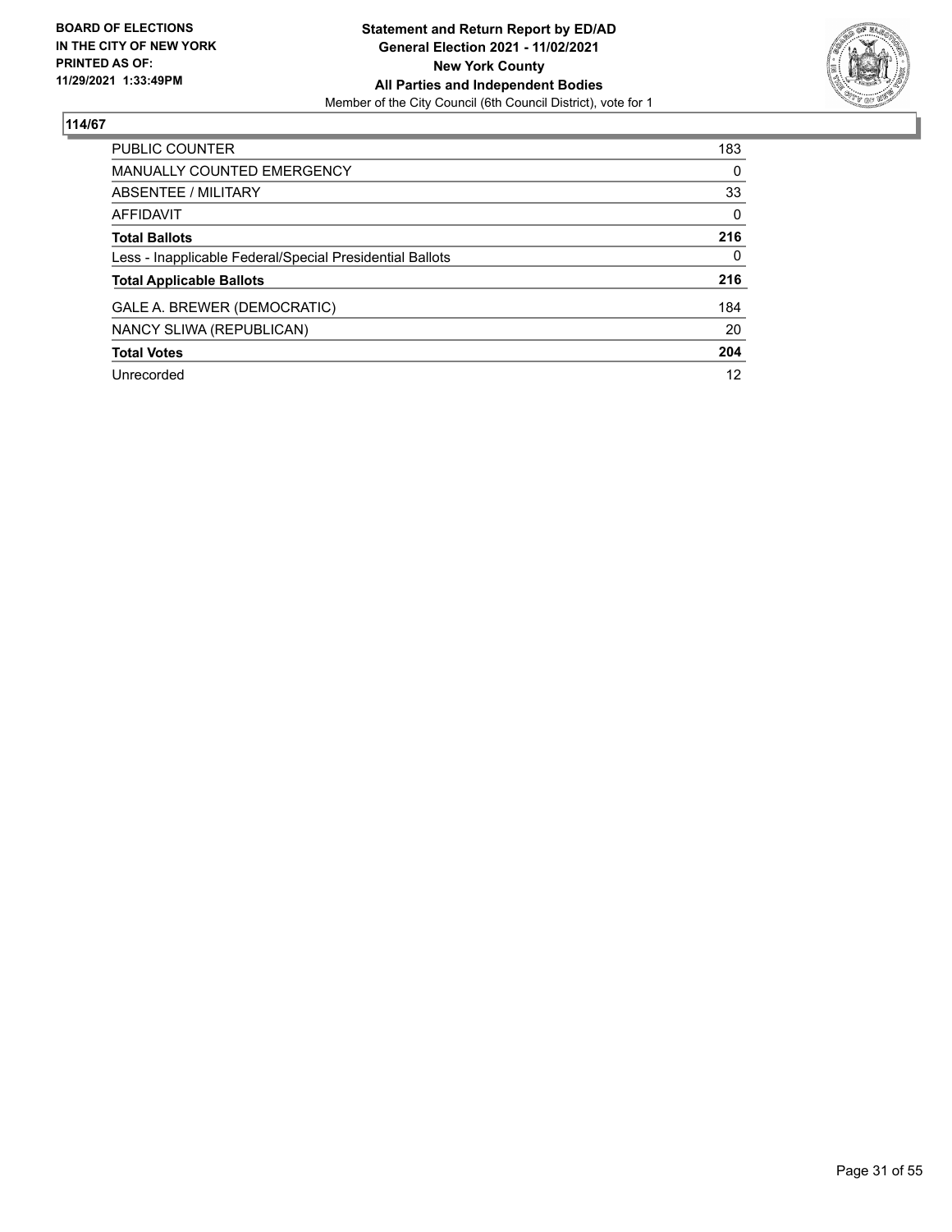**BOARD OF ELECTIONS IN THE CITY OF NEW YORK PRINTED AS OF: 11/29/2021 1:33:49PM**

**Statement and Return Report by ED/AD**
**General Election 2021 - 11/02/2021**
**New York County**
**All Parties and Independent Bodies**
Member of the City Council (6th Council District), vote for 1

## 114/67

| | |
|---|---|
| PUBLIC COUNTER | 183 |
| MANUALLY COUNTED EMERGENCY | 0 |
| ABSENTEE / MILITARY | 33 |
| AFFIDAVIT | 0 |
| **Total Ballots** | **216** |
| Less - Inapplicable Federal/Special Presidential Ballots | 0 |
| **Total Applicable Ballots** | **216** |
| GALE A. BREWER (DEMOCRATIC) | 184 |
| NANCY SLIWA (REPUBLICAN) | 20 |
| **Total Votes** | **204** |
| Unrecorded | 12 |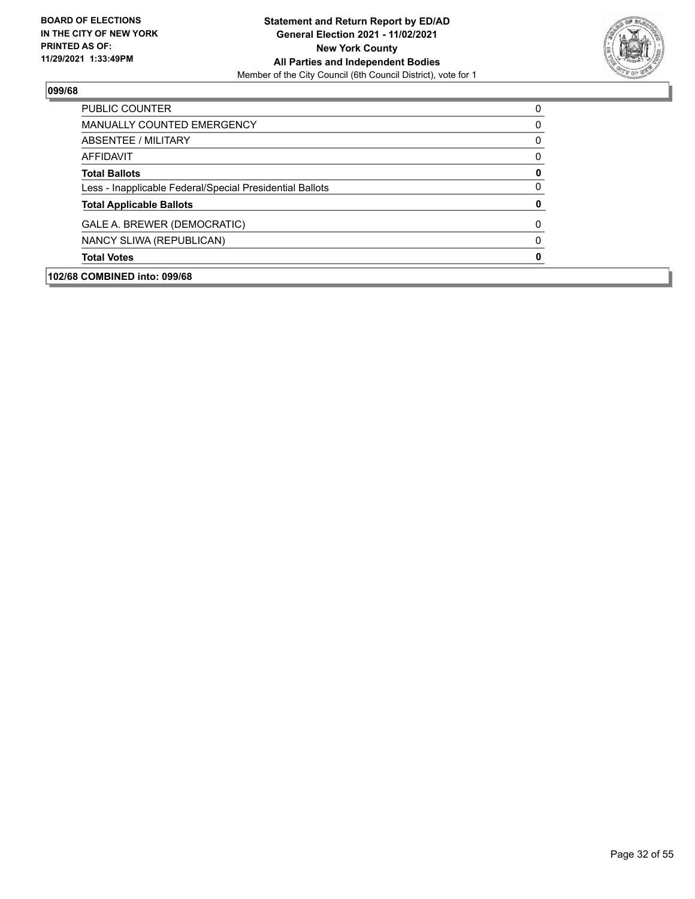## 099/68

| | |
|---|---|
| PUBLIC COUNTER | 0 |
| MANUALLY COUNTED EMERGENCY | 0 |
| ABSENTEE / MILITARY | 0 |
| AFFIDAVIT | 0 |
| **Total Ballots** | **0** |
| Less - Inapplicable Federal/Special Presidential Ballots | 0 |
| **Total Applicable Ballots** | **0** |
| GALE A. BREWER (DEMOCRATIC) | 0 |
| NANCY SLIWA (REPUBLICAN) | 0 |
| **Total Votes** | **0** |

**102/68 COMBINED into: 099/68**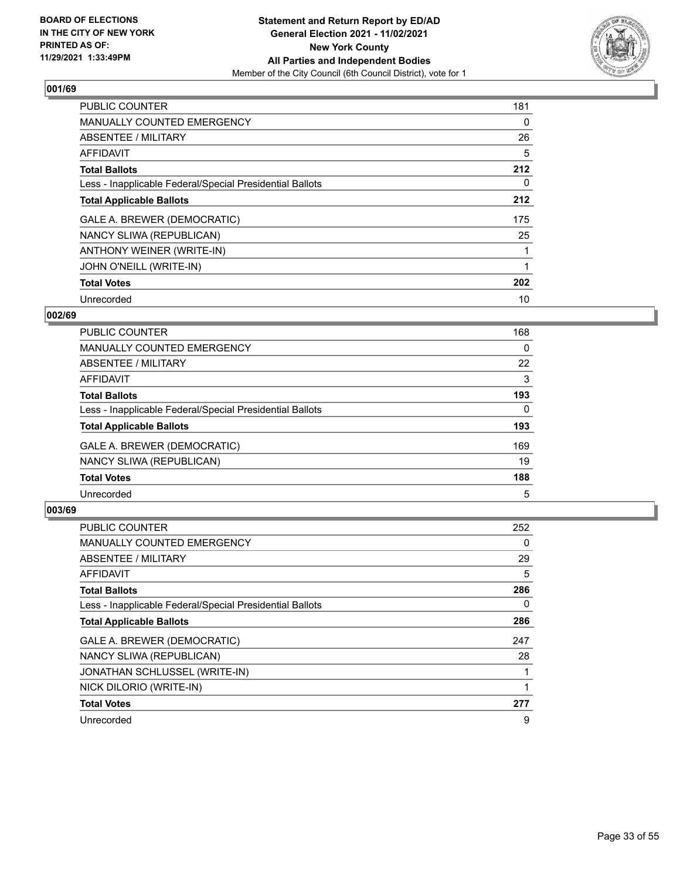BOARD OF ELECTIONS
IN THE CITY OF NEW YORK
PRINTED AS OF:
11/29/2021 1:33:49PM

**Statement and Return Report by ED/AD**
**General Election 2021 - 11/02/2021**
**New York County**
**All Parties and Independent Bodies**
Member of the City Council (6th Council District), vote for 1

## 001/69

| | |
|---|---|
| PUBLIC COUNTER | 181 |
| MANUALLY COUNTED EMERGENCY | 0 |
| ABSENTEE / MILITARY | 26 |
| AFFIDAVIT | 5 |
| **Total Ballots** | **212** |
| Less - Inapplicable Federal/Special Presidential Ballots | 0 |
| **Total Applicable Ballots** | **212** |
| GALE A. BREWER (DEMOCRATIC) | 175 |
| NANCY SLIWA (REPUBLICAN) | 25 |
| ANTHONY WEINER (WRITE-IN) | 1 |
| JOHN O'NEILL (WRITE-IN) | 1 |
| **Total Votes** | **202** |
| Unrecorded | 10 |

## 002/69

| | |
|---|---|
| PUBLIC COUNTER | 168 |
| MANUALLY COUNTED EMERGENCY | 0 |
| ABSENTEE / MILITARY | 22 |
| AFFIDAVIT | 3 |
| **Total Ballots** | **193** |
| Less - Inapplicable Federal/Special Presidential Ballots | 0 |
| **Total Applicable Ballots** | **193** |
| GALE A. BREWER (DEMOCRATIC) | 169 |
| NANCY SLIWA (REPUBLICAN) | 19 |
| **Total Votes** | **188** |
| Unrecorded | 5 |

## 003/69

| | |
|---|---|
| PUBLIC COUNTER | 252 |
| MANUALLY COUNTED EMERGENCY | 0 |
| ABSENTEE / MILITARY | 29 |
| AFFIDAVIT | 5 |
| **Total Ballots** | **286** |
| Less - Inapplicable Federal/Special Presidential Ballots | 0 |
| **Total Applicable Ballots** | **286** |
| GALE A. BREWER (DEMOCRATIC) | 247 |
| NANCY SLIWA (REPUBLICAN) | 28 |
| JONATHAN SCHLUSSEL (WRITE-IN) | 1 |
| NICK DILORIO (WRITE-IN) | 1 |
| **Total Votes** | **277** |
| Unrecorded | 9 |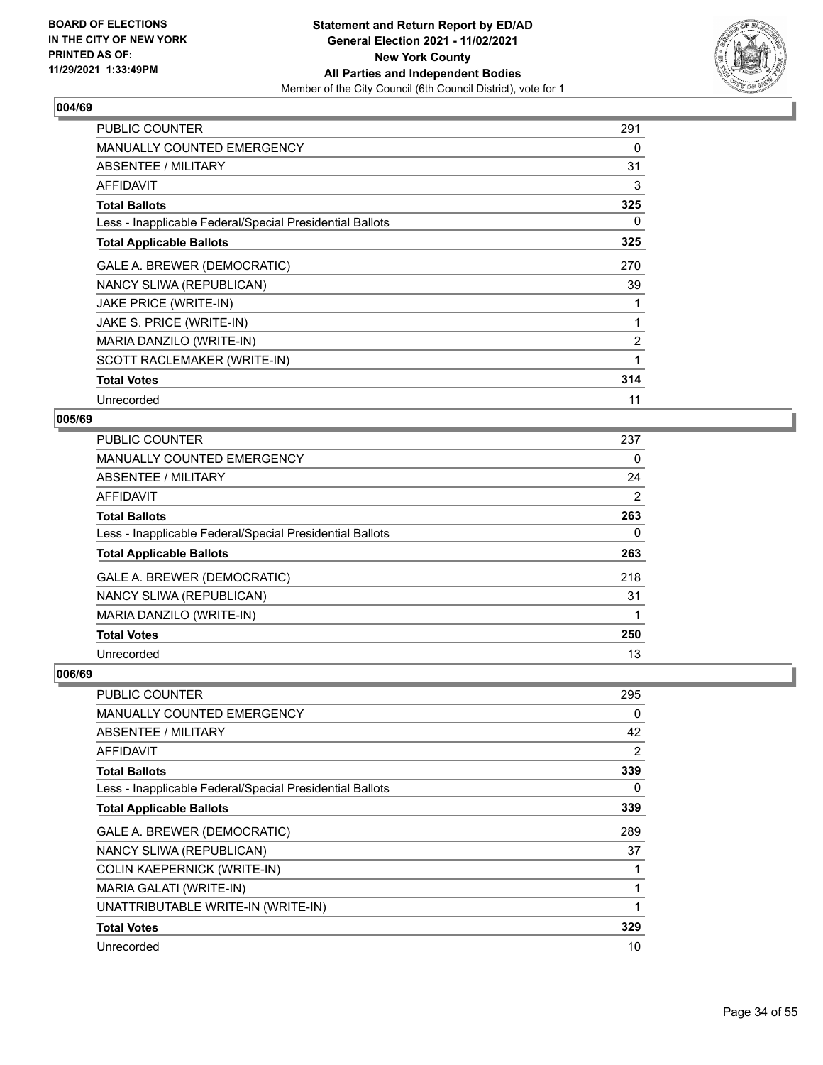**BOARD OF ELECTIONS IN THE CITY OF NEW YORK PRINTED AS OF: 11/29/2021 1:33:49PM**

**Statement and Return Report by ED/AD General Election 2021 - 11/02/2021 New York County All Parties and Independent Bodies**
Member of the City Council (6th Council District), vote for 1

### 004/69

| | |
|---|---|
| PUBLIC COUNTER | 291 |
| MANUALLY COUNTED EMERGENCY | 0 |
| ABSENTEE / MILITARY | 31 |
| AFFIDAVIT | 3 |
| **Total Ballots** | **325** |
| Less - Inapplicable Federal/Special Presidential Ballots | 0 |
| **Total Applicable Ballots** | **325** |
| GALE A. BREWER (DEMOCRATIC) | 270 |
| NANCY SLIWA (REPUBLICAN) | 39 |
| JAKE PRICE (WRITE-IN) | 1 |
| JAKE S. PRICE (WRITE-IN) | 1 |
| MARIA DANZILO (WRITE-IN) | 2 |
| SCOTT RACLEMAKER (WRITE-IN) | 1 |
| **Total Votes** | **314** |
| Unrecorded | 11 |

### 005/69

| | |
|---|---|
| PUBLIC COUNTER | 237 |
| MANUALLY COUNTED EMERGENCY | 0 |
| ABSENTEE / MILITARY | 24 |
| AFFIDAVIT | 2 |
| **Total Ballots** | **263** |
| Less - Inapplicable Federal/Special Presidential Ballots | 0 |
| **Total Applicable Ballots** | **263** |
| GALE A. BREWER (DEMOCRATIC) | 218 |
| NANCY SLIWA (REPUBLICAN) | 31 |
| MARIA DANZILO (WRITE-IN) | 1 |
| **Total Votes** | **250** |
| Unrecorded | 13 |

### 006/69

| | |
|---|---|
| PUBLIC COUNTER | 295 |
| MANUALLY COUNTED EMERGENCY | 0 |
| ABSENTEE / MILITARY | 42 |
| AFFIDAVIT | 2 |
| **Total Ballots** | **339** |
| Less - Inapplicable Federal/Special Presidential Ballots | 0 |
| **Total Applicable Ballots** | **339** |
| GALE A. BREWER (DEMOCRATIC) | 289 |
| NANCY SLIWA (REPUBLICAN) | 37 |
| COLIN KAEPERNICK (WRITE-IN) | 1 |
| MARIA GALATI (WRITE-IN) | 1 |
| UNATTRIBUTABLE WRITE-IN (WRITE-IN) | 1 |
| **Total Votes** | **329** |
| Unrecorded | 10 |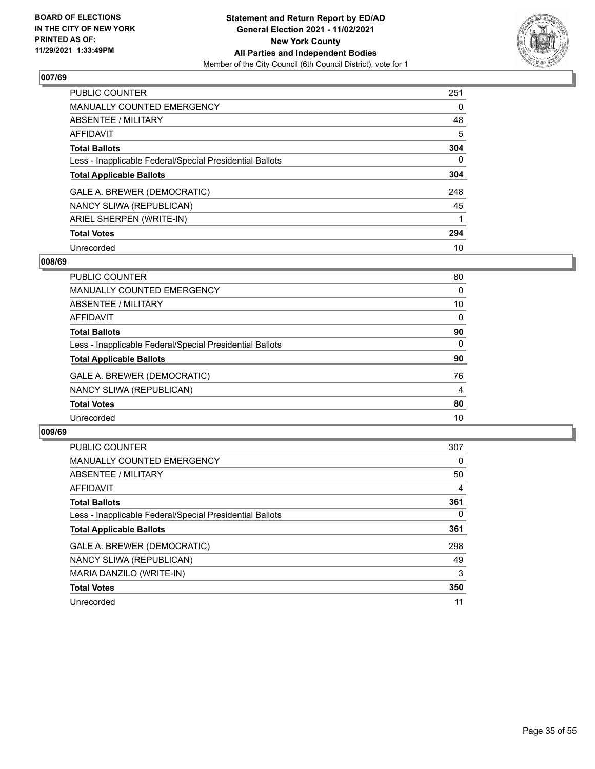**BOARD OF ELECTIONS IN THE CITY OF NEW YORK PRINTED AS OF: 11/29/2021 1:33:49PM**

**Statement and Return Report by ED/AD General Election 2021 - 11/02/2021 New York County All Parties and Independent Bodies**
Member of the City Council (6th Council District), vote for 1

## 007/69

| | |
|---|---|
| PUBLIC COUNTER | 251 |
| MANUALLY COUNTED EMERGENCY | 0 |
| ABSENTEE / MILITARY | 48 |
| AFFIDAVIT | 5 |
| **Total Ballots** | **304** |
| Less - Inapplicable Federal/Special Presidential Ballots | 0 |
| **Total Applicable Ballots** | **304** |
| GALE A. BREWER (DEMOCRATIC) | 248 |
| NANCY SLIWA (REPUBLICAN) | 45 |
| ARIEL SHERPEN (WRITE-IN) | 1 |
| **Total Votes** | **294** |
| Unrecorded | 10 |

## 008/69

| | |
|---|---|
| PUBLIC COUNTER | 80 |
| MANUALLY COUNTED EMERGENCY | 0 |
| ABSENTEE / MILITARY | 10 |
| AFFIDAVIT | 0 |
| **Total Ballots** | **90** |
| Less - Inapplicable Federal/Special Presidential Ballots | 0 |
| **Total Applicable Ballots** | **90** |
| GALE A. BREWER (DEMOCRATIC) | 76 |
| NANCY SLIWA (REPUBLICAN) | 4 |
| **Total Votes** | **80** |
| Unrecorded | 10 |

## 009/69

| | |
|---|---|
| PUBLIC COUNTER | 307 |
| MANUALLY COUNTED EMERGENCY | 0 |
| ABSENTEE / MILITARY | 50 |
| AFFIDAVIT | 4 |
| **Total Ballots** | **361** |
| Less - Inapplicable Federal/Special Presidential Ballots | 0 |
| **Total Applicable Ballots** | **361** |
| GALE A. BREWER (DEMOCRATIC) | 298 |
| NANCY SLIWA (REPUBLICAN) | 49 |
| MARIA DANZILO (WRITE-IN) | 3 |
| **Total Votes** | **350** |
| Unrecorded | 11 |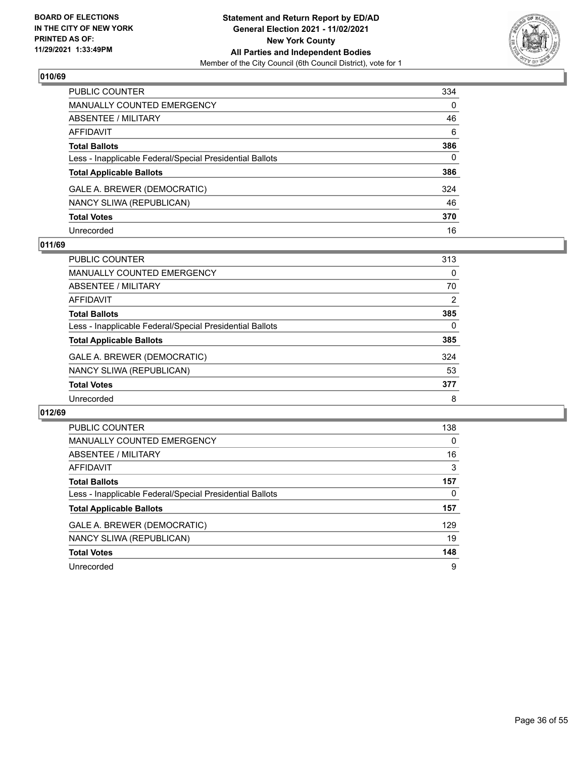**BOARD OF ELECTIONS IN THE CITY OF NEW YORK PRINTED AS OF: 11/29/2021 1:33:49PM**

**Statement and Return Report by ED/AD General Election 2021 - 11/02/2021 New York County All Parties and Independent Bodies**
Member of the City Council (6th Council District), vote for 1

### 010/69

| | |
|---|---|
| PUBLIC COUNTER | 334 |
| MANUALLY COUNTED EMERGENCY | 0 |
| ABSENTEE / MILITARY | 46 |
| AFFIDAVIT | 6 |
| **Total Ballots** | **386** |
| Less - Inapplicable Federal/Special Presidential Ballots | 0 |
| **Total Applicable Ballots** | **386** |
| GALE A. BREWER (DEMOCRATIC) | 324 |
| NANCY SLIWA (REPUBLICAN) | 46 |
| **Total Votes** | **370** |
| Unrecorded | 16 |

### 011/69

| | |
|---|---|
| PUBLIC COUNTER | 313 |
| MANUALLY COUNTED EMERGENCY | 0 |
| ABSENTEE / MILITARY | 70 |
| AFFIDAVIT | 2 |
| **Total Ballots** | **385** |
| Less - Inapplicable Federal/Special Presidential Ballots | 0 |
| **Total Applicable Ballots** | **385** |
| GALE A. BREWER (DEMOCRATIC) | 324 |
| NANCY SLIWA (REPUBLICAN) | 53 |
| **Total Votes** | **377** |
| Unrecorded | 8 |

### 012/69

| | |
|---|---|
| PUBLIC COUNTER | 138 |
| MANUALLY COUNTED EMERGENCY | 0 |
| ABSENTEE / MILITARY | 16 |
| AFFIDAVIT | 3 |
| **Total Ballots** | **157** |
| Less - Inapplicable Federal/Special Presidential Ballots | 0 |
| **Total Applicable Ballots** | **157** |
| GALE A. BREWER (DEMOCRATIC) | 129 |
| NANCY SLIWA (REPUBLICAN) | 19 |
| **Total Votes** | **148** |
| Unrecorded | 9 |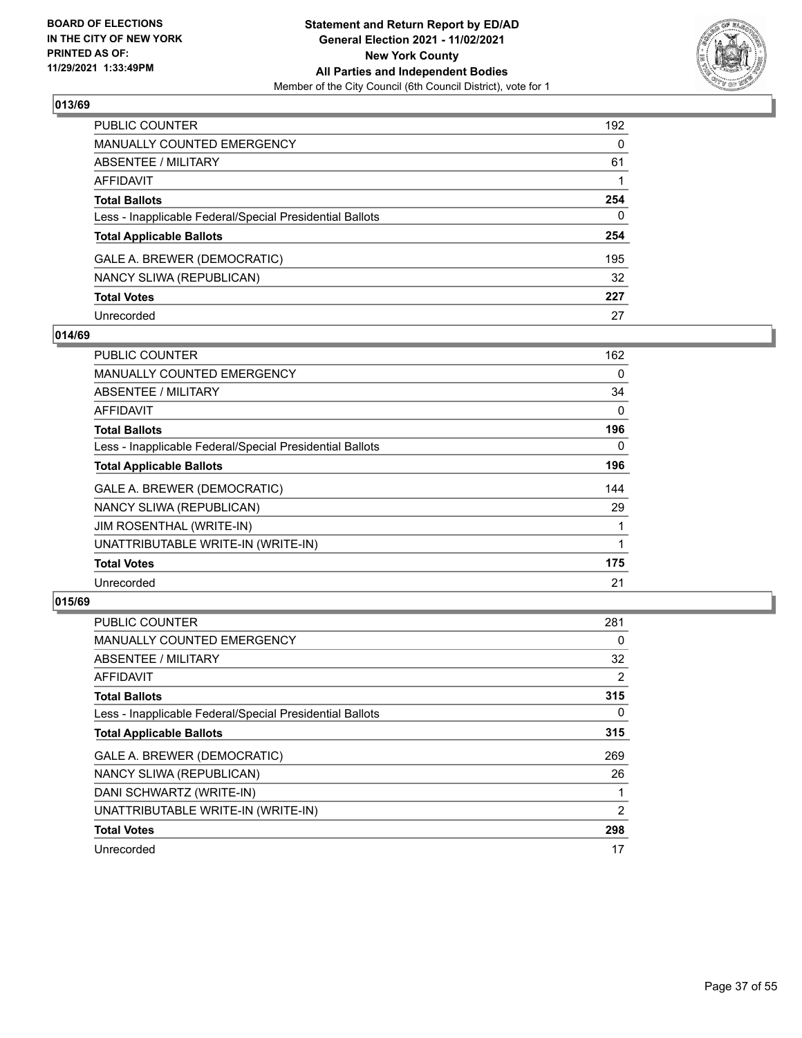**BOARD OF ELECTIONS IN THE CITY OF NEW YORK PRINTED AS OF: 11/29/2021 1:33:49PM**

**Statement and Return Report by ED/AD General Election 2021 - 11/02/2021 New York County All Parties and Independent Bodies**

Member of the City Council (6th Council District), vote for 1

### 013/69

| | |
|---|---|
| PUBLIC COUNTER | 192 |
| MANUALLY COUNTED EMERGENCY | 0 |
| ABSENTEE / MILITARY | 61 |
| AFFIDAVIT | 1 |
| **Total Ballots** | **254** |
| Less - Inapplicable Federal/Special Presidential Ballots | 0 |
| **Total Applicable Ballots** | **254** |
| GALE A. BREWER (DEMOCRATIC) | 195 |
| NANCY SLIWA (REPUBLICAN) | 32 |
| **Total Votes** | **227** |
| Unrecorded | 27 |

### 014/69

| | |
|---|---|
| PUBLIC COUNTER | 162 |
| MANUALLY COUNTED EMERGENCY | 0 |
| ABSENTEE / MILITARY | 34 |
| AFFIDAVIT | 0 |
| **Total Ballots** | **196** |
| Less - Inapplicable Federal/Special Presidential Ballots | 0 |
| **Total Applicable Ballots** | **196** |
| GALE A. BREWER (DEMOCRATIC) | 144 |
| NANCY SLIWA (REPUBLICAN) | 29 |
| JIM ROSENTHAL (WRITE-IN) | 1 |
| UNATTRIBUTABLE WRITE-IN (WRITE-IN) | 1 |
| **Total Votes** | **175** |
| Unrecorded | 21 |

### 015/69

| | |
|---|---|
| PUBLIC COUNTER | 281 |
| MANUALLY COUNTED EMERGENCY | 0 |
| ABSENTEE / MILITARY | 32 |
| AFFIDAVIT | 2 |
| **Total Ballots** | **315** |
| Less - Inapplicable Federal/Special Presidential Ballots | 0 |
| **Total Applicable Ballots** | **315** |
| GALE A. BREWER (DEMOCRATIC) | 269 |
| NANCY SLIWA (REPUBLICAN) | 26 |
| DANI SCHWARTZ (WRITE-IN) | 1 |
| UNATTRIBUTABLE WRITE-IN (WRITE-IN) | 2 |
| **Total Votes** | **298** |
| Unrecorded | 17 |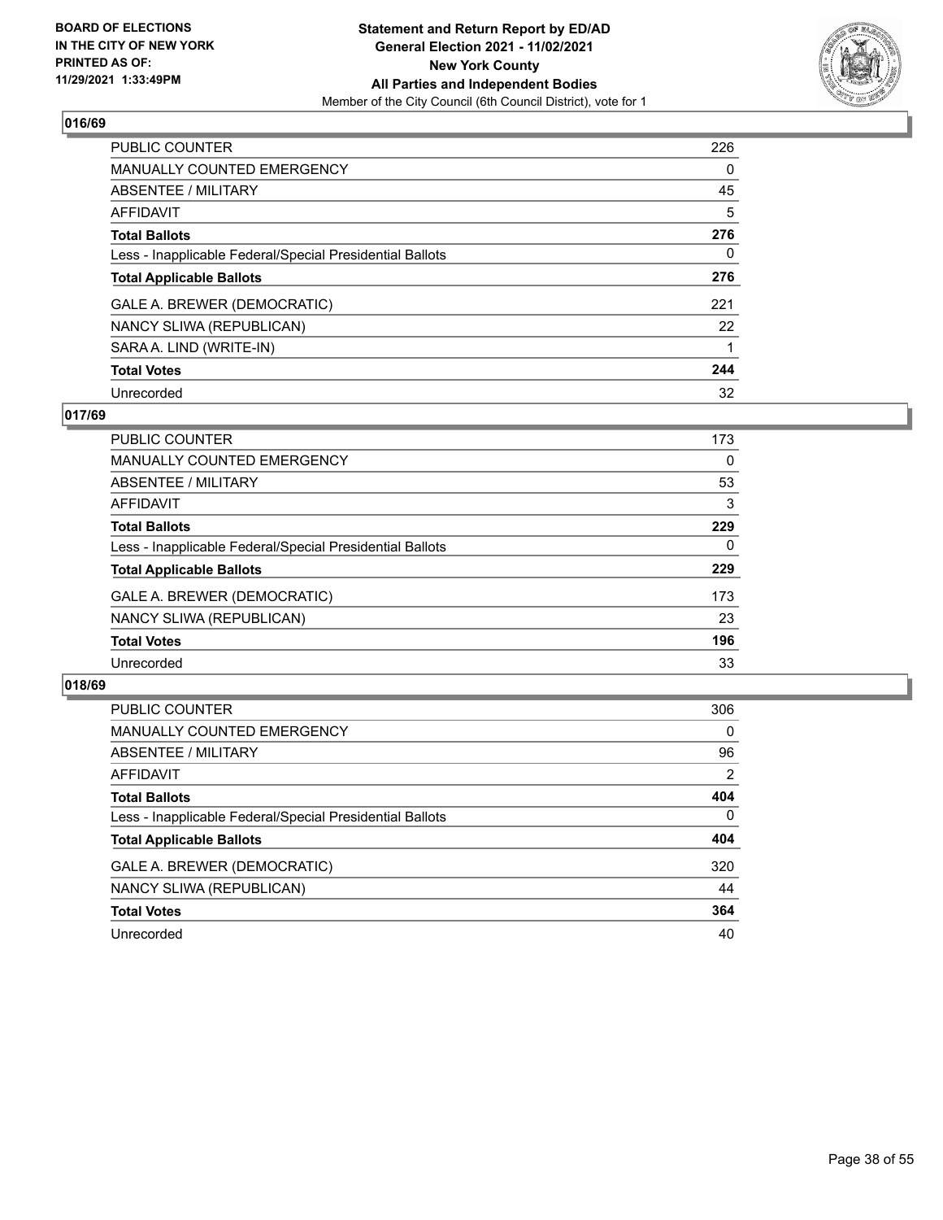## 016/69

| | |
|---|---|
| PUBLIC COUNTER | 226 |
| MANUALLY COUNTED EMERGENCY | 0 |
| ABSENTEE / MILITARY | 45 |
| AFFIDAVIT | 5 |
| **Total Ballots** | **276** |
| Less - Inapplicable Federal/Special Presidential Ballots | 0 |
| **Total Applicable Ballots** | **276** |
| GALE A. BREWER (DEMOCRATIC) | 221 |
| NANCY SLIWA (REPUBLICAN) | 22 |
| SARA A. LIND (WRITE-IN) | 1 |
| **Total Votes** | **244** |
| Unrecorded | 32 |

## 017/69

| | |
|---|---|
| PUBLIC COUNTER | 173 |
| MANUALLY COUNTED EMERGENCY | 0 |
| ABSENTEE / MILITARY | 53 |
| AFFIDAVIT | 3 |
| **Total Ballots** | **229** |
| Less - Inapplicable Federal/Special Presidential Ballots | 0 |
| **Total Applicable Ballots** | **229** |
| GALE A. BREWER (DEMOCRATIC) | 173 |
| NANCY SLIWA (REPUBLICAN) | 23 |
| **Total Votes** | **196** |
| Unrecorded | 33 |

## 018/69

| | |
|---|---|
| PUBLIC COUNTER | 306 |
| MANUALLY COUNTED EMERGENCY | 0 |
| ABSENTEE / MILITARY | 96 |
| AFFIDAVIT | 2 |
| **Total Ballots** | **404** |
| Less - Inapplicable Federal/Special Presidential Ballots | 0 |
| **Total Applicable Ballots** | **404** |
| GALE A. BREWER (DEMOCRATIC) | 320 |
| NANCY SLIWA (REPUBLICAN) | 44 |
| **Total Votes** | **364** |
| Unrecorded | 40 |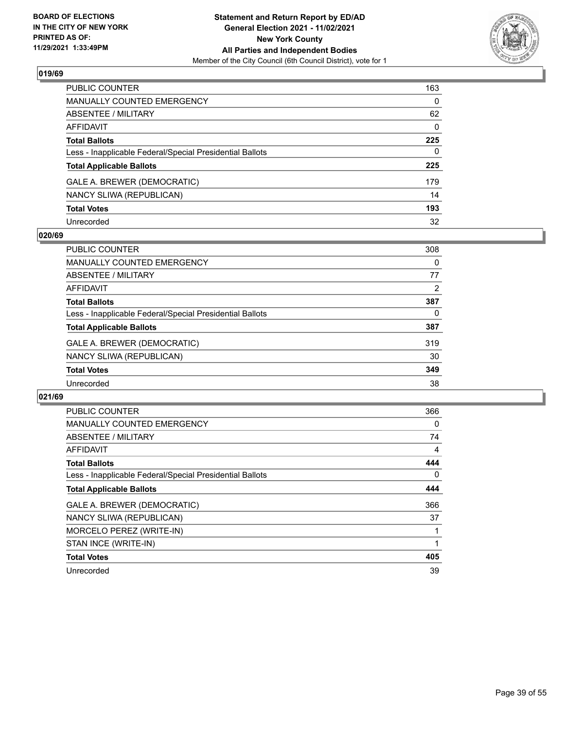**BOARD OF ELECTIONS IN THE CITY OF NEW YORK PRINTED AS OF: 11/29/2021 1:33:49PM**

**Statement and Return Report by ED/AD General Election 2021 - 11/02/2021 New York County All Parties and Independent Bodies**
Member of the City Council (6th Council District), vote for 1

## 019/69

| | |
|---|---|
| PUBLIC COUNTER | 163 |
| MANUALLY COUNTED EMERGENCY | 0 |
| ABSENTEE / MILITARY | 62 |
| AFFIDAVIT | 0 |
| **Total Ballots** | **225** |
| Less - Inapplicable Federal/Special Presidential Ballots | 0 |
| **Total Applicable Ballots** | **225** |
| GALE A. BREWER (DEMOCRATIC) | 179 |
| NANCY SLIWA (REPUBLICAN) | 14 |
| **Total Votes** | **193** |
| Unrecorded | 32 |

## 020/69

| | |
|---|---|
| PUBLIC COUNTER | 308 |
| MANUALLY COUNTED EMERGENCY | 0 |
| ABSENTEE / MILITARY | 77 |
| AFFIDAVIT | 2 |
| **Total Ballots** | **387** |
| Less - Inapplicable Federal/Special Presidential Ballots | 0 |
| **Total Applicable Ballots** | **387** |
| GALE A. BREWER (DEMOCRATIC) | 319 |
| NANCY SLIWA (REPUBLICAN) | 30 |
| **Total Votes** | **349** |
| Unrecorded | 38 |

## 021/69

| | |
|---|---|
| PUBLIC COUNTER | 366 |
| MANUALLY COUNTED EMERGENCY | 0 |
| ABSENTEE / MILITARY | 74 |
| AFFIDAVIT | 4 |
| **Total Ballots** | **444** |
| Less - Inapplicable Federal/Special Presidential Ballots | 0 |
| **Total Applicable Ballots** | **444** |
| GALE A. BREWER (DEMOCRATIC) | 366 |
| NANCY SLIWA (REPUBLICAN) | 37 |
| MORCELO PEREZ (WRITE-IN) | 1 |
| STAN INCE (WRITE-IN) | 1 |
| **Total Votes** | **405** |
| Unrecorded | 39 |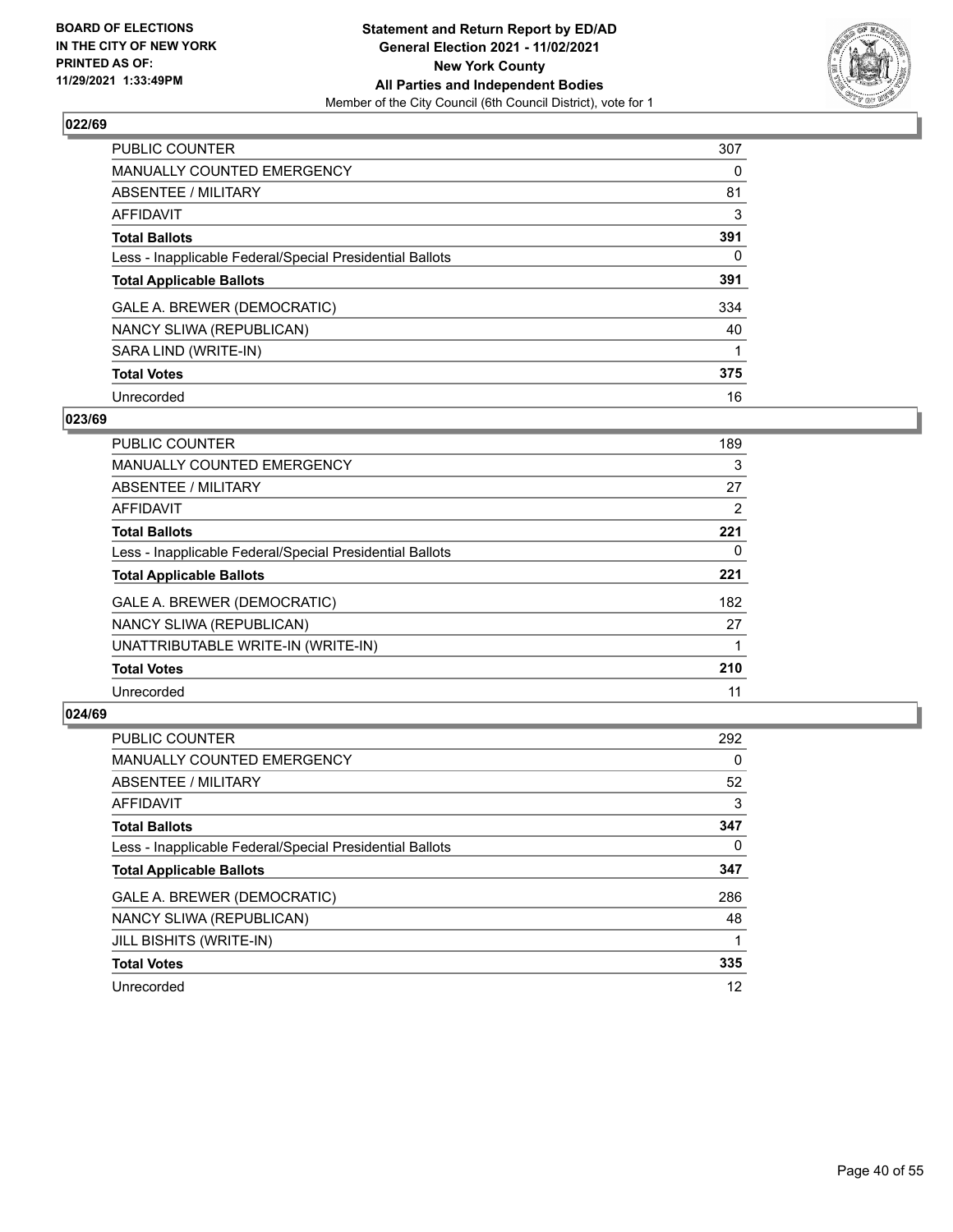BOARD OF ELECTIONS
IN THE CITY OF NEW YORK
PRINTED AS OF:
11/29/2021 1:33:49PM

**Statement and Return Report by ED/AD**
**General Election 2021 - 11/02/2021**
**New York County**
**All Parties and Independent Bodies**
Member of the City Council (6th Council District), vote for 1

### 022/69

| | |
|---|---|
| PUBLIC COUNTER | 307 |
| MANUALLY COUNTED EMERGENCY | 0 |
| ABSENTEE / MILITARY | 81 |
| AFFIDAVIT | 3 |
| **Total Ballots** | **391** |
| Less - Inapplicable Federal/Special Presidential Ballots | 0 |
| **Total Applicable Ballots** | **391** |
| GALE A. BREWER (DEMOCRATIC) | 334 |
| NANCY SLIWA (REPUBLICAN) | 40 |
| SARA LIND (WRITE-IN) | 1 |
| **Total Votes** | **375** |
| Unrecorded | 16 |

### 023/69

| | |
|---|---|
| PUBLIC COUNTER | 189 |
| MANUALLY COUNTED EMERGENCY | 3 |
| ABSENTEE / MILITARY | 27 |
| AFFIDAVIT | 2 |
| **Total Ballots** | **221** |
| Less - Inapplicable Federal/Special Presidential Ballots | 0 |
| **Total Applicable Ballots** | **221** |
| GALE A. BREWER (DEMOCRATIC) | 182 |
| NANCY SLIWA (REPUBLICAN) | 27 |
| UNATTRIBUTABLE WRITE-IN (WRITE-IN) | 1 |
| **Total Votes** | **210** |
| Unrecorded | 11 |

### 024/69

| | |
|---|---|
| PUBLIC COUNTER | 292 |
| MANUALLY COUNTED EMERGENCY | 0 |
| ABSENTEE / MILITARY | 52 |
| AFFIDAVIT | 3 |
| **Total Ballots** | **347** |
| Less - Inapplicable Federal/Special Presidential Ballots | 0 |
| **Total Applicable Ballots** | **347** |
| GALE A. BREWER (DEMOCRATIC) | 286 |
| NANCY SLIWA (REPUBLICAN) | 48 |
| JILL BISHITS (WRITE-IN) | 1 |
| **Total Votes** | **335** |
| Unrecorded | 12 |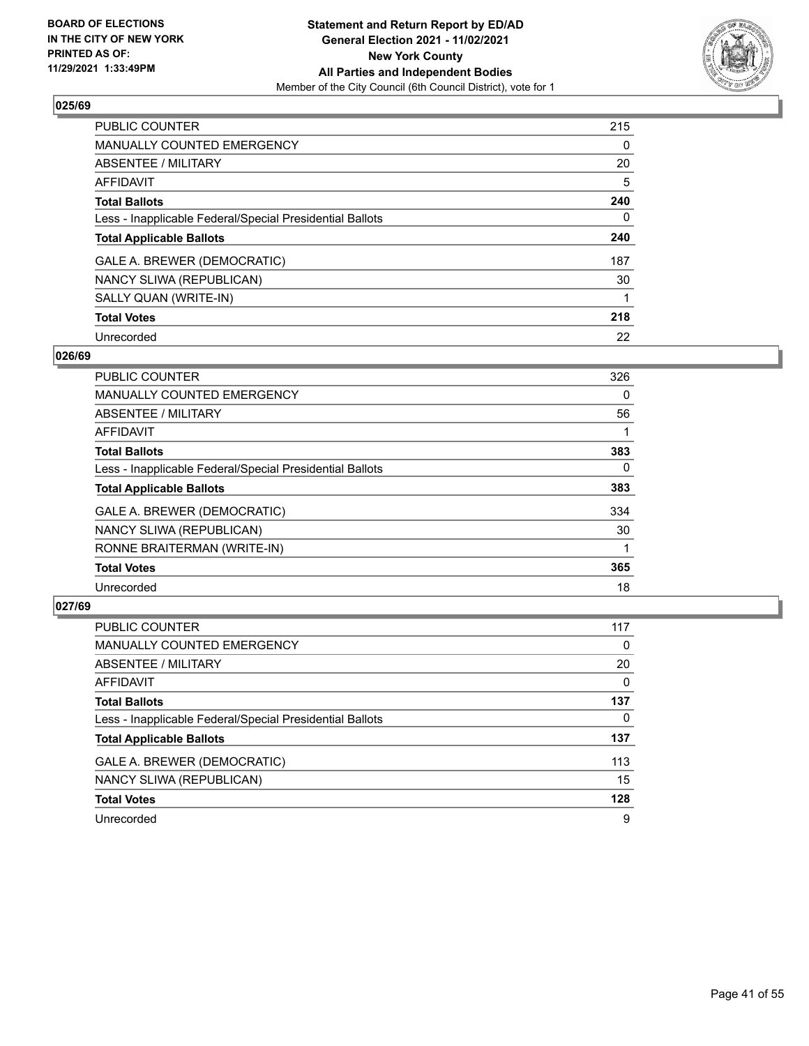**BOARD OF ELECTIONS IN THE CITY OF NEW YORK PRINTED AS OF: 11/29/2021 1:33:49PM**

**Statement and Return Report by ED/AD General Election 2021 - 11/02/2021 New York County All Parties and Independent Bodies**
Member of the City Council (6th Council District), vote for 1

### 025/69

| | |
|---|---|
| PUBLIC COUNTER | 215 |
| MANUALLY COUNTED EMERGENCY | 0 |
| ABSENTEE / MILITARY | 20 |
| AFFIDAVIT | 5 |
| **Total Ballots** | **240** |
| Less - Inapplicable Federal/Special Presidential Ballots | 0 |
| **Total Applicable Ballots** | **240** |
| GALE A. BREWER (DEMOCRATIC) | 187 |
| NANCY SLIWA (REPUBLICAN) | 30 |
| SALLY QUAN (WRITE-IN) | 1 |
| **Total Votes** | **218** |
| Unrecorded | 22 |

### 026/69

| | |
|---|---|
| PUBLIC COUNTER | 326 |
| MANUALLY COUNTED EMERGENCY | 0 |
| ABSENTEE / MILITARY | 56 |
| AFFIDAVIT | 1 |
| **Total Ballots** | **383** |
| Less - Inapplicable Federal/Special Presidential Ballots | 0 |
| **Total Applicable Ballots** | **383** |
| GALE A. BREWER (DEMOCRATIC) | 334 |
| NANCY SLIWA (REPUBLICAN) | 30 |
| RONNE BRAITERMAN (WRITE-IN) | 1 |
| **Total Votes** | **365** |
| Unrecorded | 18 |

### 027/69

| | |
|---|---|
| PUBLIC COUNTER | 117 |
| MANUALLY COUNTED EMERGENCY | 0 |
| ABSENTEE / MILITARY | 20 |
| AFFIDAVIT | 0 |
| **Total Ballots** | **137** |
| Less - Inapplicable Federal/Special Presidential Ballots | 0 |
| **Total Applicable Ballots** | **137** |
| GALE A. BREWER (DEMOCRATIC) | 113 |
| NANCY SLIWA (REPUBLICAN) | 15 |
| **Total Votes** | **128** |
| Unrecorded | 9 |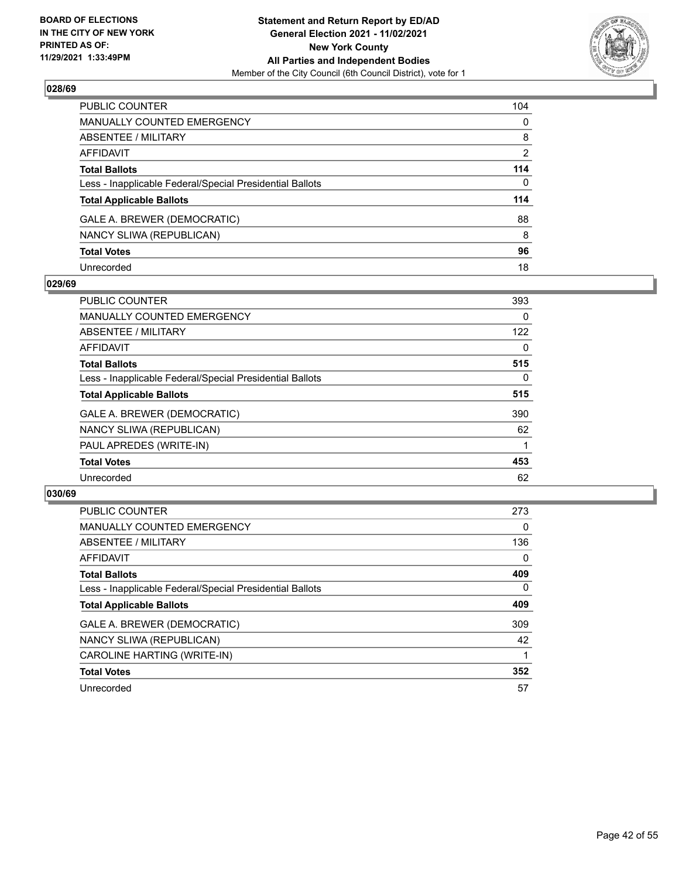**Statement and Return Report by ED/AD**
**General Election 2021 - 11/02/2021**
**New York County**
**All Parties and Independent Bodies**
Member of the City Council (6th Council District), vote for 1

BOARD OF ELECTIONS
IN THE CITY OF NEW YORK
PRINTED AS OF:
11/29/2021 1:33:49PM

### 028/69

| | |
|---|---|
| PUBLIC COUNTER | 104 |
| MANUALLY COUNTED EMERGENCY | 0 |
| ABSENTEE / MILITARY | 8 |
| AFFIDAVIT | 2 |
| **Total Ballots** | **114** |
| Less - Inapplicable Federal/Special Presidential Ballots | 0 |
| **Total Applicable Ballots** | **114** |
| GALE A. BREWER (DEMOCRATIC) | 88 |
| NANCY SLIWA (REPUBLICAN) | 8 |
| **Total Votes** | **96** |
| Unrecorded | 18 |

### 029/69

| | |
|---|---|
| PUBLIC COUNTER | 393 |
| MANUALLY COUNTED EMERGENCY | 0 |
| ABSENTEE / MILITARY | 122 |
| AFFIDAVIT | 0 |
| **Total Ballots** | **515** |
| Less - Inapplicable Federal/Special Presidential Ballots | 0 |
| **Total Applicable Ballots** | **515** |
| GALE A. BREWER (DEMOCRATIC) | 390 |
| NANCY SLIWA (REPUBLICAN) | 62 |
| PAUL APREDES (WRITE-IN) | 1 |
| **Total Votes** | **453** |
| Unrecorded | 62 |

### 030/69

| | |
|---|---|
| PUBLIC COUNTER | 273 |
| MANUALLY COUNTED EMERGENCY | 0 |
| ABSENTEE / MILITARY | 136 |
| AFFIDAVIT | 0 |
| **Total Ballots** | **409** |
| Less - Inapplicable Federal/Special Presidential Ballots | 0 |
| **Total Applicable Ballots** | **409** |
| GALE A. BREWER (DEMOCRATIC) | 309 |
| NANCY SLIWA (REPUBLICAN) | 42 |
| CAROLINE HARTING (WRITE-IN) | 1 |
| **Total Votes** | **352** |
| Unrecorded | 57 |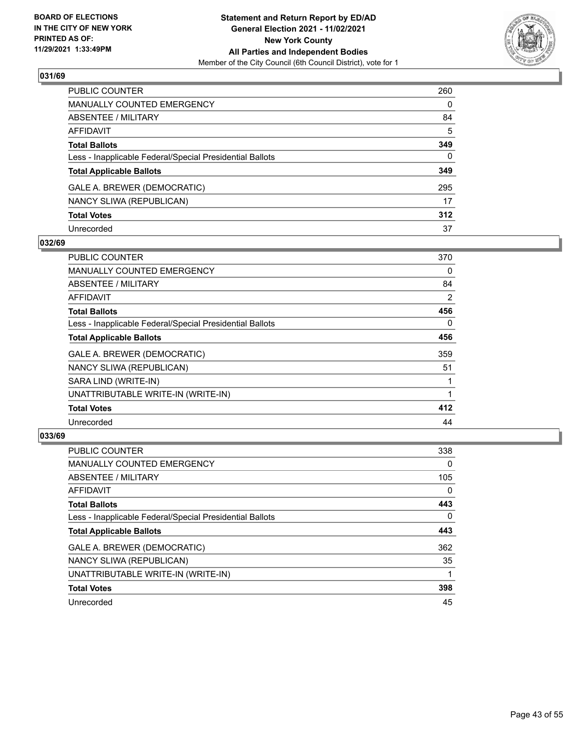BOARD OF ELECTIONS
IN THE CITY OF NEW YORK
PRINTED AS OF:
11/29/2021 1:33:49PM

**Statement and Return Report by ED/AD**
**General Election 2021 - 11/02/2021**
**New York County**
**All Parties and Independent Bodies**
Member of the City Council (6th Council District), vote for 1

### 031/69

| | |
|---|---|
| PUBLIC COUNTER | 260 |
| MANUALLY COUNTED EMERGENCY | 0 |
| ABSENTEE / MILITARY | 84 |
| AFFIDAVIT | 5 |
| **Total Ballots** | **349** |
| Less - Inapplicable Federal/Special Presidential Ballots | 0 |
| **Total Applicable Ballots** | **349** |
| GALE A. BREWER (DEMOCRATIC) | 295 |
| NANCY SLIWA (REPUBLICAN) | 17 |
| **Total Votes** | **312** |
| Unrecorded | 37 |

### 032/69

| | |
|---|---|
| PUBLIC COUNTER | 370 |
| MANUALLY COUNTED EMERGENCY | 0 |
| ABSENTEE / MILITARY | 84 |
| AFFIDAVIT | 2 |
| **Total Ballots** | **456** |
| Less - Inapplicable Federal/Special Presidential Ballots | 0 |
| **Total Applicable Ballots** | **456** |
| GALE A. BREWER (DEMOCRATIC) | 359 |
| NANCY SLIWA (REPUBLICAN) | 51 |
| SARA LIND (WRITE-IN) | 1 |
| UNATTRIBUTABLE WRITE-IN (WRITE-IN) | 1 |
| **Total Votes** | **412** |
| Unrecorded | 44 |

### 033/69

| | |
|---|---|
| PUBLIC COUNTER | 338 |
| MANUALLY COUNTED EMERGENCY | 0 |
| ABSENTEE / MILITARY | 105 |
| AFFIDAVIT | 0 |
| **Total Ballots** | **443** |
| Less - Inapplicable Federal/Special Presidential Ballots | 0 |
| **Total Applicable Ballots** | **443** |
| GALE A. BREWER (DEMOCRATIC) | 362 |
| NANCY SLIWA (REPUBLICAN) | 35 |
| UNATTRIBUTABLE WRITE-IN (WRITE-IN) | 1 |
| **Total Votes** | **398** |
| Unrecorded | 45 |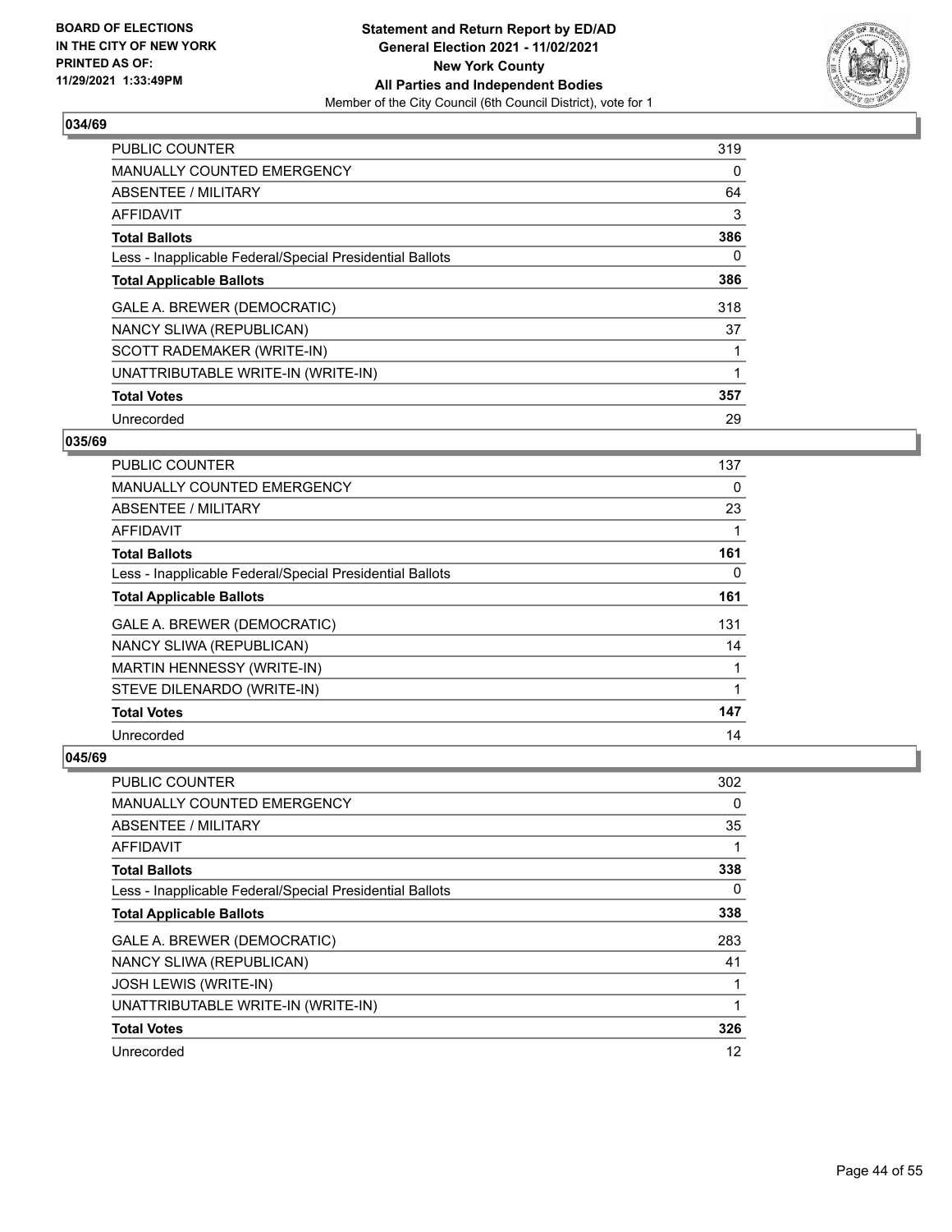**BOARD OF ELECTIONS IN THE CITY OF NEW YORK PRINTED AS OF: 11/29/2021 1:33:49PM**

**Statement and Return Report by ED/AD General Election 2021 - 11/02/2021 New York County All Parties and Independent Bodies**

Member of the City Council (6th Council District), vote for 1

### 034/69

| | |
|---|---|
| PUBLIC COUNTER | 319 |
| MANUALLY COUNTED EMERGENCY | 0 |
| ABSENTEE / MILITARY | 64 |
| AFFIDAVIT | 3 |
| **Total Ballots** | **386** |
| Less - Inapplicable Federal/Special Presidential Ballots | 0 |
| **Total Applicable Ballots** | **386** |
| GALE A. BREWER (DEMOCRATIC) | 318 |
| NANCY SLIWA (REPUBLICAN) | 37 |
| SCOTT RADEMAKER (WRITE-IN) | 1 |
| UNATTRIBUTABLE WRITE-IN (WRITE-IN) | 1 |
| **Total Votes** | **357** |
| Unrecorded | 29 |

### 035/69

| | |
|---|---|
| PUBLIC COUNTER | 137 |
| MANUALLY COUNTED EMERGENCY | 0 |
| ABSENTEE / MILITARY | 23 |
| AFFIDAVIT | 1 |
| **Total Ballots** | **161** |
| Less - Inapplicable Federal/Special Presidential Ballots | 0 |
| **Total Applicable Ballots** | **161** |
| GALE A. BREWER (DEMOCRATIC) | 131 |
| NANCY SLIWA (REPUBLICAN) | 14 |
| MARTIN HENNESSY (WRITE-IN) | 1 |
| STEVE DILENARDO (WRITE-IN) | 1 |
| **Total Votes** | **147** |
| Unrecorded | 14 |

### 045/69

| | |
|---|---|
| PUBLIC COUNTER | 302 |
| MANUALLY COUNTED EMERGENCY | 0 |
| ABSENTEE / MILITARY | 35 |
| AFFIDAVIT | 1 |
| **Total Ballots** | **338** |
| Less - Inapplicable Federal/Special Presidential Ballots | 0 |
| **Total Applicable Ballots** | **338** |
| GALE A. BREWER (DEMOCRATIC) | 283 |
| NANCY SLIWA (REPUBLICAN) | 41 |
| JOSH LEWIS (WRITE-IN) | 1 |
| UNATTRIBUTABLE WRITE-IN (WRITE-IN) | 1 |
| **Total Votes** | **326** |
| Unrecorded | 12 |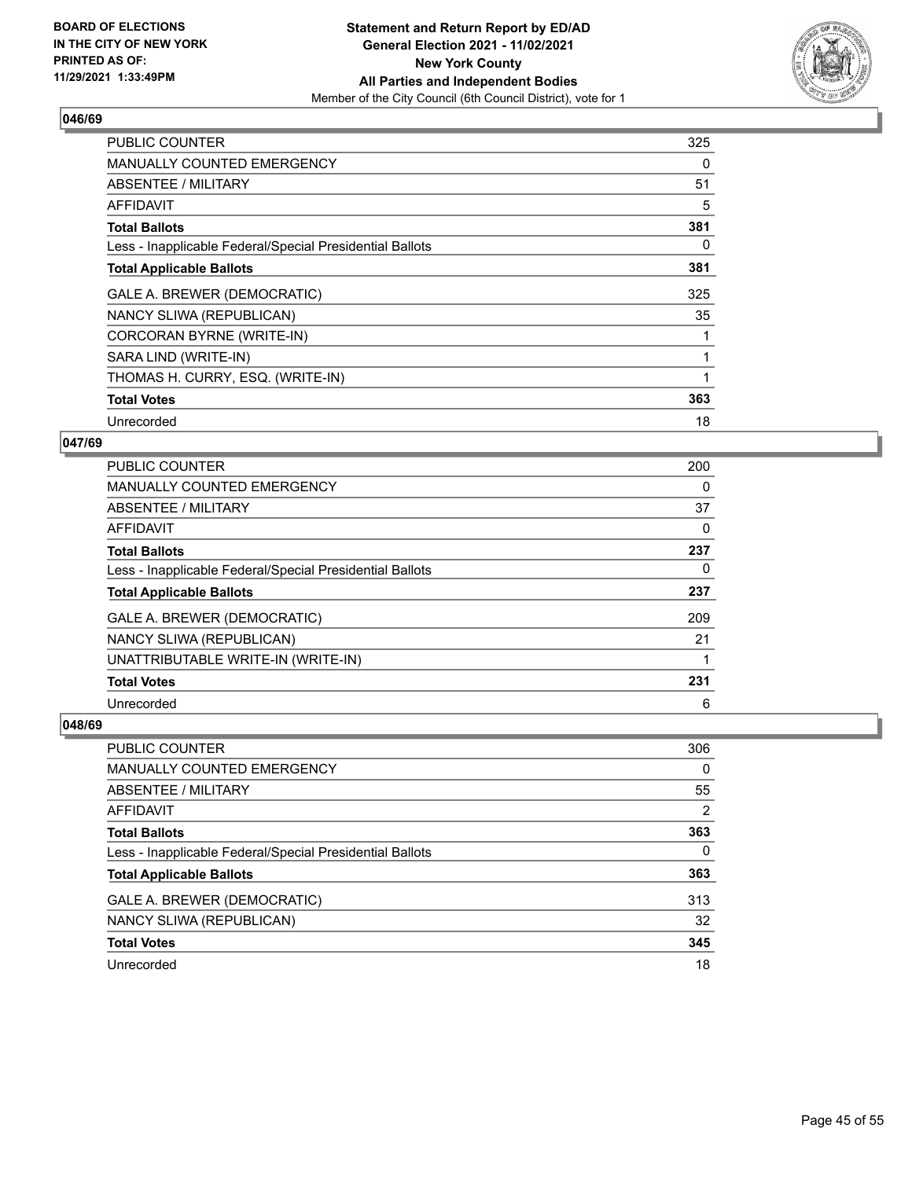BOARD OF ELECTIONS IN THE CITY OF NEW YORK PRINTED AS OF: 11/29/2021 1:33:49PM

**Statement and Return Report by ED/AD General Election 2021 - 11/02/2021 New York County All Parties and Independent Bodies**
Member of the City Council (6th Council District), vote for 1

### 046/69

| | |
|---|---|
| PUBLIC COUNTER | 325 |
| MANUALLY COUNTED EMERGENCY | 0 |
| ABSENTEE / MILITARY | 51 |
| AFFIDAVIT | 5 |
| **Total Ballots** | **381** |
| Less - Inapplicable Federal/Special Presidential Ballots | 0 |
| **Total Applicable Ballots** | **381** |
| GALE A. BREWER (DEMOCRATIC) | 325 |
| NANCY SLIWA (REPUBLICAN) | 35 |
| CORCORAN BYRNE (WRITE-IN) | 1 |
| SARA LIND (WRITE-IN) | 1 |
| THOMAS H. CURRY, ESQ. (WRITE-IN) | 1 |
| **Total Votes** | **363** |
| Unrecorded | 18 |

### 047/69

| | |
|---|---|
| PUBLIC COUNTER | 200 |
| MANUALLY COUNTED EMERGENCY | 0 |
| ABSENTEE / MILITARY | 37 |
| AFFIDAVIT | 0 |
| **Total Ballots** | **237** |
| Less - Inapplicable Federal/Special Presidential Ballots | 0 |
| **Total Applicable Ballots** | **237** |
| GALE A. BREWER (DEMOCRATIC) | 209 |
| NANCY SLIWA (REPUBLICAN) | 21 |
| UNATTRIBUTABLE WRITE-IN (WRITE-IN) | 1 |
| **Total Votes** | **231** |
| Unrecorded | 6 |

### 048/69

| | |
|---|---|
| PUBLIC COUNTER | 306 |
| MANUALLY COUNTED EMERGENCY | 0 |
| ABSENTEE / MILITARY | 55 |
| AFFIDAVIT | 2 |
| **Total Ballots** | **363** |
| Less - Inapplicable Federal/Special Presidential Ballots | 0 |
| **Total Applicable Ballots** | **363** |
| GALE A. BREWER (DEMOCRATIC) | 313 |
| NANCY SLIWA (REPUBLICAN) | 32 |
| **Total Votes** | **345** |
| Unrecorded | 18 |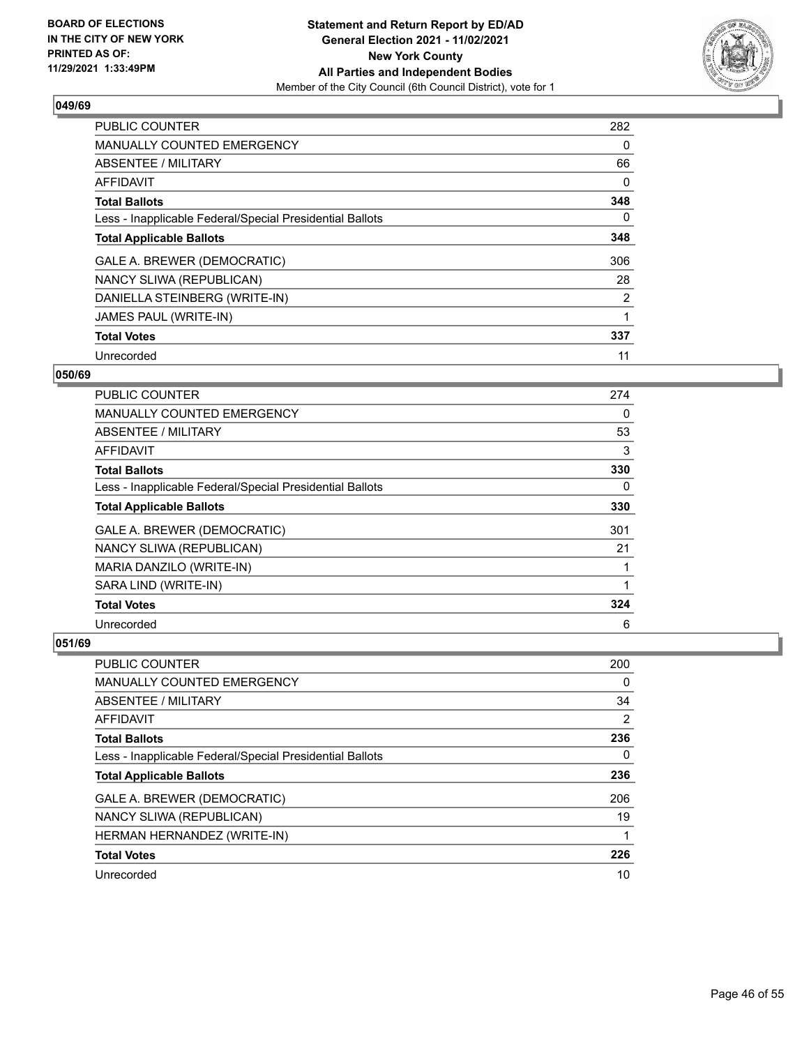**BOARD OF ELECTIONS IN THE CITY OF NEW YORK PRINTED AS OF: 11/29/2021 1:33:49PM**

**Statement and Return Report by ED/AD General Election 2021 - 11/02/2021 New York County All Parties and Independent Bodies**

Member of the City Council (6th Council District), vote for 1

### 049/69

| | |
|---|---|
| PUBLIC COUNTER | 282 |
| MANUALLY COUNTED EMERGENCY | 0 |
| ABSENTEE / MILITARY | 66 |
| AFFIDAVIT | 0 |
| **Total Ballots** | **348** |
| Less - Inapplicable Federal/Special Presidential Ballots | 0 |
| **Total Applicable Ballots** | **348** |
| GALE A. BREWER (DEMOCRATIC) | 306 |
| NANCY SLIWA (REPUBLICAN) | 28 |
| DANIELLA STEINBERG (WRITE-IN) | 2 |
| JAMES PAUL (WRITE-IN) | 1 |
| **Total Votes** | **337** |
| Unrecorded | 11 |

### 050/69

| | |
|---|---|
| PUBLIC COUNTER | 274 |
| MANUALLY COUNTED EMERGENCY | 0 |
| ABSENTEE / MILITARY | 53 |
| AFFIDAVIT | 3 |
| **Total Ballots** | **330** |
| Less - Inapplicable Federal/Special Presidential Ballots | 0 |
| **Total Applicable Ballots** | **330** |
| GALE A. BREWER (DEMOCRATIC) | 301 |
| NANCY SLIWA (REPUBLICAN) | 21 |
| MARIA DANZILO (WRITE-IN) | 1 |
| SARA LIND (WRITE-IN) | 1 |
| **Total Votes** | **324** |
| Unrecorded | 6 |

### 051/69

| | |
|---|---|
| PUBLIC COUNTER | 200 |
| MANUALLY COUNTED EMERGENCY | 0 |
| ABSENTEE / MILITARY | 34 |
| AFFIDAVIT | 2 |
| **Total Ballots** | **236** |
| Less - Inapplicable Federal/Special Presidential Ballots | 0 |
| **Total Applicable Ballots** | **236** |
| GALE A. BREWER (DEMOCRATIC) | 206 |
| NANCY SLIWA (REPUBLICAN) | 19 |
| HERMAN HERNANDEZ (WRITE-IN) | 1 |
| **Total Votes** | **226** |
| Unrecorded | 10 |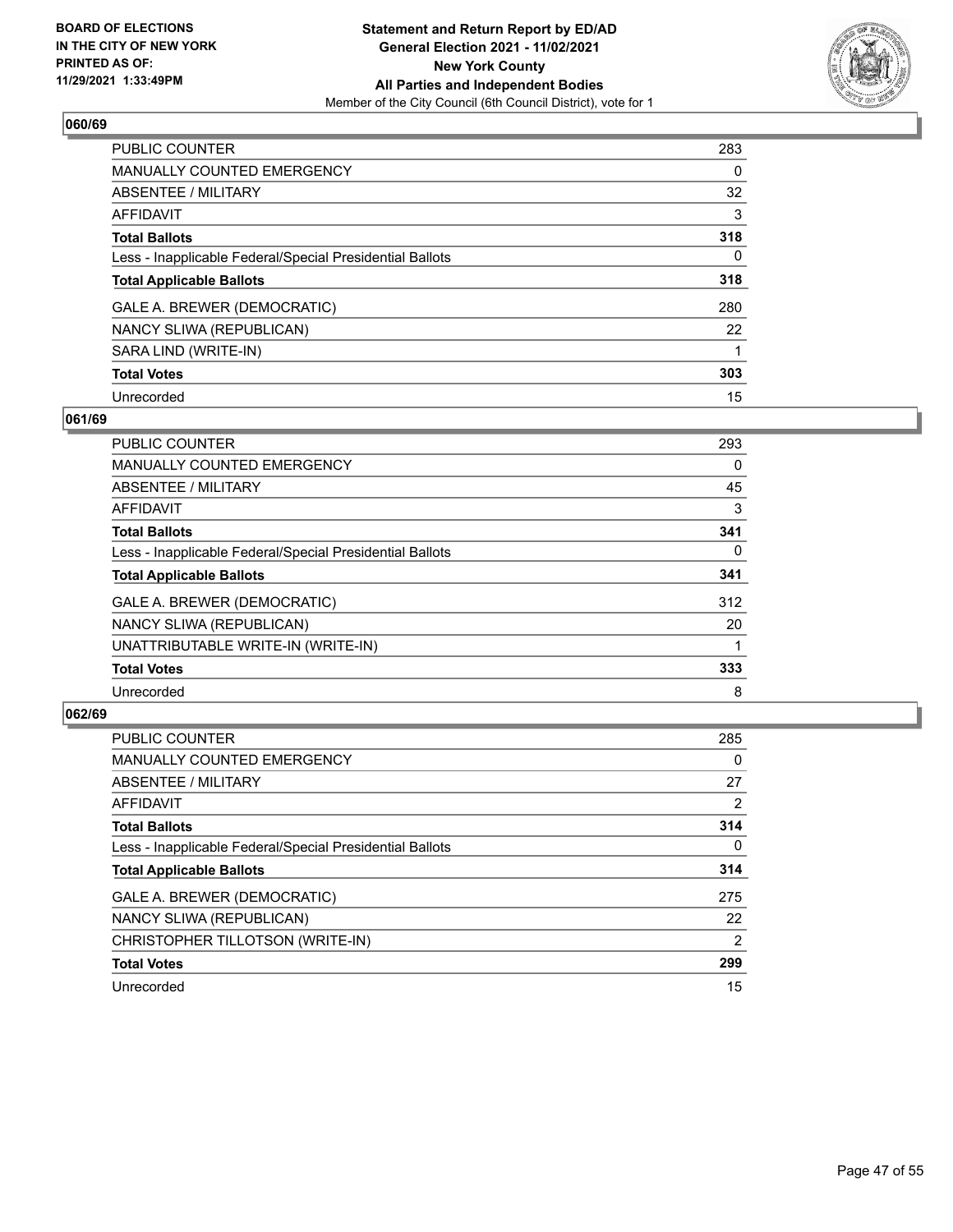**BOARD OF ELECTIONS IN THE CITY OF NEW YORK PRINTED AS OF: 11/29/2021 1:33:49PM**

**Statement and Return Report by ED/AD General Election 2021 - 11/02/2021 New York County All Parties and Independent Bodies**
Member of the City Council (6th Council District), vote for 1

### 060/69

| | |
|---|---|
| PUBLIC COUNTER | 283 |
| MANUALLY COUNTED EMERGENCY | 0 |
| ABSENTEE / MILITARY | 32 |
| AFFIDAVIT | 3 |
| **Total Ballots** | **318** |
| Less - Inapplicable Federal/Special Presidential Ballots | 0 |
| **Total Applicable Ballots** | **318** |
| GALE A. BREWER (DEMOCRATIC) | 280 |
| NANCY SLIWA (REPUBLICAN) | 22 |
| SARA LIND (WRITE-IN) | 1 |
| **Total Votes** | **303** |
| Unrecorded | 15 |

### 061/69

| | |
|---|---|
| PUBLIC COUNTER | 293 |
| MANUALLY COUNTED EMERGENCY | 0 |
| ABSENTEE / MILITARY | 45 |
| AFFIDAVIT | 3 |
| **Total Ballots** | **341** |
| Less - Inapplicable Federal/Special Presidential Ballots | 0 |
| **Total Applicable Ballots** | **341** |
| GALE A. BREWER (DEMOCRATIC) | 312 |
| NANCY SLIWA (REPUBLICAN) | 20 |
| UNATTRIBUTABLE WRITE-IN (WRITE-IN) | 1 |
| **Total Votes** | **333** |
| Unrecorded | 8 |

### 062/69

| | |
|---|---|
| PUBLIC COUNTER | 285 |
| MANUALLY COUNTED EMERGENCY | 0 |
| ABSENTEE / MILITARY | 27 |
| AFFIDAVIT | 2 |
| **Total Ballots** | **314** |
| Less - Inapplicable Federal/Special Presidential Ballots | 0 |
| **Total Applicable Ballots** | **314** |
| GALE A. BREWER (DEMOCRATIC) | 275 |
| NANCY SLIWA (REPUBLICAN) | 22 |
| CHRISTOPHER TILLOTSON (WRITE-IN) | 2 |
| **Total Votes** | **299** |
| Unrecorded | 15 |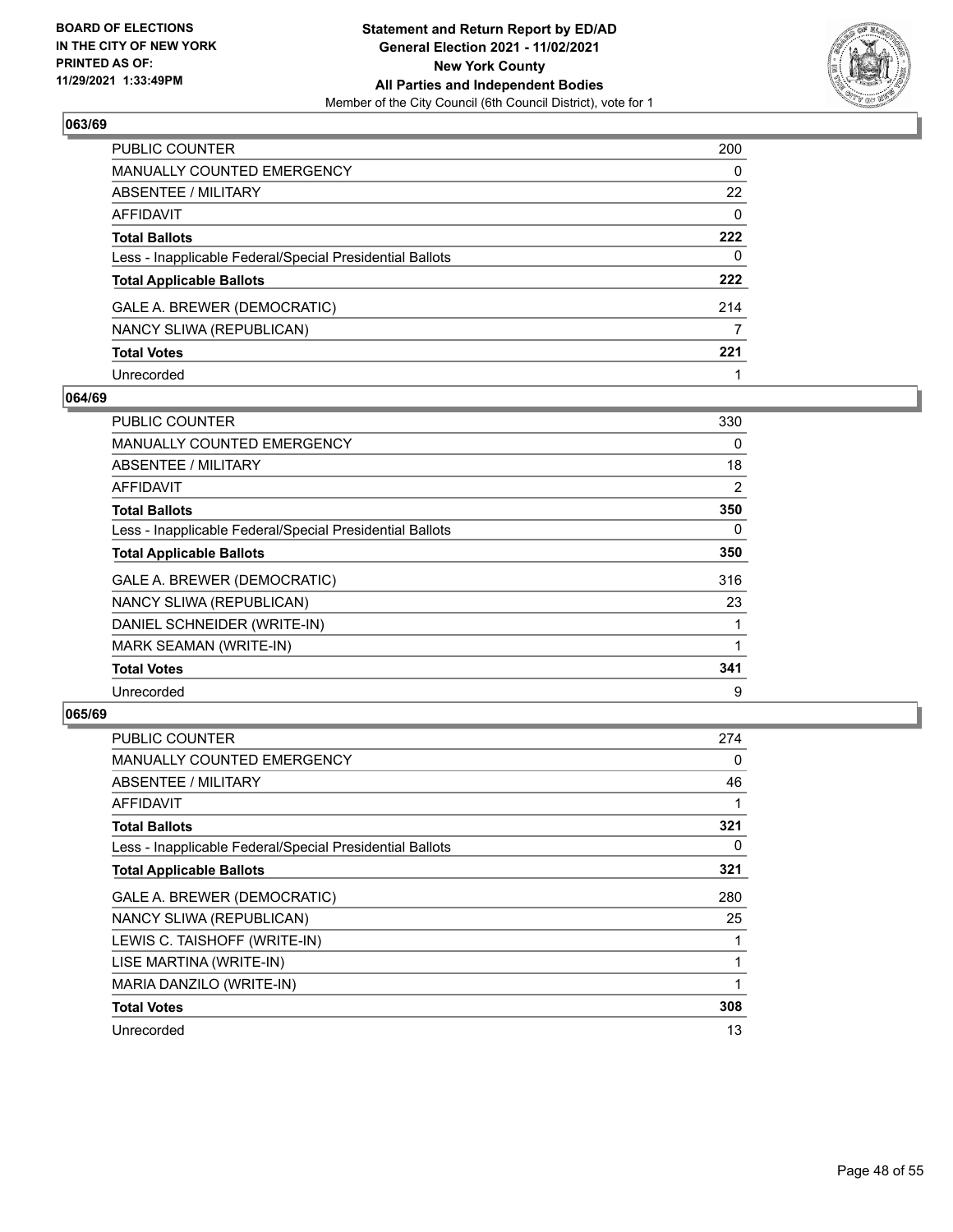### 063/69

| | |
|---|---|
| PUBLIC COUNTER | 200 |
| MANUALLY COUNTED EMERGENCY | 0 |
| ABSENTEE / MILITARY | 22 |
| AFFIDAVIT | 0 |
| **Total Ballots** | **222** |
| Less - Inapplicable Federal/Special Presidential Ballots | 0 |
| **Total Applicable Ballots** | **222** |
| GALE A. BREWER (DEMOCRATIC) | 214 |
| NANCY SLIWA (REPUBLICAN) | 7 |
| **Total Votes** | **221** |
| Unrecorded | 1 |

### 064/69

| | |
|---|---|
| PUBLIC COUNTER | 330 |
| MANUALLY COUNTED EMERGENCY | 0 |
| ABSENTEE / MILITARY | 18 |
| AFFIDAVIT | 2 |
| **Total Ballots** | **350** |
| Less - Inapplicable Federal/Special Presidential Ballots | 0 |
| **Total Applicable Ballots** | **350** |
| GALE A. BREWER (DEMOCRATIC) | 316 |
| NANCY SLIWA (REPUBLICAN) | 23 |
| DANIEL SCHNEIDER (WRITE-IN) | 1 |
| MARK SEAMAN (WRITE-IN) | 1 |
| **Total Votes** | **341** |
| Unrecorded | 9 |

### 065/69

| | |
|---|---|
| PUBLIC COUNTER | 274 |
| MANUALLY COUNTED EMERGENCY | 0 |
| ABSENTEE / MILITARY | 46 |
| AFFIDAVIT | 1 |
| **Total Ballots** | **321** |
| Less - Inapplicable Federal/Special Presidential Ballots | 0 |
| **Total Applicable Ballots** | **321** |
| GALE A. BREWER (DEMOCRATIC) | 280 |
| NANCY SLIWA (REPUBLICAN) | 25 |
| LEWIS C. TAISHOFF (WRITE-IN) | 1 |
| LISE MARTINA (WRITE-IN) | 1 |
| MARIA DANZILO (WRITE-IN) | 1 |
| **Total Votes** | **308** |
| Unrecorded | 13 |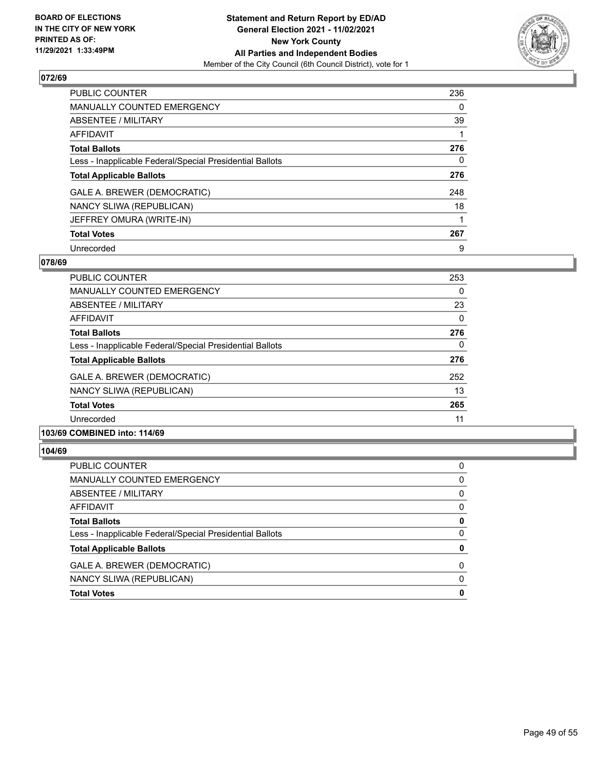## 072/69

| | |
|---|---|
| PUBLIC COUNTER | 236 |
| MANUALLY COUNTED EMERGENCY | 0 |
| ABSENTEE / MILITARY | 39 |
| AFFIDAVIT | 1 |
| **Total Ballots** | **276** |
| Less - Inapplicable Federal/Special Presidential Ballots | 0 |
| **Total Applicable Ballots** | **276** |
| GALE A. BREWER (DEMOCRATIC) | 248 |
| NANCY SLIWA (REPUBLICAN) | 18 |
| JEFFREY OMURA (WRITE-IN) | 1 |
| **Total Votes** | **267** |
| Unrecorded | 9 |

## 078/69

| | |
|---|---|
| PUBLIC COUNTER | 253 |
| MANUALLY COUNTED EMERGENCY | 0 |
| ABSENTEE / MILITARY | 23 |
| AFFIDAVIT | 0 |
| **Total Ballots** | **276** |
| Less - Inapplicable Federal/Special Presidential Ballots | 0 |
| **Total Applicable Ballots** | **276** |
| GALE A. BREWER (DEMOCRATIC) | 252 |
| NANCY SLIWA (REPUBLICAN) | 13 |
| **Total Votes** | **265** |
| Unrecorded | 11 |

## 103/69 COMBINED into: 114/69

## 104/69

| | |
|---|---|
| PUBLIC COUNTER | 0 |
| MANUALLY COUNTED EMERGENCY | 0 |
| ABSENTEE / MILITARY | 0 |
| AFFIDAVIT | 0 |
| **Total Ballots** | **0** |
| Less - Inapplicable Federal/Special Presidential Ballots | 0 |
| **Total Applicable Ballots** | **0** |
| GALE A. BREWER (DEMOCRATIC) | 0 |
| NANCY SLIWA (REPUBLICAN) | 0 |
| **Total Votes** | **0** |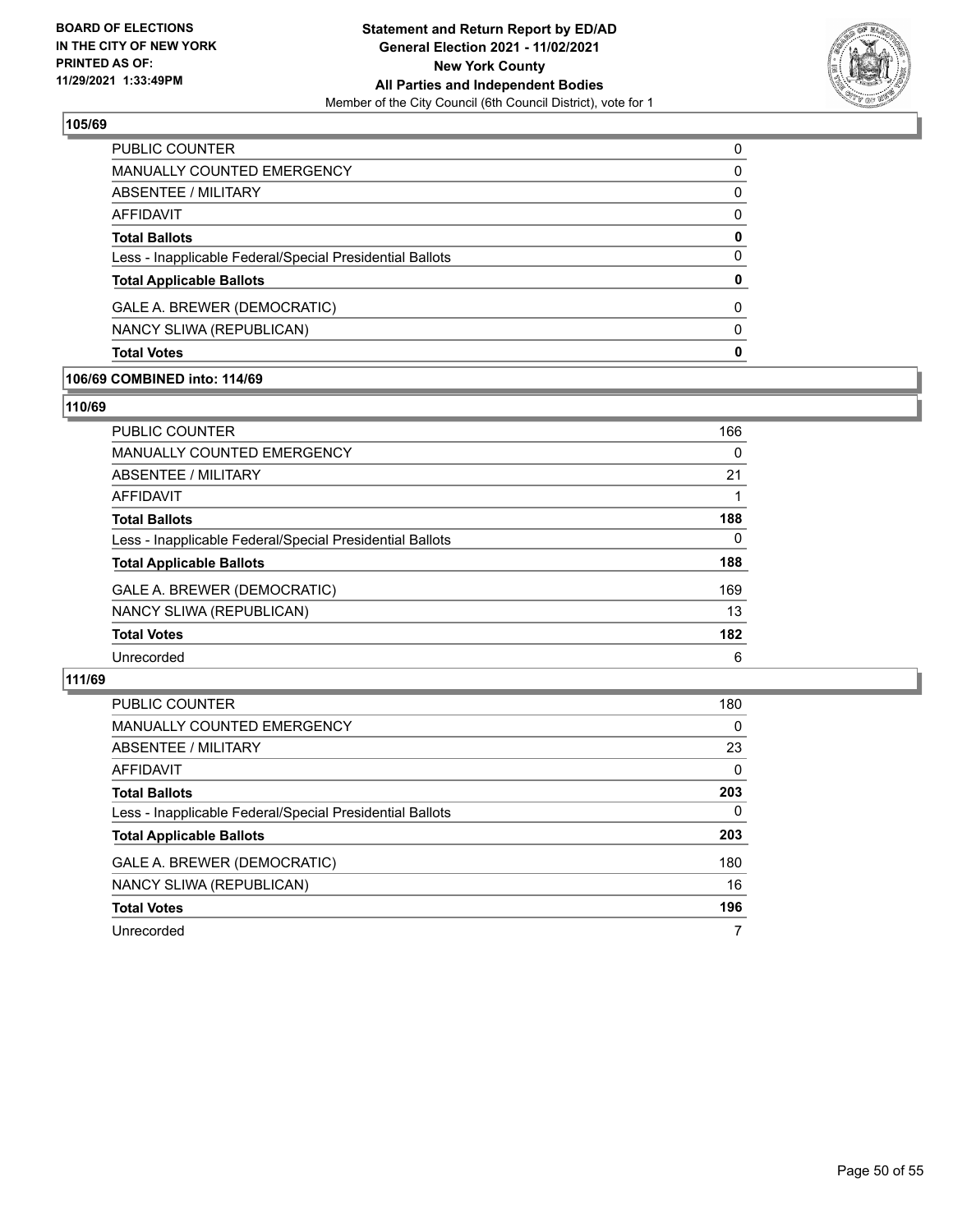**BOARD OF ELECTIONS IN THE CITY OF NEW YORK PRINTED AS OF: 11/29/2021 1:33:49PM**

**Statement and Return Report by ED/AD General Election 2021 - 11/02/2021 New York County All Parties and Independent Bodies**

Member of the City Council (6th Council District), vote for 1

### 105/69

| | |
|---|---|
| PUBLIC COUNTER | 0 |
| MANUALLY COUNTED EMERGENCY | 0 |
| ABSENTEE / MILITARY | 0 |
| AFFIDAVIT | 0 |
| **Total Ballots** | **0** |
| Less - Inapplicable Federal/Special Presidential Ballots | 0 |
| **Total Applicable Ballots** | **0** |
| GALE A. BREWER (DEMOCRATIC) | 0 |
| NANCY SLIWA (REPUBLICAN) | 0 |
| **Total Votes** | **0** |

### 106/69 COMBINED into: 114/69

### 110/69

| | |
|---|---|
| PUBLIC COUNTER | 166 |
| MANUALLY COUNTED EMERGENCY | 0 |
| ABSENTEE / MILITARY | 21 |
| AFFIDAVIT | 1 |
| **Total Ballots** | **188** |
| Less - Inapplicable Federal/Special Presidential Ballots | 0 |
| **Total Applicable Ballots** | **188** |
| GALE A. BREWER (DEMOCRATIC) | 169 |
| NANCY SLIWA (REPUBLICAN) | 13 |
| **Total Votes** | **182** |
| Unrecorded | 6 |

### 111/69

| | |
|---|---|
| PUBLIC COUNTER | 180 |
| MANUALLY COUNTED EMERGENCY | 0 |
| ABSENTEE / MILITARY | 23 |
| AFFIDAVIT | 0 |
| **Total Ballots** | **203** |
| Less - Inapplicable Federal/Special Presidential Ballots | 0 |
| **Total Applicable Ballots** | **203** |
| GALE A. BREWER (DEMOCRATIC) | 180 |
| NANCY SLIWA (REPUBLICAN) | 16 |
| **Total Votes** | **196** |
| Unrecorded | 7 |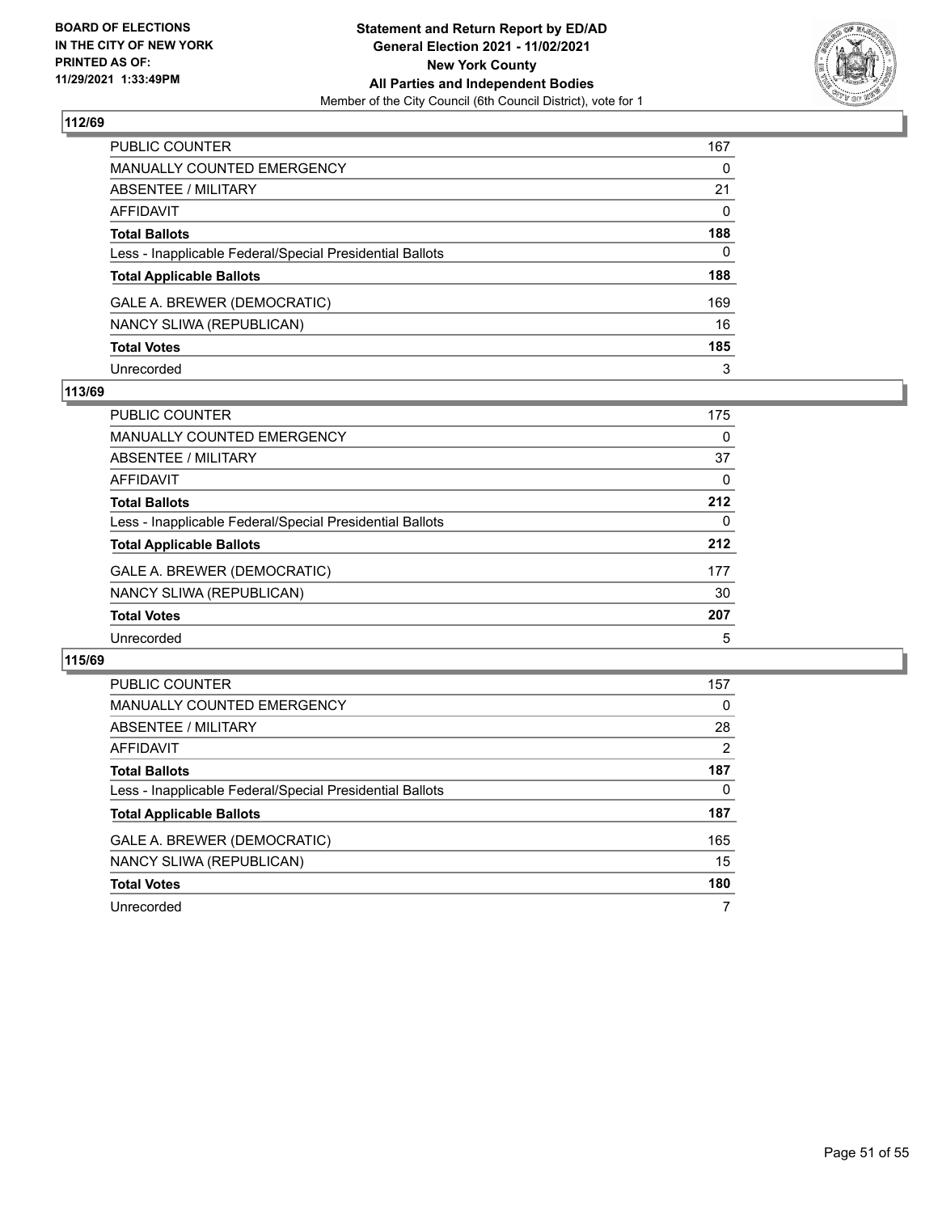BOARD OF ELECTIONS
IN THE CITY OF NEW YORK
PRINTED AS OF:
11/29/2021 1:33:49PM

**Statement and Return Report by ED/AD**
**General Election 2021 - 11/02/2021**
**New York County**
**All Parties and Independent Bodies**
Member of the City Council (6th Council District), vote for 1

### 112/69

| | |
|---|---|
| PUBLIC COUNTER | 167 |
| MANUALLY COUNTED EMERGENCY | 0 |
| ABSENTEE / MILITARY | 21 |
| AFFIDAVIT | 0 |
| **Total Ballots** | **188** |
| Less - Inapplicable Federal/Special Presidential Ballots | 0 |
| **Total Applicable Ballots** | **188** |
| GALE A. BREWER (DEMOCRATIC) | 169 |
| NANCY SLIWA (REPUBLICAN) | 16 |
| **Total Votes** | **185** |
| Unrecorded | 3 |

### 113/69

| | |
|---|---|
| PUBLIC COUNTER | 175 |
| MANUALLY COUNTED EMERGENCY | 0 |
| ABSENTEE / MILITARY | 37 |
| AFFIDAVIT | 0 |
| **Total Ballots** | **212** |
| Less - Inapplicable Federal/Special Presidential Ballots | 0 |
| **Total Applicable Ballots** | **212** |
| GALE A. BREWER (DEMOCRATIC) | 177 |
| NANCY SLIWA (REPUBLICAN) | 30 |
| **Total Votes** | **207** |
| Unrecorded | 5 |

### 115/69

| | |
|---|---|
| PUBLIC COUNTER | 157 |
| MANUALLY COUNTED EMERGENCY | 0 |
| ABSENTEE / MILITARY | 28 |
| AFFIDAVIT | 2 |
| **Total Ballots** | **187** |
| Less - Inapplicable Federal/Special Presidential Ballots | 0 |
| **Total Applicable Ballots** | **187** |
| GALE A. BREWER (DEMOCRATIC) | 165 |
| NANCY SLIWA (REPUBLICAN) | 15 |
| **Total Votes** | **180** |
| Unrecorded | 7 |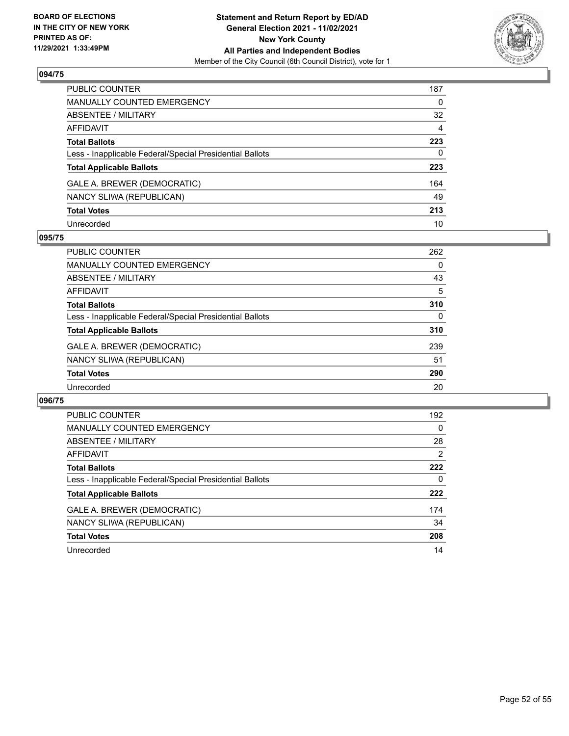**BOARD OF ELECTIONS IN THE CITY OF NEW YORK PRINTED AS OF: 11/29/2021 1:33:49PM**

**Statement and Return Report by ED/AD General Election 2021 - 11/02/2021 New York County All Parties and Independent Bodies**
Member of the City Council (6th Council District), vote for 1

## 094/75

| | |
|---|---|
| PUBLIC COUNTER | 187 |
| MANUALLY COUNTED EMERGENCY | 0 |
| ABSENTEE / MILITARY | 32 |
| AFFIDAVIT | 4 |
| **Total Ballots** | **223** |
| Less - Inapplicable Federal/Special Presidential Ballots | 0 |
| **Total Applicable Ballots** | **223** |
| GALE A. BREWER (DEMOCRATIC) | 164 |
| NANCY SLIWA (REPUBLICAN) | 49 |
| **Total Votes** | **213** |
| Unrecorded | 10 |

## 095/75

| | |
|---|---|
| PUBLIC COUNTER | 262 |
| MANUALLY COUNTED EMERGENCY | 0 |
| ABSENTEE / MILITARY | 43 |
| AFFIDAVIT | 5 |
| **Total Ballots** | **310** |
| Less - Inapplicable Federal/Special Presidential Ballots | 0 |
| **Total Applicable Ballots** | **310** |
| GALE A. BREWER (DEMOCRATIC) | 239 |
| NANCY SLIWA (REPUBLICAN) | 51 |
| **Total Votes** | **290** |
| Unrecorded | 20 |

## 096/75

| | |
|---|---|
| PUBLIC COUNTER | 192 |
| MANUALLY COUNTED EMERGENCY | 0 |
| ABSENTEE / MILITARY | 28 |
| AFFIDAVIT | 2 |
| **Total Ballots** | **222** |
| Less - Inapplicable Federal/Special Presidential Ballots | 0 |
| **Total Applicable Ballots** | **222** |
| GALE A. BREWER (DEMOCRATIC) | 174 |
| NANCY SLIWA (REPUBLICAN) | 34 |
| **Total Votes** | **208** |
| Unrecorded | 14 |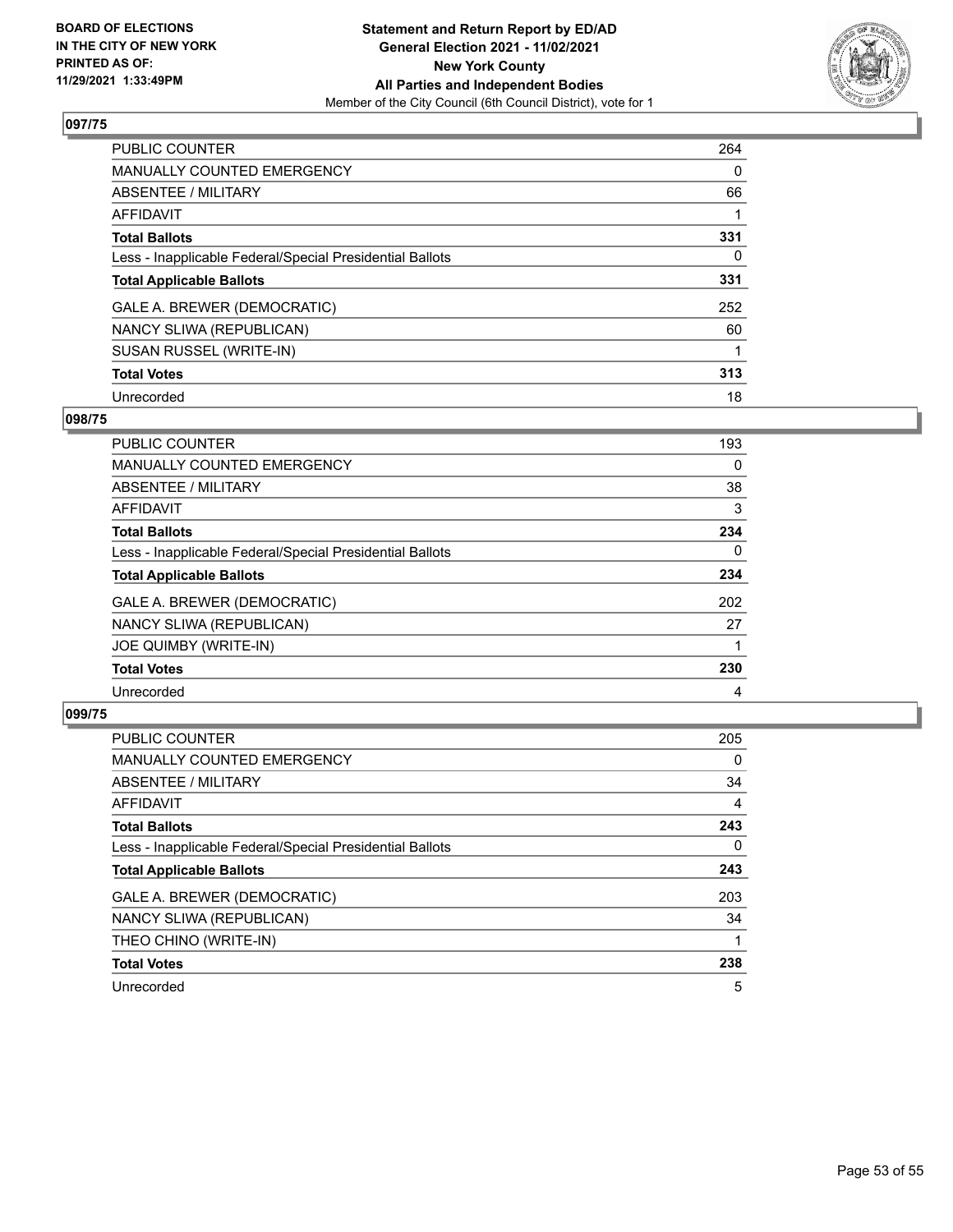## 097/75

| | |
|---|---|
| PUBLIC COUNTER | 264 |
| MANUALLY COUNTED EMERGENCY | 0 |
| ABSENTEE / MILITARY | 66 |
| AFFIDAVIT | 1 |
| **Total Ballots** | **331** |
| Less - Inapplicable Federal/Special Presidential Ballots | 0 |
| **Total Applicable Ballots** | **331** |
| GALE A. BREWER (DEMOCRATIC) | 252 |
| NANCY SLIWA (REPUBLICAN) | 60 |
| SUSAN RUSSEL (WRITE-IN) | 1 |
| **Total Votes** | **313** |
| Unrecorded | 18 |

## 098/75

| | |
|---|---|
| PUBLIC COUNTER | 193 |
| MANUALLY COUNTED EMERGENCY | 0 |
| ABSENTEE / MILITARY | 38 |
| AFFIDAVIT | 3 |
| **Total Ballots** | **234** |
| Less - Inapplicable Federal/Special Presidential Ballots | 0 |
| **Total Applicable Ballots** | **234** |
| GALE A. BREWER (DEMOCRATIC) | 202 |
| NANCY SLIWA (REPUBLICAN) | 27 |
| JOE QUIMBY (WRITE-IN) | 1 |
| **Total Votes** | **230** |
| Unrecorded | 4 |

## 099/75

| | |
|---|---|
| PUBLIC COUNTER | 205 |
| MANUALLY COUNTED EMERGENCY | 0 |
| ABSENTEE / MILITARY | 34 |
| AFFIDAVIT | 4 |
| **Total Ballots** | **243** |
| Less - Inapplicable Federal/Special Presidential Ballots | 0 |
| **Total Applicable Ballots** | **243** |
| GALE A. BREWER (DEMOCRATIC) | 203 |
| NANCY SLIWA (REPUBLICAN) | 34 |
| THEO CHINO (WRITE-IN) | 1 |
| **Total Votes** | **238** |
| Unrecorded | 5 |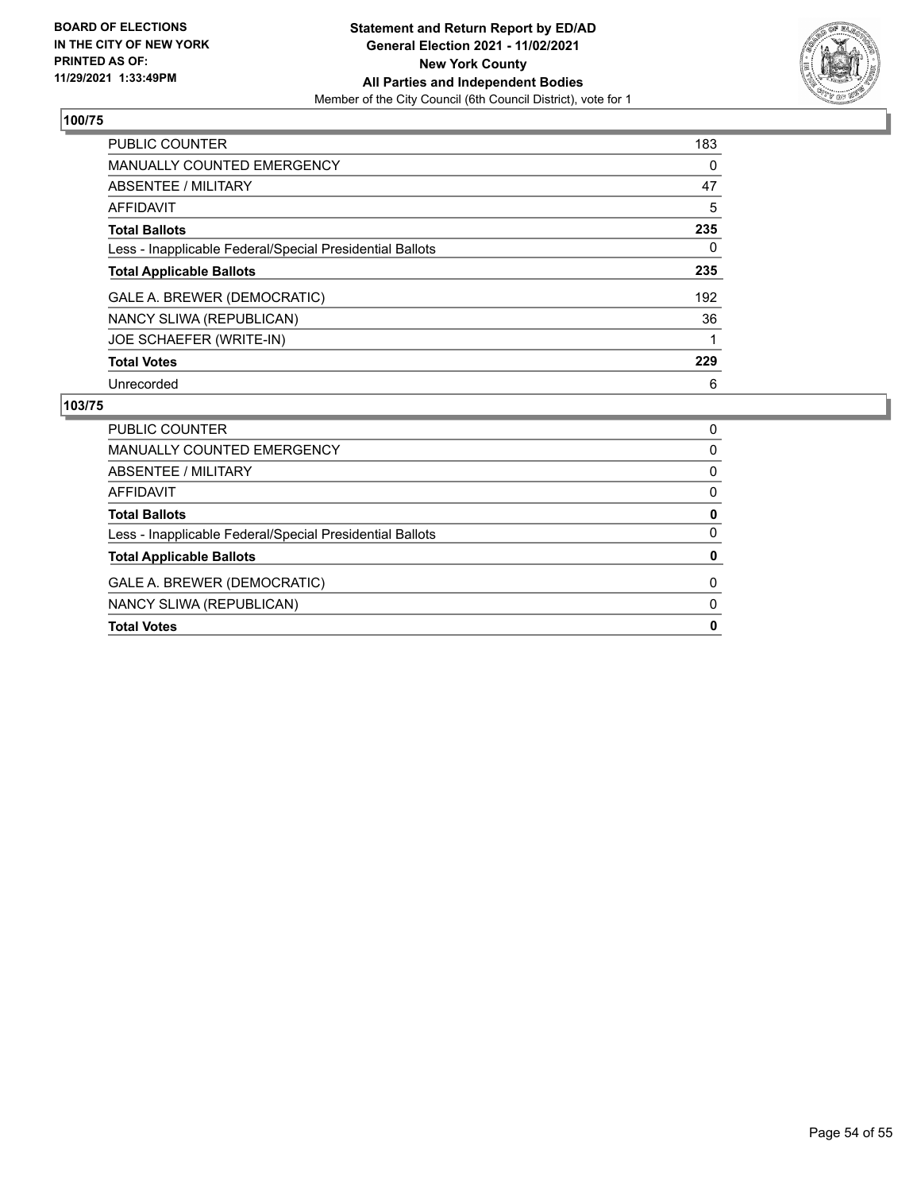**BOARD OF ELECTIONS IN THE CITY OF NEW YORK PRINTED AS OF: 11/29/2021 1:33:49PM**

**Statement and Return Report by ED/AD General Election 2021 - 11/02/2021 New York County All Parties and Independent Bodies**
Member of the City Council (6th Council District), vote for 1

### 100/75

| | |
|---|---|
| PUBLIC COUNTER | 183 |
| MANUALLY COUNTED EMERGENCY | 0 |
| ABSENTEE / MILITARY | 47 |
| AFFIDAVIT | 5 |
| **Total Ballots** | **235** |
| Less - Inapplicable Federal/Special Presidential Ballots | 0 |
| **Total Applicable Ballots** | **235** |
| GALE A. BREWER (DEMOCRATIC) | 192 |
| NANCY SLIWA (REPUBLICAN) | 36 |
| JOE SCHAEFER (WRITE-IN) | 1 |
| **Total Votes** | **229** |
| Unrecorded | 6 |

### 103/75

| | |
|---|---|
| PUBLIC COUNTER | 0 |
| MANUALLY COUNTED EMERGENCY | 0 |
| ABSENTEE / MILITARY | 0 |
| AFFIDAVIT | 0 |
| **Total Ballots** | **0** |
| Less - Inapplicable Federal/Special Presidential Ballots | 0 |
| **Total Applicable Ballots** | **0** |
| GALE A. BREWER (DEMOCRATIC) | 0 |
| NANCY SLIWA (REPUBLICAN) | 0 |
| **Total Votes** | **0** |